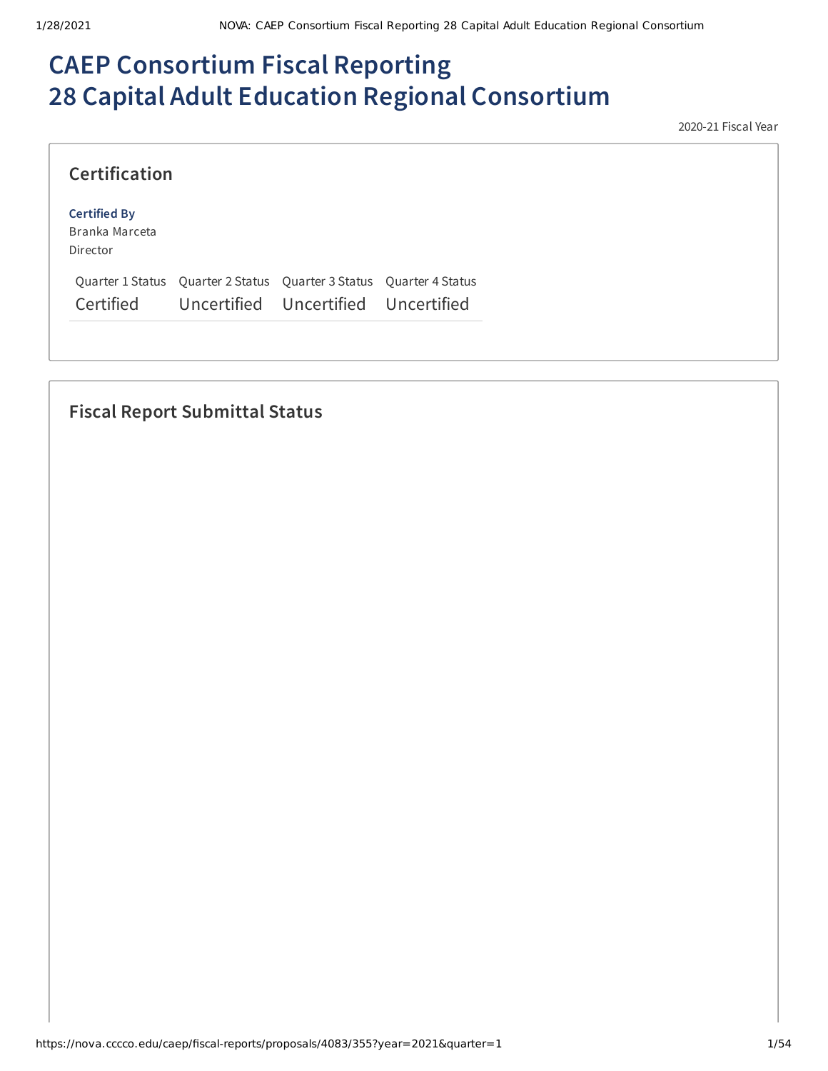# CAEP Consortium Fiscal Reporting
# 28 Capital Adult Education Regional Consortium

2020-21 Fiscal Year

## Certification

**Certified By**
Branka Marceta
Director

| Quarter 1 Status | Quarter 2 Status | Quarter 3 Status | Quarter 4 Status |
|---|---|---|---|
| Certified | Uncertified | Uncertified | Uncertified |

## Fiscal Report Submittal Status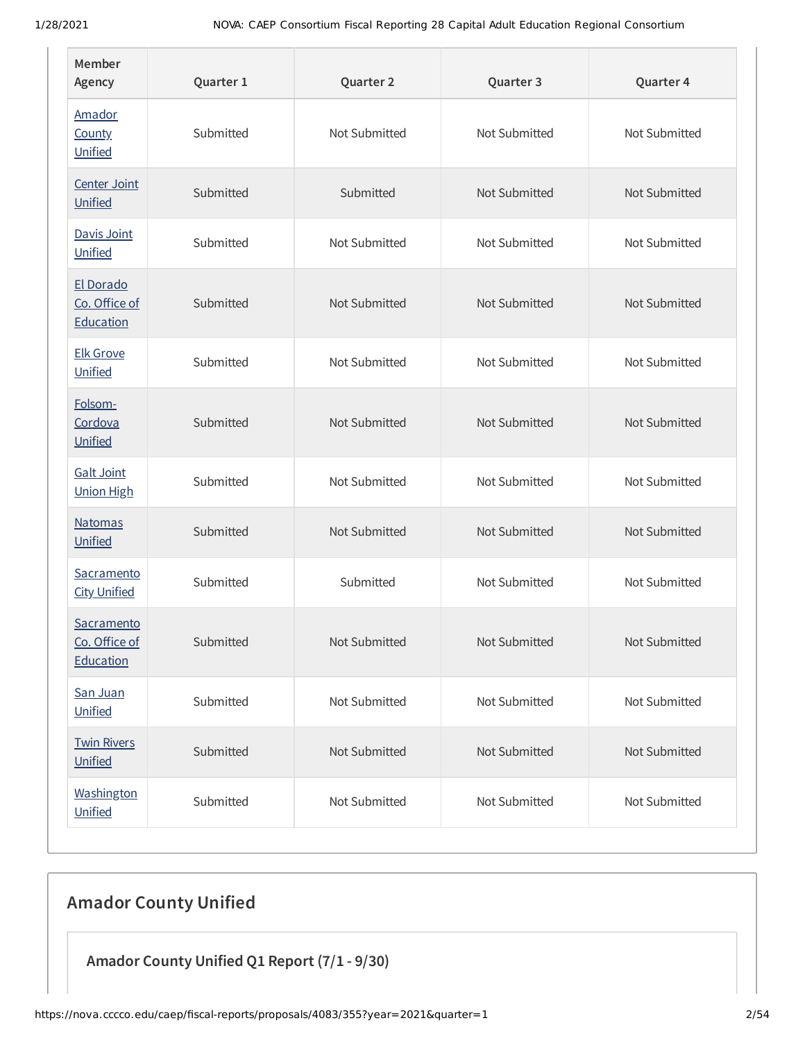| Member Agency | Quarter 1 | Quarter 2 | Quarter 3 | Quarter 4 |
|---|---|---|---|---|
| Amador County Unified | Submitted | Not Submitted | Not Submitted | Not Submitted |
| Center Joint Unified | Submitted | Submitted | Not Submitted | Not Submitted |
| Davis Joint Unified | Submitted | Not Submitted | Not Submitted | Not Submitted |
| El Dorado Co. Office of Education | Submitted | Not Submitted | Not Submitted | Not Submitted |
| Elk Grove Unified | Submitted | Not Submitted | Not Submitted | Not Submitted |
| Folsom-Cordova Unified | Submitted | Not Submitted | Not Submitted | Not Submitted |
| Galt Joint Union High | Submitted | Not Submitted | Not Submitted | Not Submitted |
| Natomas Unified | Submitted | Not Submitted | Not Submitted | Not Submitted |
| Sacramento City Unified | Submitted | Submitted | Not Submitted | Not Submitted |
| Sacramento Co. Office of Education | Submitted | Not Submitted | Not Submitted | Not Submitted |
| San Juan Unified | Submitted | Not Submitted | Not Submitted | Not Submitted |
| Twin Rivers Unified | Submitted | Not Submitted | Not Submitted | Not Submitted |
| Washington Unified | Submitted | Not Submitted | Not Submitted | Not Submitted |

## Amador County Unified

### Amador County Unified Q1 Report (7/1 - 9/30)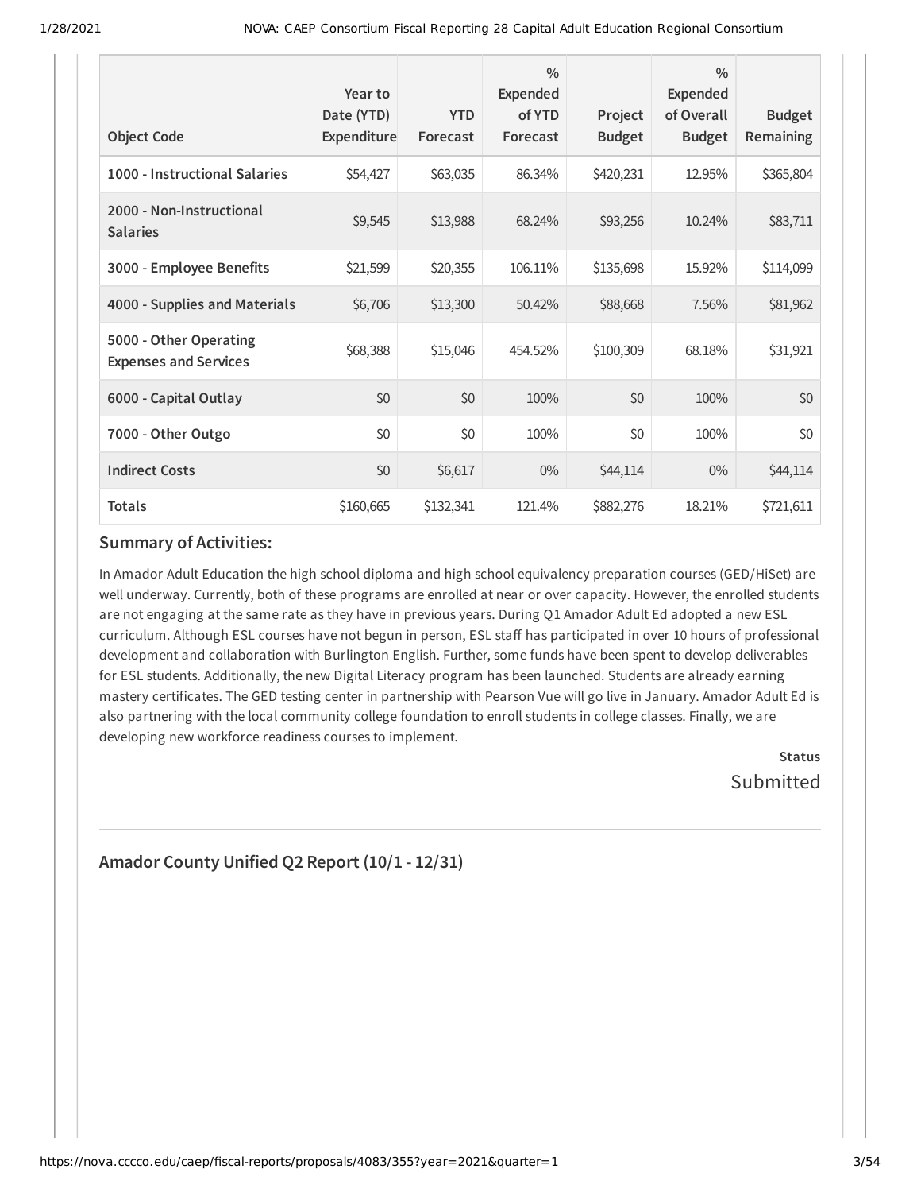| Object Code | Year to Date (YTD) Expenditure | YTD Forecast | % Expended of YTD Forecast | Project Budget | % Expended of Overall Budget | Budget Remaining |
|---|---|---|---|---|---|---|
| **1000 - Instructional Salaries** | $54,427 | $63,035 | 86.34% | $420,231 | 12.95% | $365,804 |
| **2000 - Non-Instructional Salaries** | $9,545 | $13,988 | 68.24% | $93,256 | 10.24% | $83,711 |
| **3000 - Employee Benefits** | $21,599 | $20,355 | 106.11% | $135,698 | 15.92% | $114,099 |
| **4000 - Supplies and Materials** | $6,706 | $13,300 | 50.42% | $88,668 | 7.56% | $81,962 |
| **5000 - Other Operating Expenses and Services** | $68,388 | $15,046 | 454.52% | $100,309 | 68.18% | $31,921 |
| **6000 - Capital Outlay** | $0 | $0 | 100% | $0 | 100% | $0 |
| **7000 - Other Outgo** | $0 | $0 | 100% | $0 | 100% | $0 |
| **Indirect Costs** | $0 | $6,617 | 0% | $44,114 | 0% | $44,114 |
| **Totals** | $160,665 | $132,341 | 121.4% | $882,276 | 18.21% | $721,611 |

### Summary of Activities:

In Amador Adult Education the high school diploma and high school equivalency preparation courses (GED/HiSet) are well underway. Currently, both of these programs are enrolled at near or over capacity. However, the enrolled students are not engaging at the same rate as they have in previous years. During Q1 Amador Adult Ed adopted a new ESL curriculum. Although ESL courses have not begun in person, ESL staff has participated in over 10 hours of professional development and collaboration with Burlington English. Further, some funds have been spent to develop deliverables for ESL students. Additionally, the new Digital Literacy program has been launched. Students are already earning mastery certificates. The GED testing center in partnership with Pearson Vue will go live in January. Amador Adult Ed is also partnering with the local community college foundation to enroll students in college classes. Finally, we are developing new workforce readiness courses to implement.

**Status**

Submitted

## Amador County Unified Q2 Report (10/1 - 12/31)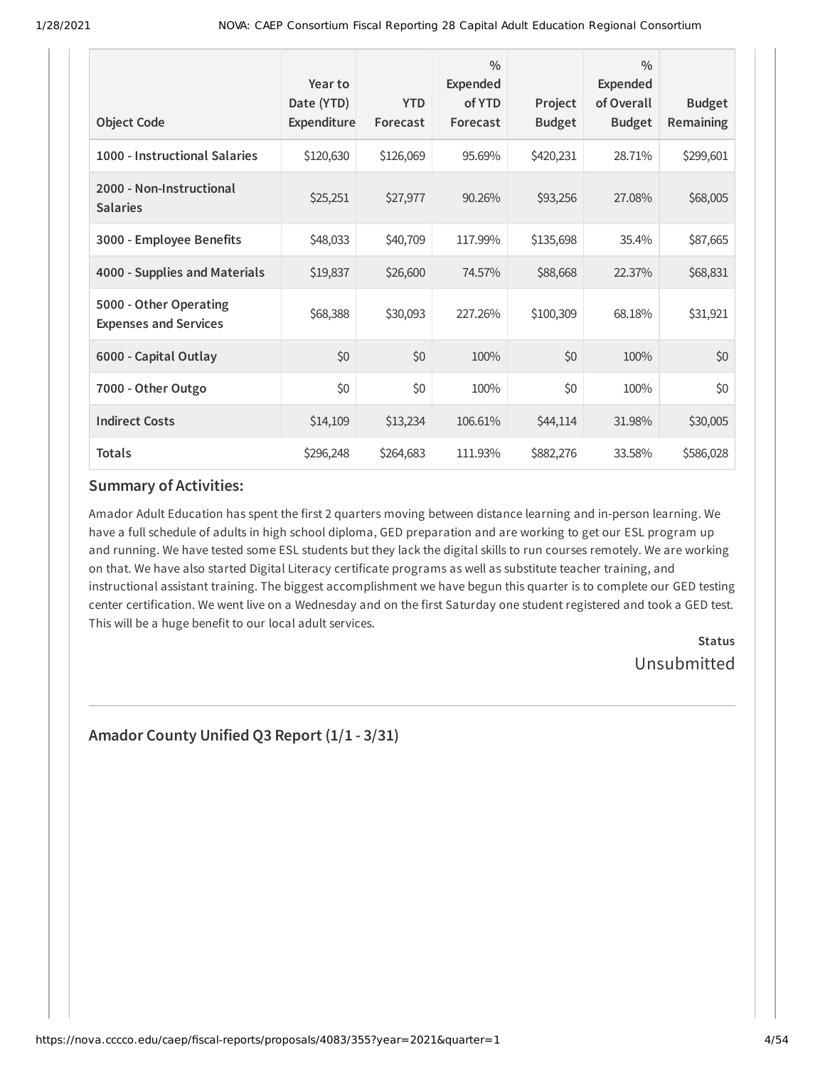| Object Code | Year to Date (YTD) Expenditure | YTD Forecast | % Expended of YTD Forecast | Project Budget | % Expended of Overall Budget | Budget Remaining |
|---|---|---|---|---|---|---|
| **1000 - Instructional Salaries** | $120,630 | $126,069 | 95.69% | $420,231 | 28.71% | $299,601 |
| **2000 - Non-Instructional Salaries** | $25,251 | $27,977 | 90.26% | $93,256 | 27.08% | $68,005 |
| **3000 - Employee Benefits** | $48,033 | $40,709 | 117.99% | $135,698 | 35.4% | $87,665 |
| **4000 - Supplies and Materials** | $19,837 | $26,600 | 74.57% | $88,668 | 22.37% | $68,831 |
| **5000 - Other Operating Expenses and Services** | $68,388 | $30,093 | 227.26% | $100,309 | 68.18% | $31,921 |
| **6000 - Capital Outlay** | $0 | $0 | 100% | $0 | 100% | $0 |
| **7000 - Other Outgo** | $0 | $0 | 100% | $0 | 100% | $0 |
| **Indirect Costs** | $14,109 | $13,234 | 106.61% | $44,114 | 31.98% | $30,005 |
| **Totals** | $296,248 | $264,683 | 111.93% | $882,276 | 33.58% | $586,028 |

### Summary of Activities:

Amador Adult Education has spent the first 2 quarters moving between distance learning and in-person learning. We have a full schedule of adults in high school diploma, GED preparation and are working to get our ESL program up and running. We have tested some ESL students but they lack the digital skills to run courses remotely. We are working on that. We have also started Digital Literacy certificate programs as well as substitute teacher training, and instructional assistant training. The biggest accomplishment we have begun this quarter is to complete our GED testing center certification. We went live on a Wednesday and on the first Saturday one student registered and took a GED test. This will be a huge benefit to our local adult services.

**Status**

Unsubmitted

## Amador County Unified Q3 Report (1/1 - 3/31)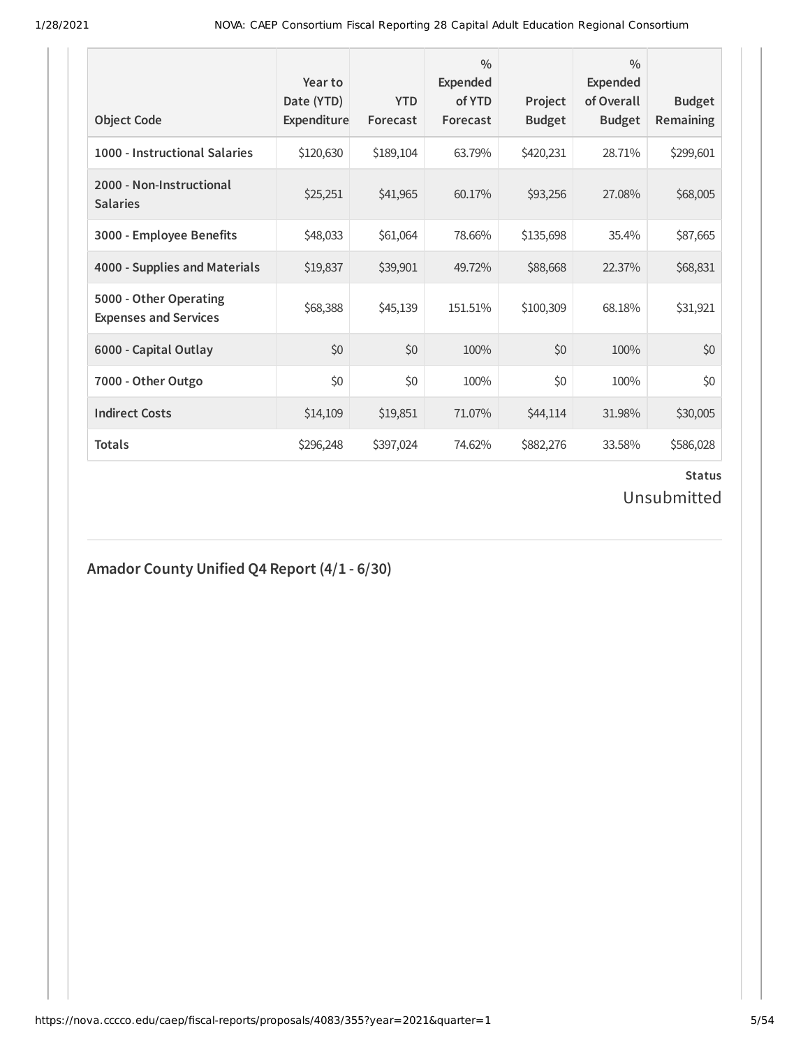| Object Code | Year to Date (YTD) Expenditure | YTD Forecast | % Expended of YTD Forecast | Project Budget | % Expended of Overall Budget | Budget Remaining |
|---|---|---|---|---|---|---|
| **1000 - Instructional Salaries** | $120,630 | $189,104 | 63.79% | $420,231 | 28.71% | $299,601 |
| **2000 - Non-Instructional Salaries** | $25,251 | $41,965 | 60.17% | $93,256 | 27.08% | $68,005 |
| **3000 - Employee Benefits** | $48,033 | $61,064 | 78.66% | $135,698 | 35.4% | $87,665 |
| **4000 - Supplies and Materials** | $19,837 | $39,901 | 49.72% | $88,668 | 22.37% | $68,831 |
| **5000 - Other Operating Expenses and Services** | $68,388 | $45,139 | 151.51% | $100,309 | 68.18% | $31,921 |
| **6000 - Capital Outlay** | $0 | $0 | 100% | $0 | 100% | $0 |
| **7000 - Other Outgo** | $0 | $0 | 100% | $0 | 100% | $0 |
| **Indirect Costs** | $14,109 | $19,851 | 71.07% | $44,114 | 31.98% | $30,005 |
| **Totals** | $296,248 | $397,024 | 74.62% | $882,276 | 33.58% | $586,028 |

**Status**

Unsubmitted

## Amador County Unified Q4 Report (4/1 - 6/30)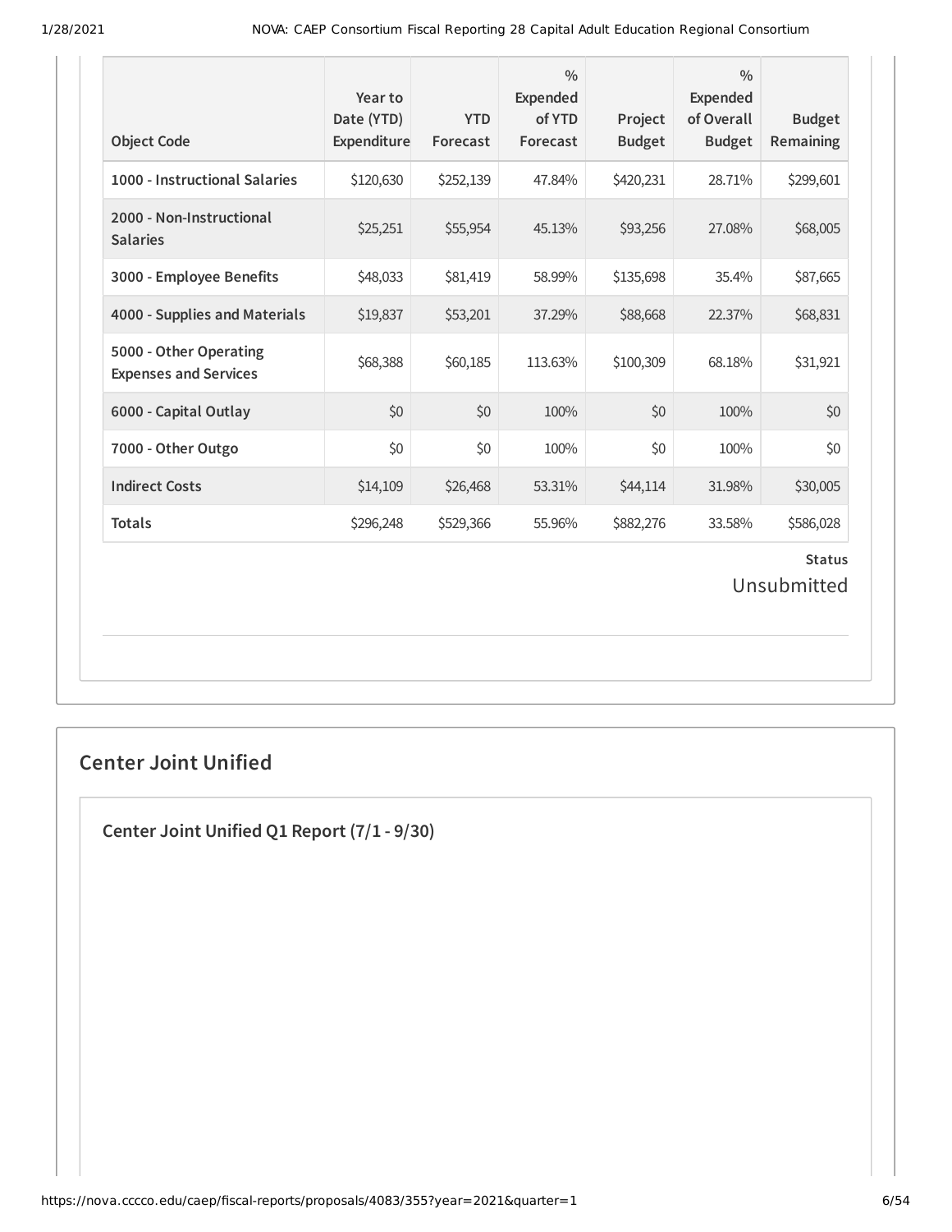| Object Code | Year to Date (YTD) Expenditure | YTD Forecast | % Expended of YTD Forecast | Project Budget | % Expended of Overall Budget | Budget Remaining |
|---|---|---|---|---|---|---|
| **1000 - Instructional Salaries** | $120,630 | $252,139 | 47.84% | $420,231 | 28.71% | $299,601 |
| **2000 - Non-Instructional Salaries** | $25,251 | $55,954 | 45.13% | $93,256 | 27.08% | $68,005 |
| **3000 - Employee Benefits** | $48,033 | $81,419 | 58.99% | $135,698 | 35.4% | $87,665 |
| **4000 - Supplies and Materials** | $19,837 | $53,201 | 37.29% | $88,668 | 22.37% | $68,831 |
| **5000 - Other Operating Expenses and Services** | $68,388 | $60,185 | 113.63% | $100,309 | 68.18% | $31,921 |
| **6000 - Capital Outlay** | $0 | $0 | 100% | $0 | 100% | $0 |
| **7000 - Other Outgo** | $0 | $0 | 100% | $0 | 100% | $0 |
| **Indirect Costs** | $14,109 | $26,468 | 53.31% | $44,114 | 31.98% | $30,005 |
| **Totals** | $296,248 | $529,366 | 55.96% | $882,276 | 33.58% | $586,028 |

**Status**

Unsubmitted

## Center Joint Unified

### Center Joint Unified Q1 Report (7/1 - 9/30)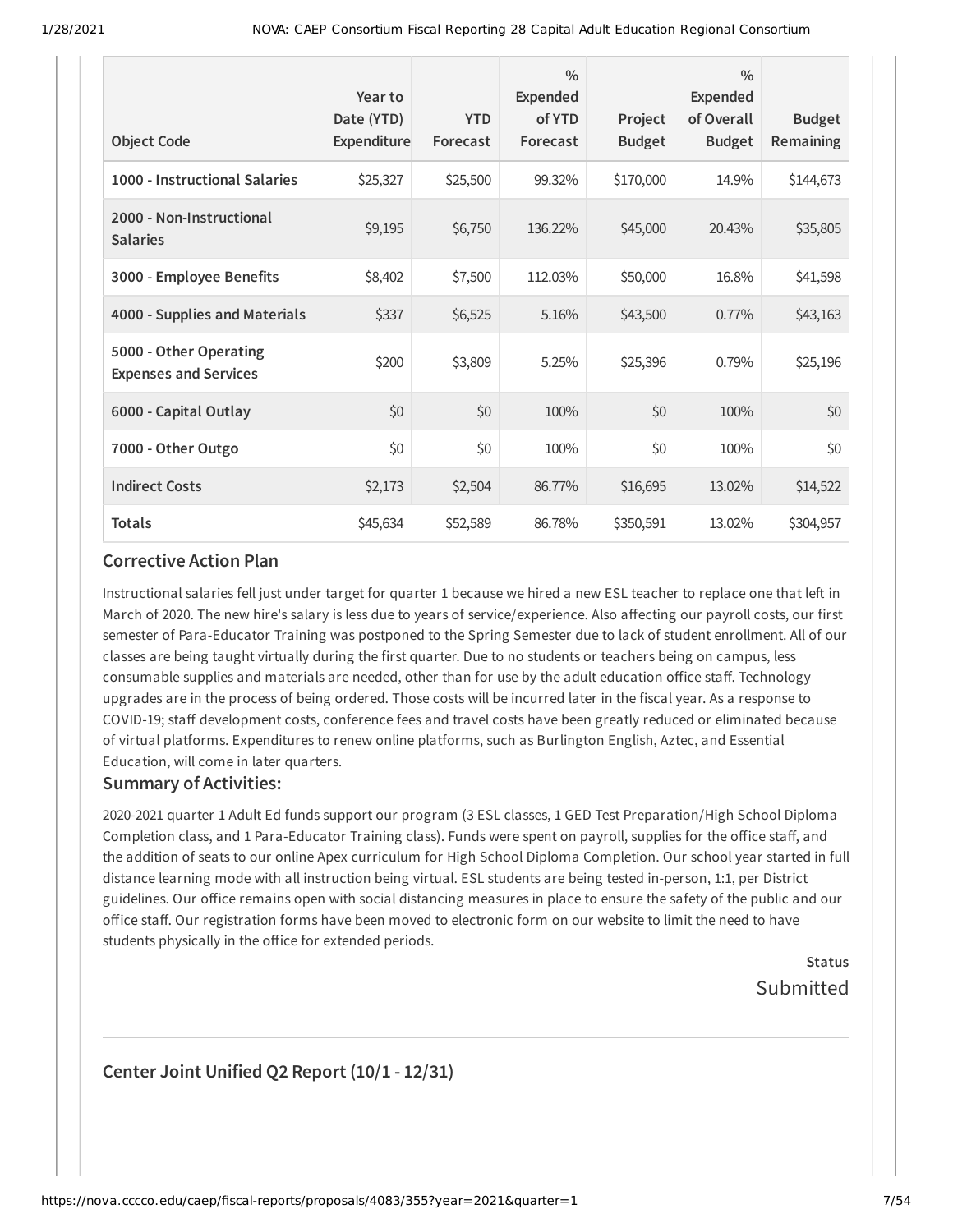| Object Code | Year to Date (YTD) Expenditure | YTD Forecast | % Expended of YTD Forecast | Project Budget | % Expended of Overall Budget | Budget Remaining |
|---|---|---|---|---|---|---|
| **1000 - Instructional Salaries** | $25,327 | $25,500 | 99.32% | $170,000 | 14.9% | $144,673 |
| **2000 - Non-Instructional Salaries** | $9,195 | $6,750 | 136.22% | $45,000 | 20.43% | $35,805 |
| **3000 - Employee Benefits** | $8,402 | $7,500 | 112.03% | $50,000 | 16.8% | $41,598 |
| **4000 - Supplies and Materials** | $337 | $6,525 | 5.16% | $43,500 | 0.77% | $43,163 |
| **5000 - Other Operating Expenses and Services** | $200 | $3,809 | 5.25% | $25,396 | 0.79% | $25,196 |
| **6000 - Capital Outlay** | $0 | $0 | 100% | $0 | 100% | $0 |
| **7000 - Other Outgo** | $0 | $0 | 100% | $0 | 100% | $0 |
| **Indirect Costs** | $2,173 | $2,504 | 86.77% | $16,695 | 13.02% | $14,522 |
| **Totals** | $45,634 | $52,589 | 86.78% | $350,591 | 13.02% | $304,957 |

### Corrective Action Plan

Instructional salaries fell just under target for quarter 1 because we hired a new ESL teacher to replace one that left in March of 2020. The new hire's salary is less due to years of service/experience. Also affecting our payroll costs, our first semester of Para-Educator Training was postponed to the Spring Semester due to lack of student enrollment. All of our classes are being taught virtually during the first quarter. Due to no students or teachers being on campus, less consumable supplies and materials are needed, other than for use by the adult education office staff. Technology upgrades are in the process of being ordered. Those costs will be incurred later in the fiscal year. As a response to COVID-19; staff development costs, conference fees and travel costs have been greatly reduced or eliminated because of virtual platforms. Expenditures to renew online platforms, such as Burlington English, Aztec, and Essential Education, will come in later quarters.

### Summary of Activities:

2020-2021 quarter 1 Adult Ed funds support our program (3 ESL classes, 1 GED Test Preparation/High School Diploma Completion class, and 1 Para-Educator Training class). Funds were spent on payroll, supplies for the office staff, and the addition of seats to our online Apex curriculum for High School Diploma Completion. Our school year started in full distance learning mode with all instruction being virtual. ESL students are being tested in-person, 1:1, per District guidelines. Our office remains open with social distancing measures in place to ensure the safety of the public and our office staff. Our registration forms have been moved to electronic form on our website to limit the need to have students physically in the office for extended periods.

**Status**

Submitted

### Center Joint Unified Q2 Report (10/1 - 12/31)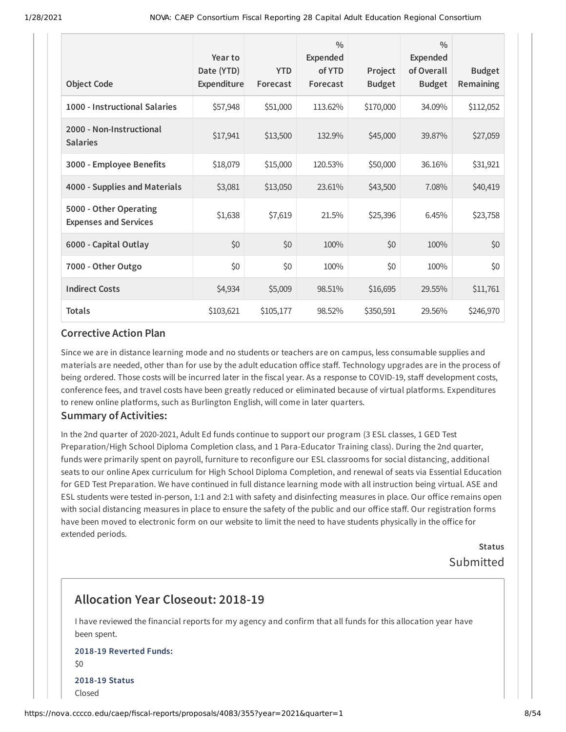| Object Code | Year to Date (YTD) Expenditure | YTD Forecast | % Expended of YTD Forecast | Project Budget | % Expended of Overall Budget | Budget Remaining |
|---|---|---|---|---|---|---|
| 1000 - Instructional Salaries | $57,948 | $51,000 | 113.62% | $170,000 | 34.09% | $112,052 |
| 2000 - Non-Instructional Salaries | $17,941 | $13,500 | 132.9% | $45,000 | 39.87% | $27,059 |
| 3000 - Employee Benefits | $18,079 | $15,000 | 120.53% | $50,000 | 36.16% | $31,921 |
| 4000 - Supplies and Materials | $3,081 | $13,050 | 23.61% | $43,500 | 7.08% | $40,419 |
| 5000 - Other Operating Expenses and Services | $1,638 | $7,619 | 21.5% | $25,396 | 6.45% | $23,758 |
| 6000 - Capital Outlay | $0 | $0 | 100% | $0 | 100% | $0 |
| 7000 - Other Outgo | $0 | $0 | 100% | $0 | 100% | $0 |
| Indirect Costs | $4,934 | $5,009 | 98.51% | $16,695 | 29.55% | $11,761 |
| Totals | $103,621 | $105,177 | 98.52% | $350,591 | 29.56% | $246,970 |

### Corrective Action Plan

Since we are in distance learning mode and no students or teachers are on campus, less consumable supplies and materials are needed, other than for use by the adult education office staff. Technology upgrades are in the process of being ordered. Those costs will be incurred later in the fiscal year. As a response to COVID-19, staff development costs, conference fees, and travel costs have been greatly reduced or eliminated because of virtual platforms. Expenditures to renew online platforms, such as Burlington English, will come in later quarters.

### Summary of Activities:

In the 2nd quarter of 2020-2021, Adult Ed funds continue to support our program (3 ESL classes, 1 GED Test Preparation/High School Diploma Completion class, and 1 Para-Educator Training class). During the 2nd quarter, funds were primarily spent on payroll, furniture to reconfigure our ESL classrooms for social distancing, additional seats to our online Apex curriculum for High School Diploma Completion, and renewal of seats via Essential Education for GED Test Preparation. We have continued in full distance learning mode with all instruction being virtual. ASE and ESL students were tested in-person, 1:1 and 2:1 with safety and disinfecting measures in place. Our office remains open with social distancing measures in place to ensure the safety of the public and our office staff. Our registration forms have been moved to electronic form on our website to limit the need to have students physically in the office for extended periods.

**Status**

Submitted

## Allocation Year Closeout: 2018-19

I have reviewed the financial reports for my agency and confirm that all funds for this allocation year have been spent.

**2018-19 Reverted Funds:**

$0

**2018-19 Status**

Closed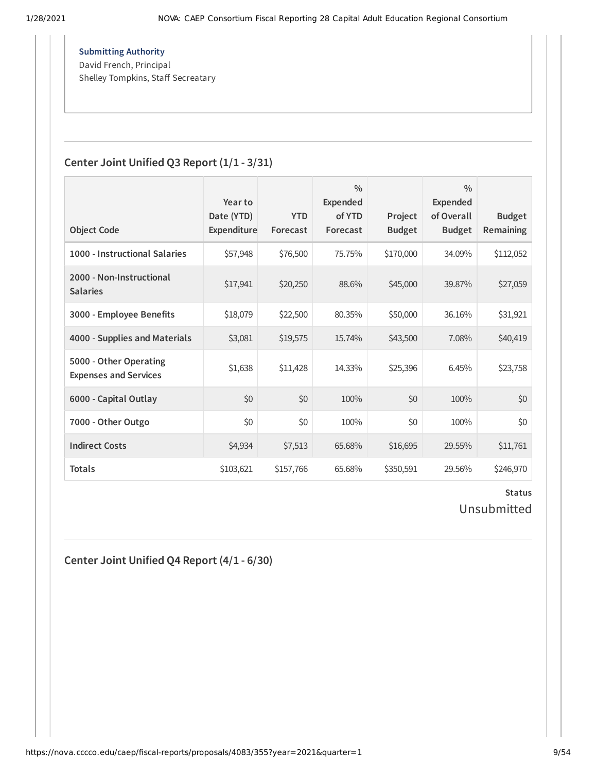**Submitting Authority**
David French, Principal
Shelley Tompkins, Staff Secreatary

## Center Joint Unified Q3 Report (1/1 - 3/31)

| Object Code | Year to Date (YTD) Expenditure | YTD Forecast | % Expended of YTD Forecast | Project Budget | % Expended of Overall Budget | Budget Remaining |
|---|---|---|---|---|---|---|
| **1000 - Instructional Salaries** | $57,948 | $76,500 | 75.75% | $170,000 | 34.09% | $112,052 |
| **2000 - Non-Instructional Salaries** | $17,941 | $20,250 | 88.6% | $45,000 | 39.87% | $27,059 |
| **3000 - Employee Benefits** | $18,079 | $22,500 | 80.35% | $50,000 | 36.16% | $31,921 |
| **4000 - Supplies and Materials** | $3,081 | $19,575 | 15.74% | $43,500 | 7.08% | $40,419 |
| **5000 - Other Operating Expenses and Services** | $1,638 | $11,428 | 14.33% | $25,396 | 6.45% | $23,758 |
| **6000 - Capital Outlay** | $0 | $0 | 100% | $0 | 100% | $0 |
| **7000 - Other Outgo** | $0 | $0 | 100% | $0 | 100% | $0 |
| **Indirect Costs** | $4,934 | $7,513 | 65.68% | $16,695 | 29.55% | $11,761 |
| **Totals** | $103,621 | $157,766 | 65.68% | $350,591 | 29.56% | $246,970 |

**Status**
Unsubmitted

## Center Joint Unified Q4 Report (4/1 - 6/30)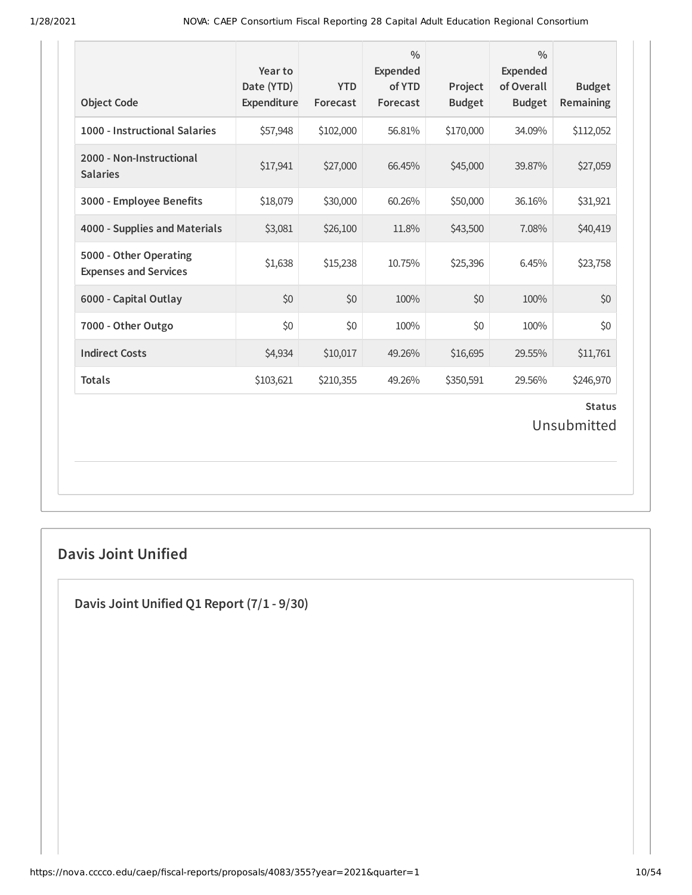| Object Code | Year to Date (YTD) Expenditure | YTD Forecast | % Expended of YTD Forecast | Project Budget | % Expended of Overall Budget | Budget Remaining |
|---|---|---|---|---|---|---|
| **1000 - Instructional Salaries** | $57,948 | $102,000 | 56.81% | $170,000 | 34.09% | $112,052 |
| **2000 - Non-Instructional Salaries** | $17,941 | $27,000 | 66.45% | $45,000 | 39.87% | $27,059 |
| **3000 - Employee Benefits** | $18,079 | $30,000 | 60.26% | $50,000 | 36.16% | $31,921 |
| **4000 - Supplies and Materials** | $3,081 | $26,100 | 11.8% | $43,500 | 7.08% | $40,419 |
| **5000 - Other Operating Expenses and Services** | $1,638 | $15,238 | 10.75% | $25,396 | 6.45% | $23,758 |
| **6000 - Capital Outlay** | $0 | $0 | 100% | $0 | 100% | $0 |
| **7000 - Other Outgo** | $0 | $0 | 100% | $0 | 100% | $0 |
| **Indirect Costs** | $4,934 | $10,017 | 49.26% | $16,695 | 29.55% | $11,761 |
| **Totals** | $103,621 | $210,355 | 49.26% | $350,591 | 29.56% | $246,970 |

**Status**

Unsubmitted

## Davis Joint Unified

### Davis Joint Unified Q1 Report (7/1 - 9/30)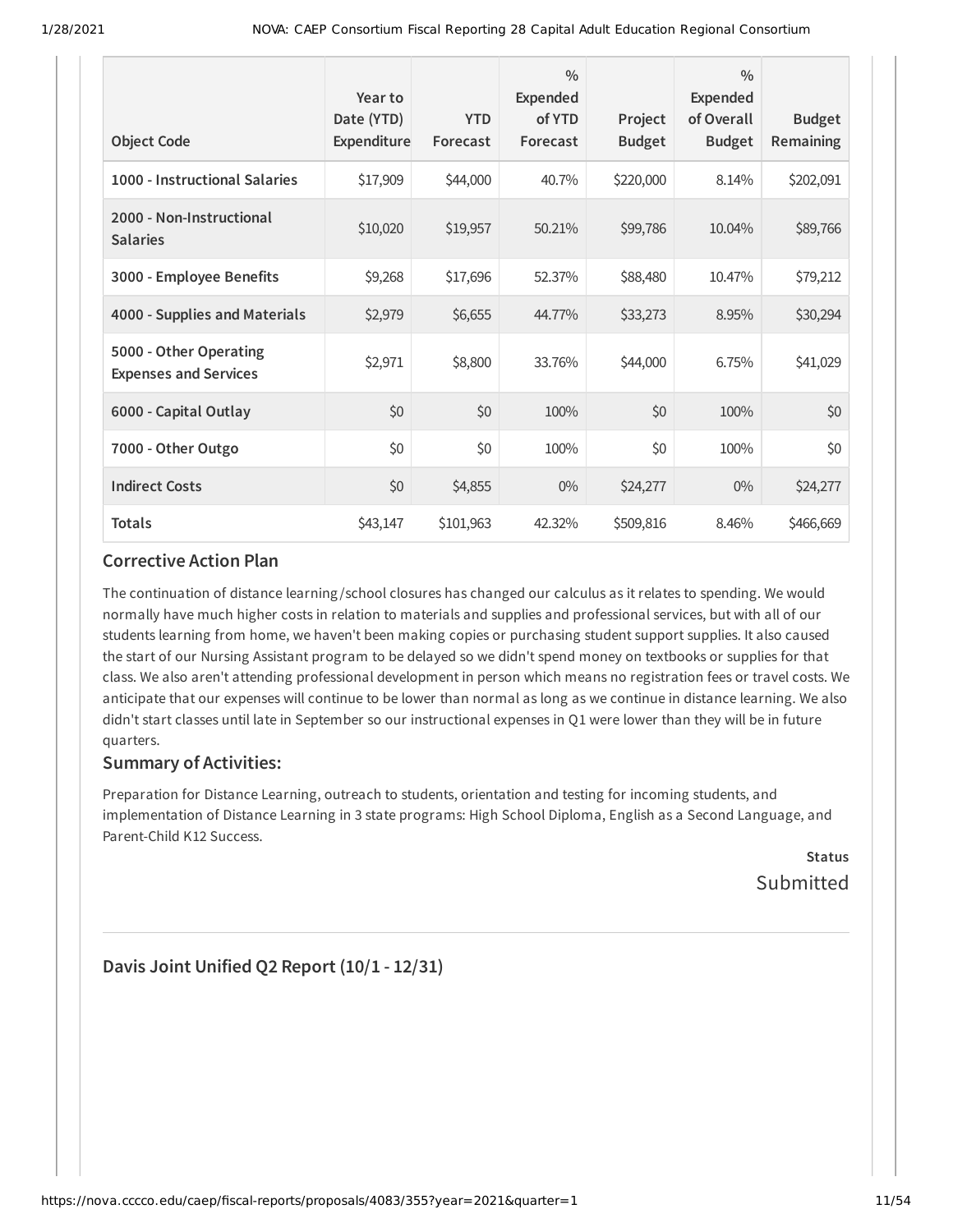| Object Code | Year to Date (YTD) Expenditure | YTD Forecast | % Expended of YTD Forecast | Project Budget | % Expended of Overall Budget | Budget Remaining |
|---|---|---|---|---|---|---|
| **1000 - Instructional Salaries** | $17,909 | $44,000 | 40.7% | $220,000 | 8.14% | $202,091 |
| **2000 - Non-Instructional Salaries** | $10,020 | $19,957 | 50.21% | $99,786 | 10.04% | $89,766 |
| **3000 - Employee Benefits** | $9,268 | $17,696 | 52.37% | $88,480 | 10.47% | $79,212 |
| **4000 - Supplies and Materials** | $2,979 | $6,655 | 44.77% | $33,273 | 8.95% | $30,294 |
| **5000 - Other Operating Expenses and Services** | $2,971 | $8,800 | 33.76% | $44,000 | 6.75% | $41,029 |
| **6000 - Capital Outlay** | $0 | $0 | 100% | $0 | 100% | $0 |
| **7000 - Other Outgo** | $0 | $0 | 100% | $0 | 100% | $0 |
| **Indirect Costs** | $0 | $4,855 | 0% | $24,277 | 0% | $24,277 |
| **Totals** | $43,147 | $101,963 | 42.32% | $509,816 | 8.46% | $466,669 |

### Corrective Action Plan

The continuation of distance learning/school closures has changed our calculus as it relates to spending. We would normally have much higher costs in relation to materials and supplies and professional services, but with all of our students learning from home, we haven't been making copies or purchasing student support supplies. It also caused the start of our Nursing Assistant program to be delayed so we didn't spend money on textbooks or supplies for that class. We also aren't attending professional development in person which means no registration fees or travel costs. We anticipate that our expenses will continue to be lower than normal as long as we continue in distance learning. We also didn't start classes until late in September so our instructional expenses in Q1 were lower than they will be in future quarters.

### Summary of Activities:

Preparation for Distance Learning, outreach to students, orientation and testing for incoming students, and implementation of Distance Learning in 3 state programs: High School Diploma, English as a Second Language, and Parent-Child K12 Success.

**Status**
Submitted

## Davis Joint Unified Q2 Report (10/1 - 12/31)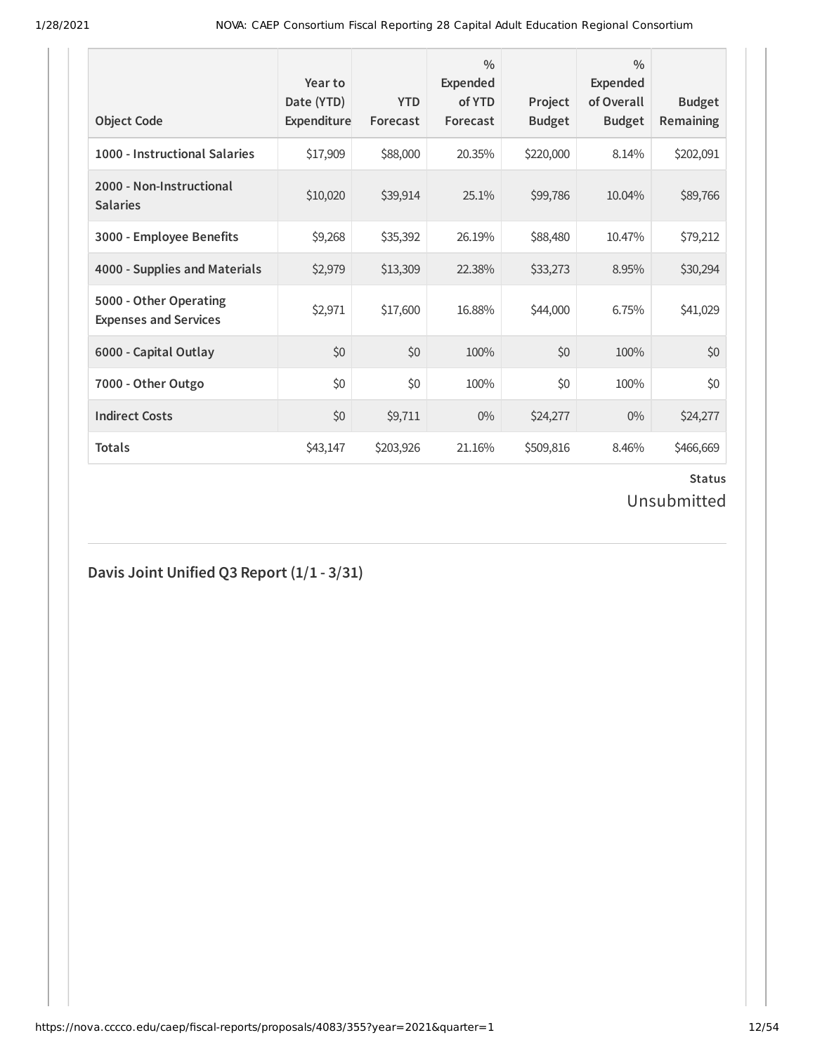| Object Code | Year to Date (YTD) Expenditure | YTD Forecast | % Expended of YTD Forecast | Project Budget | % Expended of Overall Budget | Budget Remaining |
|---|---|---|---|---|---|---|
| **1000 - Instructional Salaries** | $17,909 | $88,000 | 20.35% | $220,000 | 8.14% | $202,091 |
| **2000 - Non-Instructional Salaries** | $10,020 | $39,914 | 25.1% | $99,786 | 10.04% | $89,766 |
| **3000 - Employee Benefits** | $9,268 | $35,392 | 26.19% | $88,480 | 10.47% | $79,212 |
| **4000 - Supplies and Materials** | $2,979 | $13,309 | 22.38% | $33,273 | 8.95% | $30,294 |
| **5000 - Other Operating Expenses and Services** | $2,971 | $17,600 | 16.88% | $44,000 | 6.75% | $41,029 |
| **6000 - Capital Outlay** | $0 | $0 | 100% | $0 | 100% | $0 |
| **7000 - Other Outgo** | $0 | $0 | 100% | $0 | 100% | $0 |
| **Indirect Costs** | $0 | $9,711 | 0% | $24,277 | 0% | $24,277 |
| **Totals** | $43,147 | $203,926 | 21.16% | $509,816 | 8.46% | $466,669 |

**Status**

Unsubmitted

## Davis Joint Unified Q3 Report (1/1 - 3/31)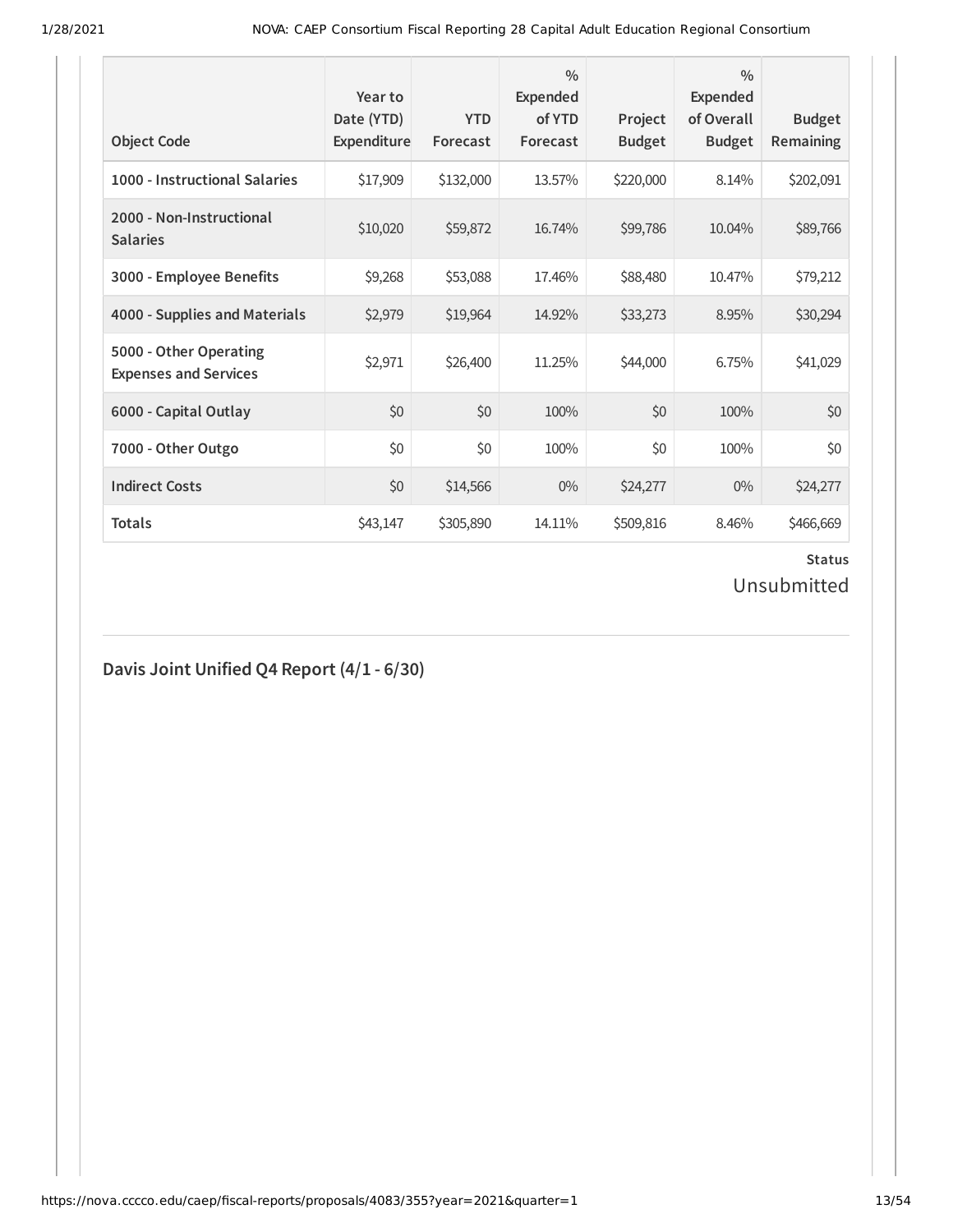| Object Code | Year to Date (YTD) Expenditure | YTD Forecast | % Expended of YTD Forecast | Project Budget | % Expended of Overall Budget | Budget Remaining |
| --- | --- | --- | --- | --- | --- | --- |
| 1000 - Instructional Salaries | $17,909 | $132,000 | 13.57% | $220,000 | 8.14% | $202,091 |
| 2000 - Non-Instructional Salaries | $10,020 | $59,872 | 16.74% | $99,786 | 10.04% | $89,766 |
| 3000 - Employee Benefits | $9,268 | $53,088 | 17.46% | $88,480 | 10.47% | $79,212 |
| 4000 - Supplies and Materials | $2,979 | $19,964 | 14.92% | $33,273 | 8.95% | $30,294 |
| 5000 - Other Operating Expenses and Services | $2,971 | $26,400 | 11.25% | $44,000 | 6.75% | $41,029 |
| 6000 - Capital Outlay | $0 | $0 | 100% | $0 | 100% | $0 |
| 7000 - Other Outgo | $0 | $0 | 100% | $0 | 100% | $0 |
| Indirect Costs | $0 | $14,566 | 0% | $24,277 | 0% | $24,277 |
| **Totals** | $43,147 | $305,890 | 14.11% | $509,816 | 8.46% | $466,669 |

**Status**

Unsubmitted

## Davis Joint Unified Q4 Report (4/1 - 6/30)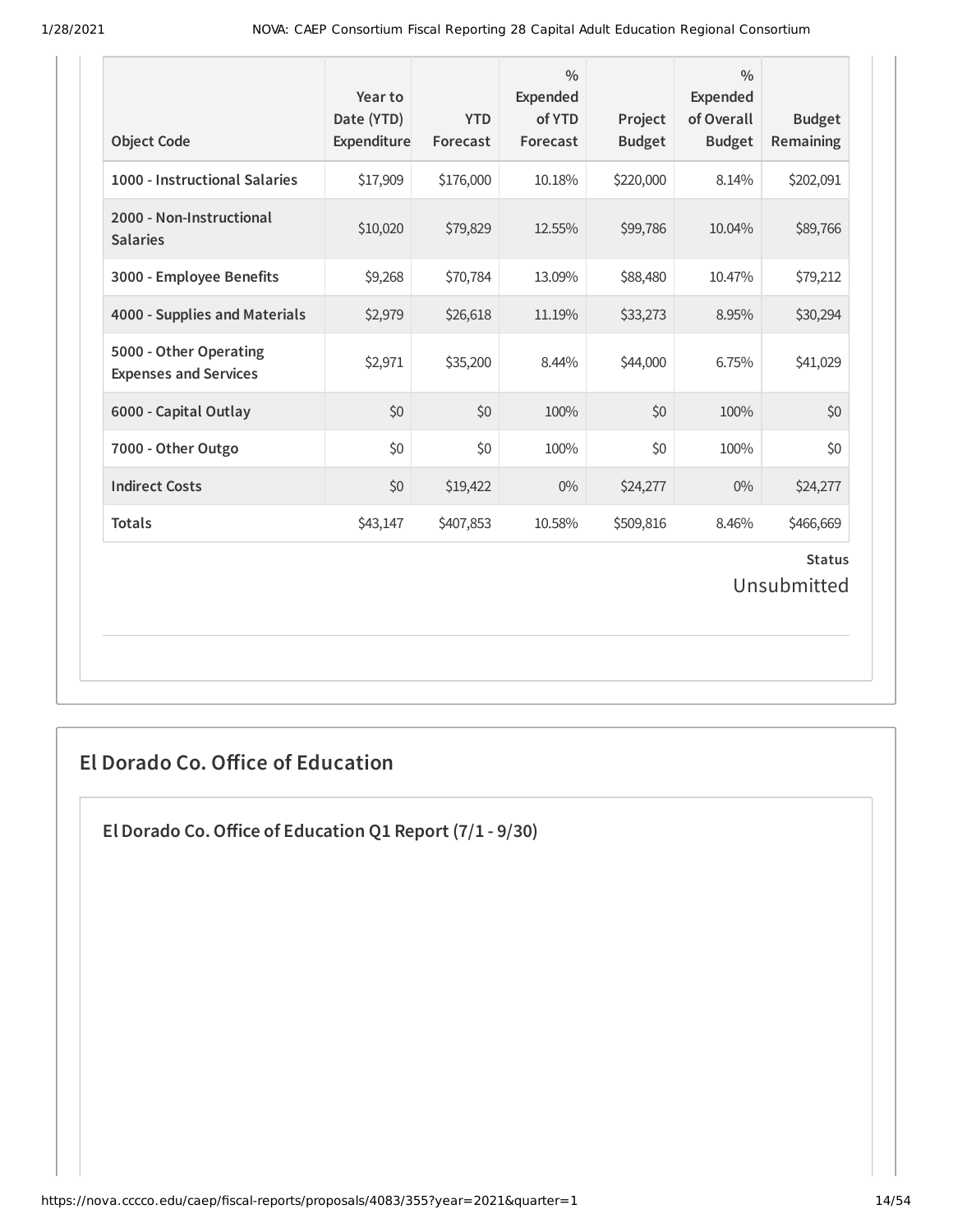| Object Code | Year to Date (YTD) Expenditure | YTD Forecast | % Expended of YTD Forecast | Project Budget | % Expended of Overall Budget | Budget Remaining |
|---|---|---|---|---|---|---|
| 1000 - Instructional Salaries | $17,909 | $176,000 | 10.18% | $220,000 | 8.14% | $202,091 |
| 2000 - Non-Instructional Salaries | $10,020 | $79,829 | 12.55% | $99,786 | 10.04% | $89,766 |
| 3000 - Employee Benefits | $9,268 | $70,784 | 13.09% | $88,480 | 10.47% | $79,212 |
| 4000 - Supplies and Materials | $2,979 | $26,618 | 11.19% | $33,273 | 8.95% | $30,294 |
| 5000 - Other Operating Expenses and Services | $2,971 | $35,200 | 8.44% | $44,000 | 6.75% | $41,029 |
| 6000 - Capital Outlay | $0 | $0 | 100% | $0 | 100% | $0 |
| 7000 - Other Outgo | $0 | $0 | 100% | $0 | 100% | $0 |
| Indirect Costs | $0 | $19,422 | 0% | $24,277 | 0% | $24,277 |
| Totals | $43,147 | $407,853 | 10.58% | $509,816 | 8.46% | $466,669 |

**Status**

Unsubmitted

## El Dorado Co. Office of Education

### El Dorado Co. Office of Education Q1 Report (7/1 - 9/30)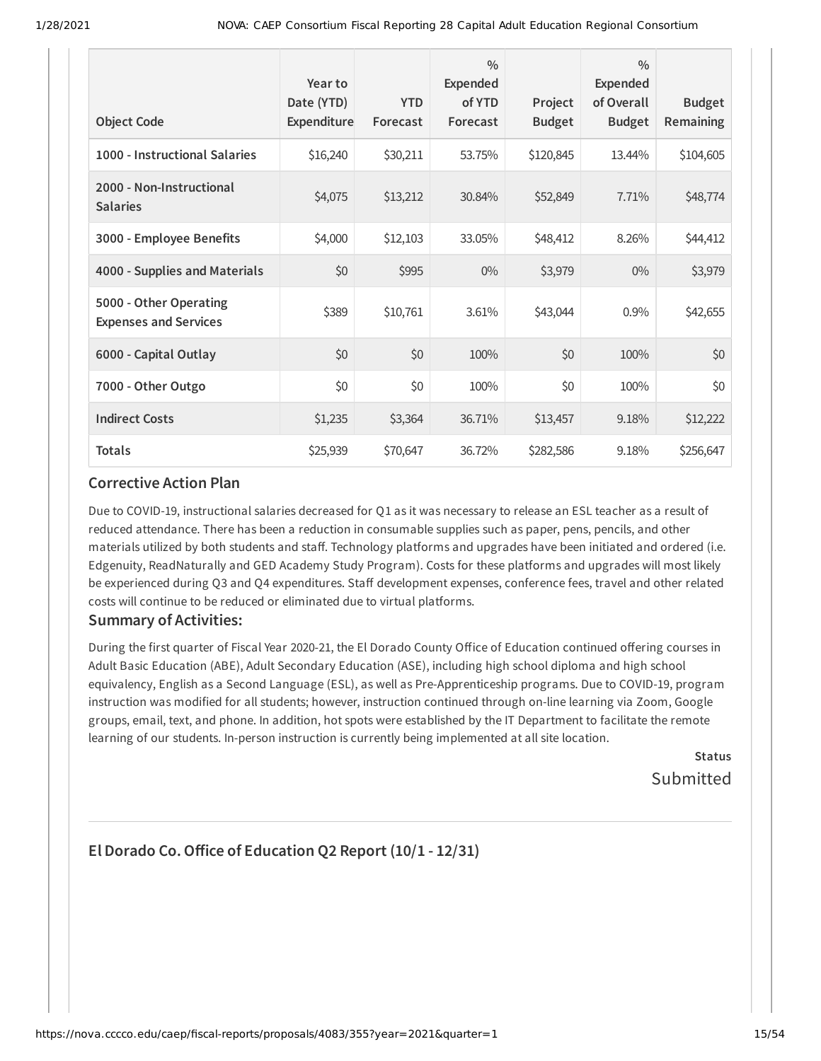| Object Code | Year to Date (YTD) Expenditure | YTD Forecast | % Expended of YTD Forecast | Project Budget | % Expended of Overall Budget | Budget Remaining |
|---|---|---|---|---|---|---|
| **1000 - Instructional Salaries** | $16,240 | $30,211 | 53.75% | $120,845 | 13.44% | $104,605 |
| **2000 - Non-Instructional Salaries** | $4,075 | $13,212 | 30.84% | $52,849 | 7.71% | $48,774 |
| **3000 - Employee Benefits** | $4,000 | $12,103 | 33.05% | $48,412 | 8.26% | $44,412 |
| **4000 - Supplies and Materials** | $0 | $995 | 0% | $3,979 | 0% | $3,979 |
| **5000 - Other Operating Expenses and Services** | $389 | $10,761 | 3.61% | $43,044 | 0.9% | $42,655 |
| **6000 - Capital Outlay** | $0 | $0 | 100% | $0 | 100% | $0 |
| **7000 - Other Outgo** | $0 | $0 | 100% | $0 | 100% | $0 |
| **Indirect Costs** | $1,235 | $3,364 | 36.71% | $13,457 | 9.18% | $12,222 |
| **Totals** | $25,939 | $70,647 | 36.72% | $282,586 | 9.18% | $256,647 |

### Corrective Action Plan

Due to COVID-19, instructional salaries decreased for Q1 as it was necessary to release an ESL teacher as a result of reduced attendance. There has been a reduction in consumable supplies such as paper, pens, pencils, and other materials utilized by both students and staff. Technology platforms and upgrades have been initiated and ordered (i.e. Edgenuity, ReadNaturally and GED Academy Study Program). Costs for these platforms and upgrades will most likely be experienced during Q3 and Q4 expenditures. Staff development expenses, conference fees, travel and other related costs will continue to be reduced or eliminated due to virtual platforms.

### Summary of Activities:

During the first quarter of Fiscal Year 2020-21, the El Dorado County Office of Education continued offering courses in Adult Basic Education (ABE), Adult Secondary Education (ASE), including high school diploma and high school equivalency, English as a Second Language (ESL), as well as Pre-Apprenticeship programs. Due to COVID-19, program instruction was modified for all students; however, instruction continued through on-line learning via Zoom, Google groups, email, text, and phone. In addition, hot spots were established by the IT Department to facilitate the remote learning of our students. In-person instruction is currently being implemented at all site location.

**Status**

Submitted

## El Dorado Co. Office of Education Q2 Report (10/1 - 12/31)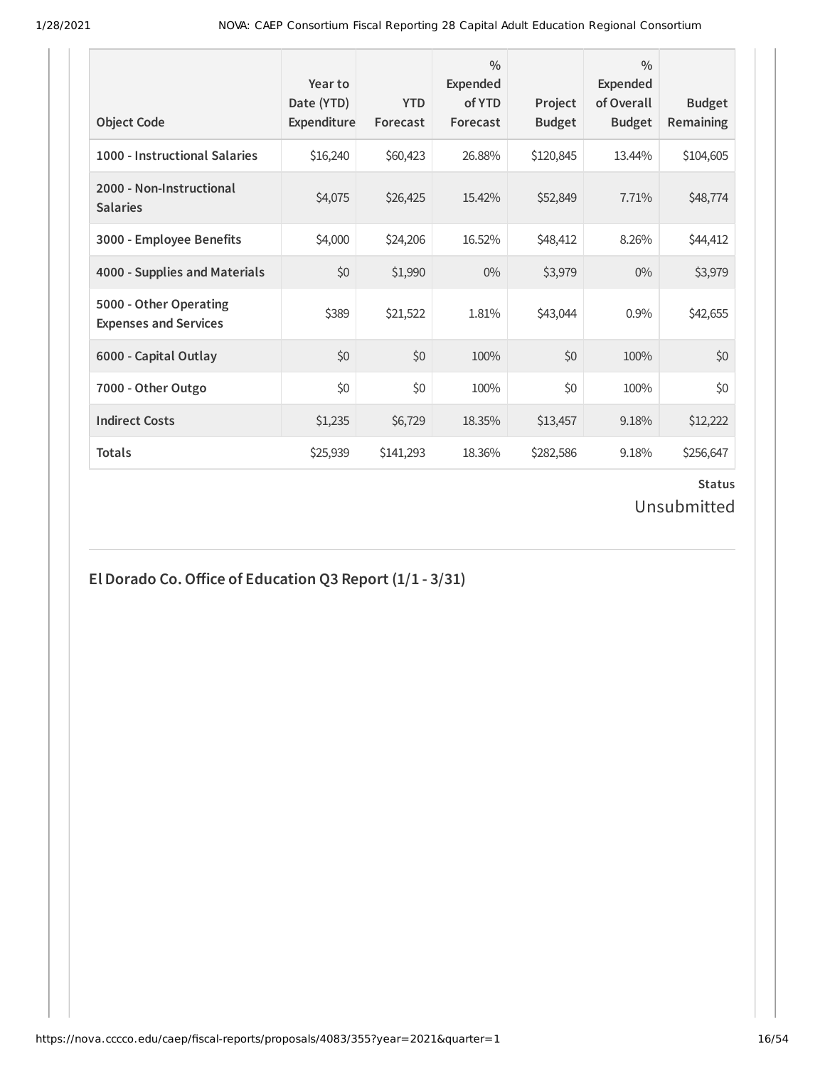| Object Code | Year to Date (YTD) Expenditure | YTD Forecast | % Expended of YTD Forecast | Project Budget | % Expended of Overall Budget | Budget Remaining |
|---|---|---|---|---|---|---|
| **1000 - Instructional Salaries** | $16,240 | $60,423 | 26.88% | $120,845 | 13.44% | $104,605 |
| **2000 - Non-Instructional Salaries** | $4,075 | $26,425 | 15.42% | $52,849 | 7.71% | $48,774 |
| **3000 - Employee Benefits** | $4,000 | $24,206 | 16.52% | $48,412 | 8.26% | $44,412 |
| **4000 - Supplies and Materials** | $0 | $1,990 | 0% | $3,979 | 0% | $3,979 |
| **5000 - Other Operating Expenses and Services** | $389 | $21,522 | 1.81% | $43,044 | 0.9% | $42,655 |
| **6000 - Capital Outlay** | $0 | $0 | 100% | $0 | 100% | $0 |
| **7000 - Other Outgo** | $0 | $0 | 100% | $0 | 100% | $0 |
| **Indirect Costs** | $1,235 | $6,729 | 18.35% | $13,457 | 9.18% | $12,222 |
| **Totals** | $25,939 | $141,293 | 18.36% | $282,586 | 9.18% | $256,647 |

**Status**

Unsubmitted

## El Dorado Co. Office of Education Q3 Report (1/1 - 3/31)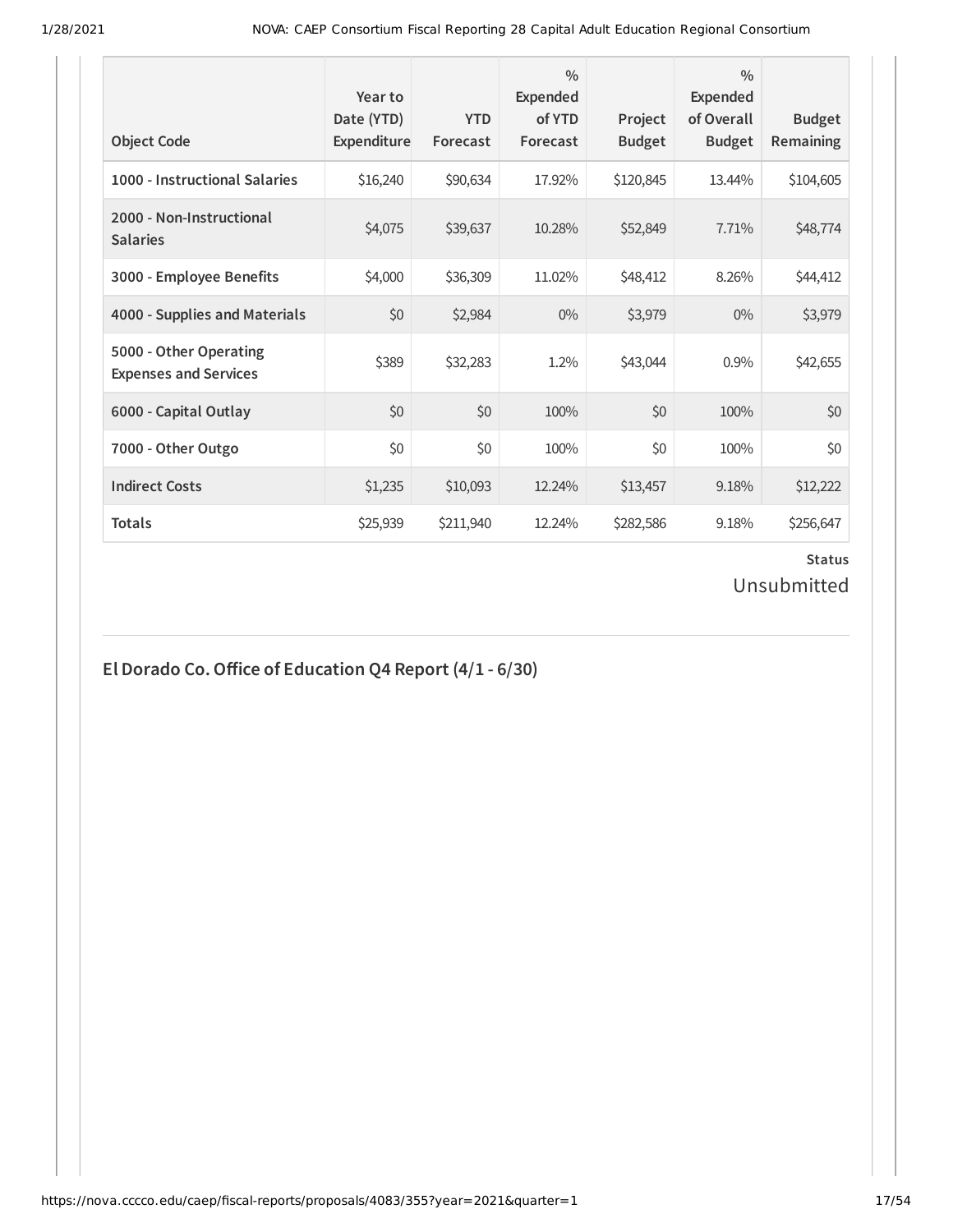| Object Code | Year to Date (YTD) Expenditure | YTD Forecast | % Expended of YTD Forecast | Project Budget | % Expended of Overall Budget | Budget Remaining |
|---|---|---|---|---|---|---|
| **1000 - Instructional Salaries** | $16,240 | $90,634 | 17.92% | $120,845 | 13.44% | $104,605 |
| **2000 - Non-Instructional Salaries** | $4,075 | $39,637 | 10.28% | $52,849 | 7.71% | $48,774 |
| **3000 - Employee Benefits** | $4,000 | $36,309 | 11.02% | $48,412 | 8.26% | $44,412 |
| **4000 - Supplies and Materials** | $0 | $2,984 | 0% | $3,979 | 0% | $3,979 |
| **5000 - Other Operating Expenses and Services** | $389 | $32,283 | 1.2% | $43,044 | 0.9% | $42,655 |
| **6000 - Capital Outlay** | $0 | $0 | 100% | $0 | 100% | $0 |
| **7000 - Other Outgo** | $0 | $0 | 100% | $0 | 100% | $0 |
| **Indirect Costs** | $1,235 | $10,093 | 12.24% | $13,457 | 9.18% | $12,222 |
| **Totals** | $25,939 | $211,940 | 12.24% | $282,586 | 9.18% | $256,647 |

**Status**

Unsubmitted

## El Dorado Co. Office of Education Q4 Report (4/1 - 6/30)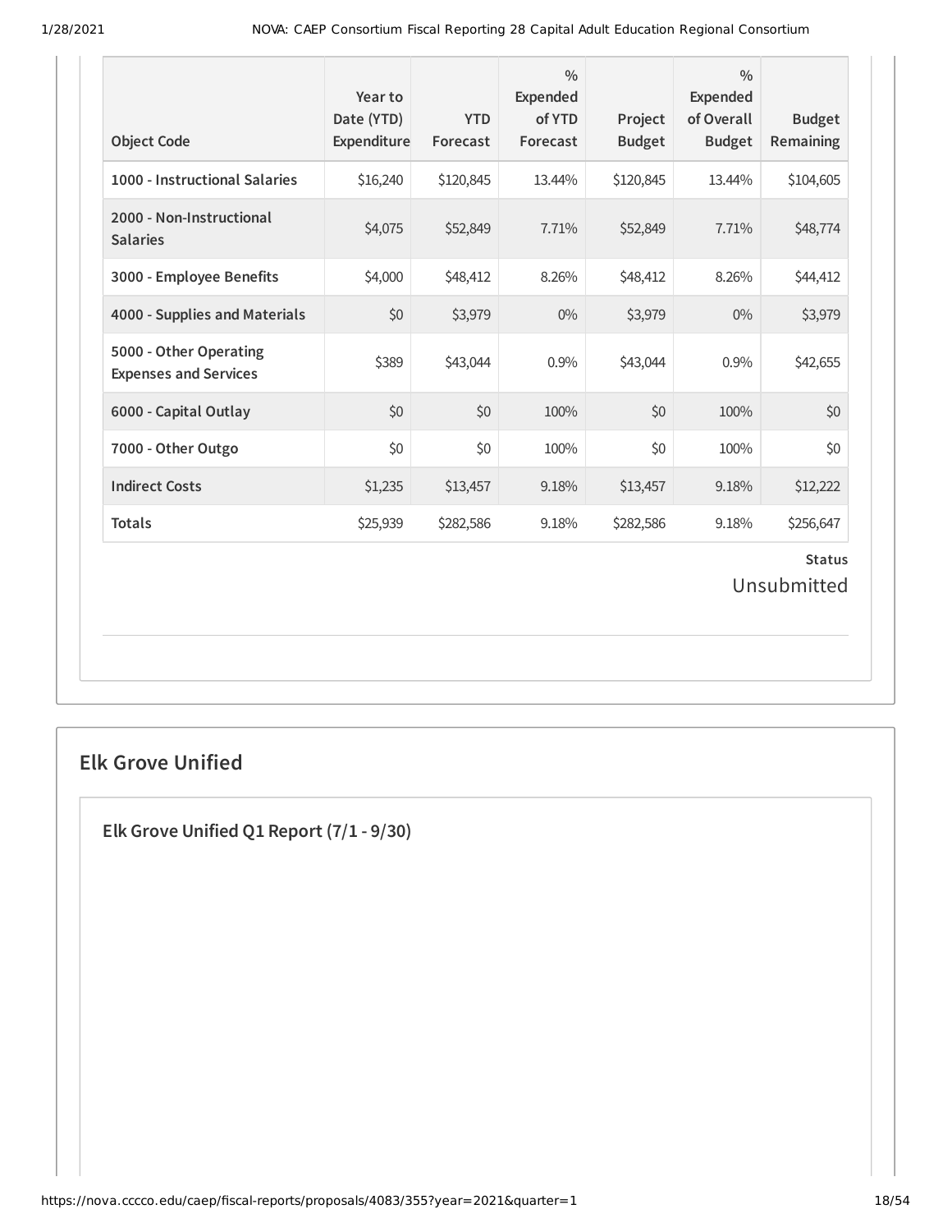| Object Code | Year to Date (YTD) Expenditure | YTD Forecast | % Expended of YTD Forecast | Project Budget | % Expended of Overall Budget | Budget Remaining |
|---|---|---|---|---|---|---|
| 1000 - Instructional Salaries | $16,240 | $120,845 | 13.44% | $120,845 | 13.44% | $104,605 |
| 2000 - Non-Instructional Salaries | $4,075 | $52,849 | 7.71% | $52,849 | 7.71% | $48,774 |
| 3000 - Employee Benefits | $4,000 | $48,412 | 8.26% | $48,412 | 8.26% | $44,412 |
| 4000 - Supplies and Materials | $0 | $3,979 | 0% | $3,979 | 0% | $3,979 |
| 5000 - Other Operating Expenses and Services | $389 | $43,044 | 0.9% | $43,044 | 0.9% | $42,655 |
| 6000 - Capital Outlay | $0 | $0 | 100% | $0 | 100% | $0 |
| 7000 - Other Outgo | $0 | $0 | 100% | $0 | 100% | $0 |
| Indirect Costs | $1,235 | $13,457 | 9.18% | $13,457 | 9.18% | $12,222 |
| Totals | $25,939 | $282,586 | 9.18% | $282,586 | 9.18% | $256,647 |

**Status**

Unsubmitted

## Elk Grove Unified

### Elk Grove Unified Q1 Report (7/1 - 9/30)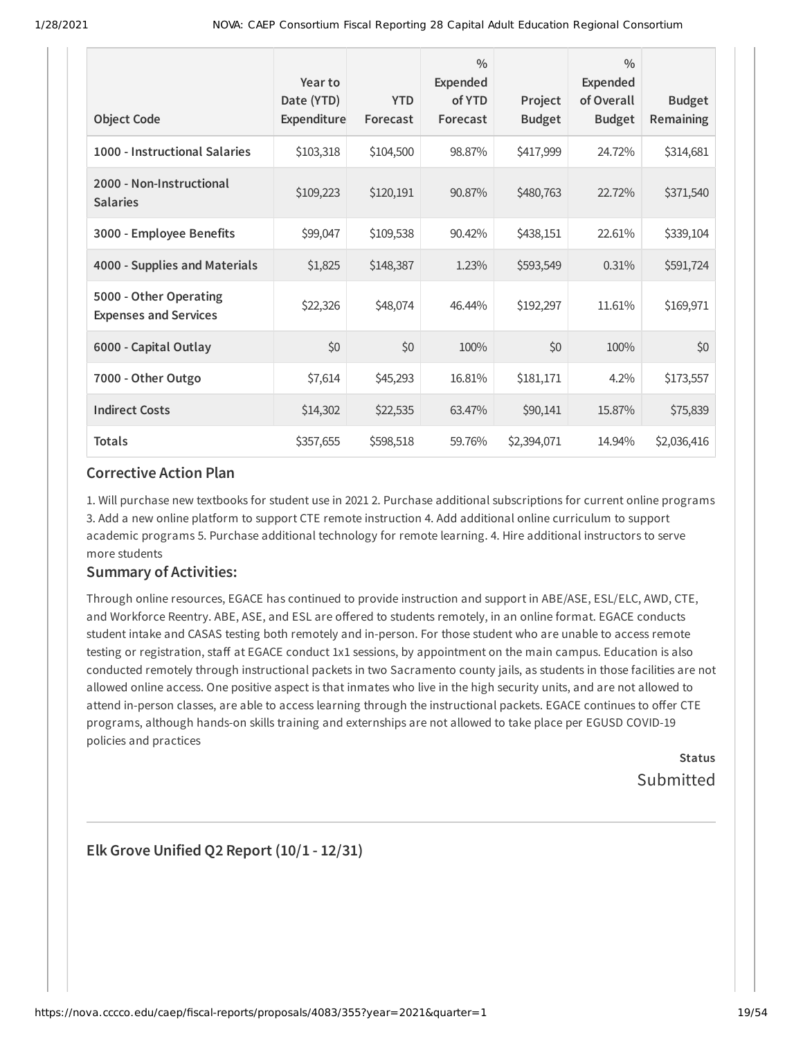| Object Code | Year to Date (YTD) Expenditure | YTD Forecast | % Expended of YTD Forecast | Project Budget | % Expended of Overall Budget | Budget Remaining |
|---|---|---|---|---|---|---|
| **1000 - Instructional Salaries** | $103,318 | $104,500 | 98.87% | $417,999 | 24.72% | $314,681 |
| **2000 - Non-Instructional Salaries** | $109,223 | $120,191 | 90.87% | $480,763 | 22.72% | $371,540 |
| **3000 - Employee Benefits** | $99,047 | $109,538 | 90.42% | $438,151 | 22.61% | $339,104 |
| **4000 - Supplies and Materials** | $1,825 | $148,387 | 1.23% | $593,549 | 0.31% | $591,724 |
| **5000 - Other Operating Expenses and Services** | $22,326 | $48,074 | 46.44% | $192,297 | 11.61% | $169,971 |
| **6000 - Capital Outlay** | $0 | $0 | 100% | $0 | 100% | $0 |
| **7000 - Other Outgo** | $7,614 | $45,293 | 16.81% | $181,171 | 4.2% | $173,557 |
| **Indirect Costs** | $14,302 | $22,535 | 63.47% | $90,141 | 15.87% | $75,839 |
| **Totals** | $357,655 | $598,518 | 59.76% | $2,394,071 | 14.94% | $2,036,416 |

### Corrective Action Plan

1. Will purchase new textbooks for student use in 2021 2. Purchase additional subscriptions for current online programs 3. Add a new online platform to support CTE remote instruction 4. Add additional online curriculum to support academic programs 5. Purchase additional technology for remote learning. 4. Hire additional instructors to serve more students

### Summary of Activities:

Through online resources, EGACE has continued to provide instruction and support in ABE/ASE, ESL/ELC, AWD, CTE, and Workforce Reentry. ABE, ASE, and ESL are offered to students remotely, in an online format. EGACE conducts student intake and CASAS testing both remotely and in-person. For those student who are unable to access remote testing or registration, staff at EGACE conduct 1x1 sessions, by appointment on the main campus. Education is also conducted remotely through instructional packets in two Sacramento county jails, as students in those facilities are not allowed online access. One positive aspect is that inmates who live in the high security units, and are not allowed to attend in-person classes, are able to access learning through the instructional packets. EGACE continues to offer CTE programs, although hands-on skills training and externships are not allowed to take place per EGUSD COVID-19 policies and practices

**Status**

Submitted

### Elk Grove Unified Q2 Report (10/1 - 12/31)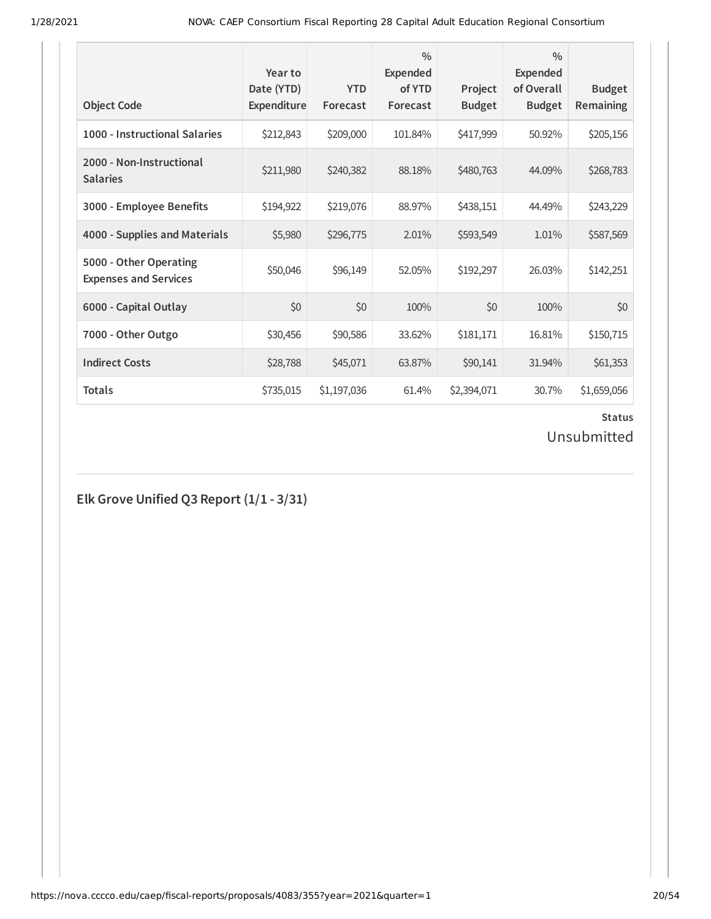| Object Code | Year to Date (YTD) Expenditure | YTD Forecast | % Expended of YTD Forecast | Project Budget | % Expended of Overall Budget | Budget Remaining |
|---|---|---|---|---|---|---|
| **1000 - Instructional Salaries** | $212,843 | $209,000 | 101.84% | $417,999 | 50.92% | $205,156 |
| **2000 - Non-Instructional Salaries** | $211,980 | $240,382 | 88.18% | $480,763 | 44.09% | $268,783 |
| **3000 - Employee Benefits** | $194,922 | $219,076 | 88.97% | $438,151 | 44.49% | $243,229 |
| **4000 - Supplies and Materials** | $5,980 | $296,775 | 2.01% | $593,549 | 1.01% | $587,569 |
| **5000 - Other Operating Expenses and Services** | $50,046 | $96,149 | 52.05% | $192,297 | 26.03% | $142,251 |
| **6000 - Capital Outlay** | $0 | $0 | 100% | $0 | 100% | $0 |
| **7000 - Other Outgo** | $30,456 | $90,586 | 33.62% | $181,171 | 16.81% | $150,715 |
| **Indirect Costs** | $28,788 | $45,071 | 63.87% | $90,141 | 31.94% | $61,353 |
| **Totals** | $735,015 | $1,197,036 | 61.4% | $2,394,071 | 30.7% | $1,659,056 |

**Status**

Unsubmitted

## Elk Grove Unified Q3 Report (1/1 - 3/31)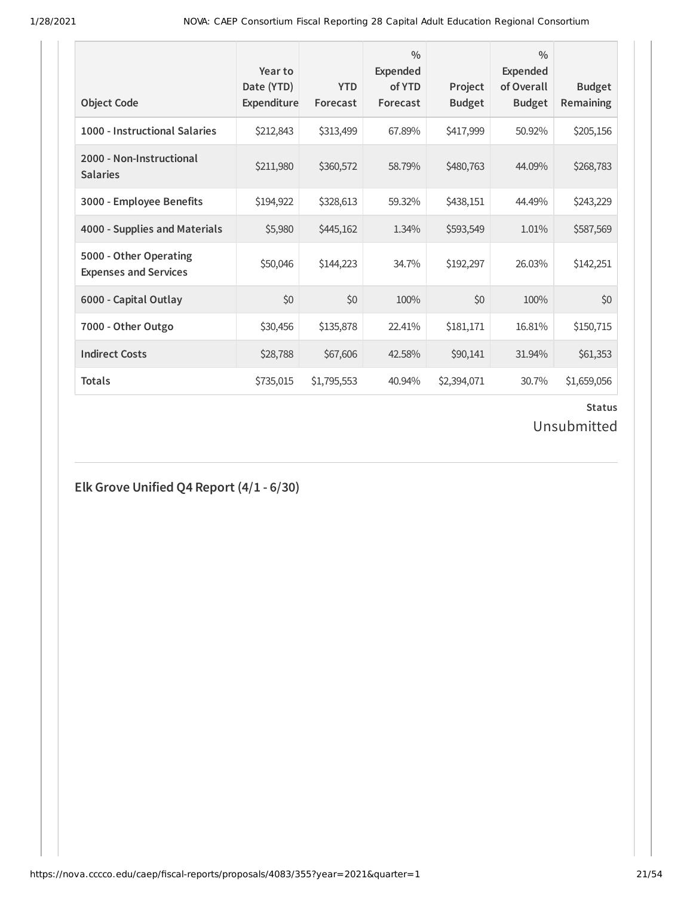| Object Code | Year to Date (YTD) Expenditure | YTD Forecast | % Expended of YTD Forecast | Project Budget | % Expended of Overall Budget | Budget Remaining |
|---|---|---|---|---|---|---|
| **1000 - Instructional Salaries** | $212,843 | $313,499 | 67.89% | $417,999 | 50.92% | $205,156 |
| **2000 - Non-Instructional Salaries** | $211,980 | $360,572 | 58.79% | $480,763 | 44.09% | $268,783 |
| **3000 - Employee Benefits** | $194,922 | $328,613 | 59.32% | $438,151 | 44.49% | $243,229 |
| **4000 - Supplies and Materials** | $5,980 | $445,162 | 1.34% | $593,549 | 1.01% | $587,569 |
| **5000 - Other Operating Expenses and Services** | $50,046 | $144,223 | 34.7% | $192,297 | 26.03% | $142,251 |
| **6000 - Capital Outlay** | $0 | $0 | 100% | $0 | 100% | $0 |
| **7000 - Other Outgo** | $30,456 | $135,878 | 22.41% | $181,171 | 16.81% | $150,715 |
| **Indirect Costs** | $28,788 | $67,606 | 42.58% | $90,141 | 31.94% | $61,353 |
| **Totals** | $735,015 | $1,795,553 | 40.94% | $2,394,071 | 30.7% | $1,659,056 |

**Status**

Unsubmitted

## Elk Grove Unified Q4 Report (4/1 - 6/30)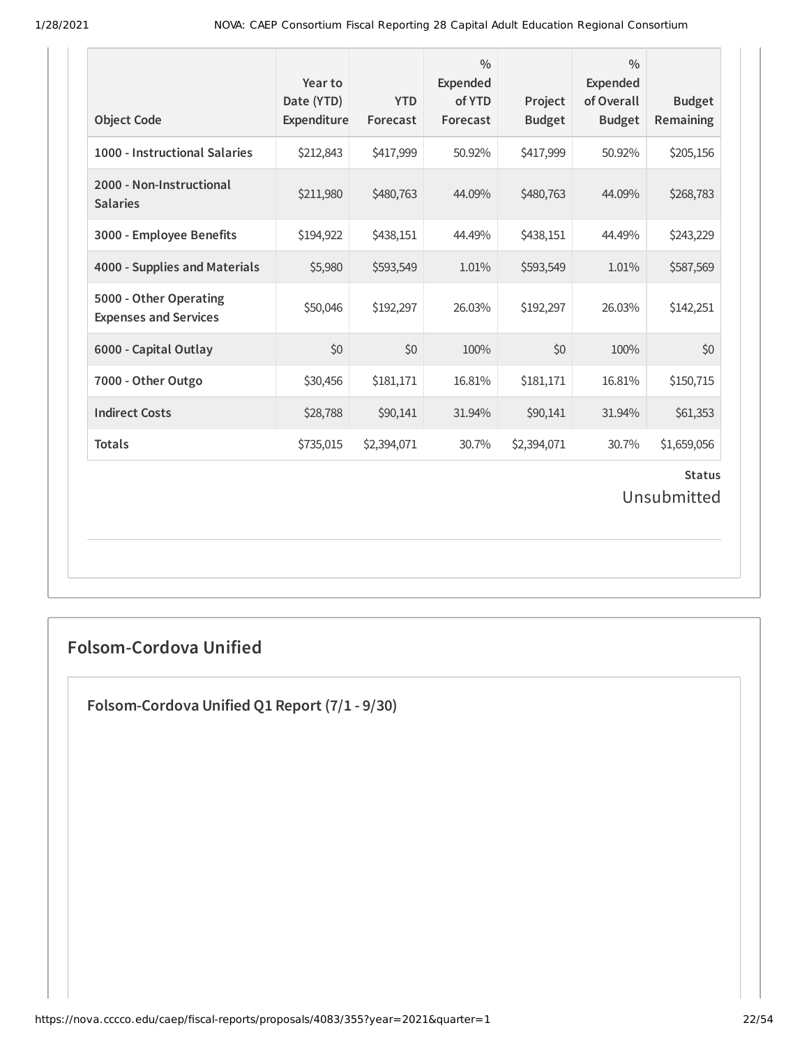| Object Code | Year to Date (YTD) Expenditure | YTD Forecast | % Expended of YTD Forecast | Project Budget | % Expended of Overall Budget | Budget Remaining |
|---|---|---|---|---|---|---|
| **1000 - Instructional Salaries** | $212,843 | $417,999 | 50.92% | $417,999 | 50.92% | $205,156 |
| **2000 - Non-Instructional Salaries** | $211,980 | $480,763 | 44.09% | $480,763 | 44.09% | $268,783 |
| **3000 - Employee Benefits** | $194,922 | $438,151 | 44.49% | $438,151 | 44.49% | $243,229 |
| **4000 - Supplies and Materials** | $5,980 | $593,549 | 1.01% | $593,549 | 1.01% | $587,569 |
| **5000 - Other Operating Expenses and Services** | $50,046 | $192,297 | 26.03% | $192,297 | 26.03% | $142,251 |
| **6000 - Capital Outlay** | $0 | $0 | 100% | $0 | 100% | $0 |
| **7000 - Other Outgo** | $30,456 | $181,171 | 16.81% | $181,171 | 16.81% | $150,715 |
| **Indirect Costs** | $28,788 | $90,141 | 31.94% | $90,141 | 31.94% | $61,353 |
| **Totals** | $735,015 | $2,394,071 | 30.7% | $2,394,071 | 30.7% | $1,659,056 |

**Status**

Unsubmitted

## Folsom-Cordova Unified

### Folsom-Cordova Unified Q1 Report (7/1 - 9/30)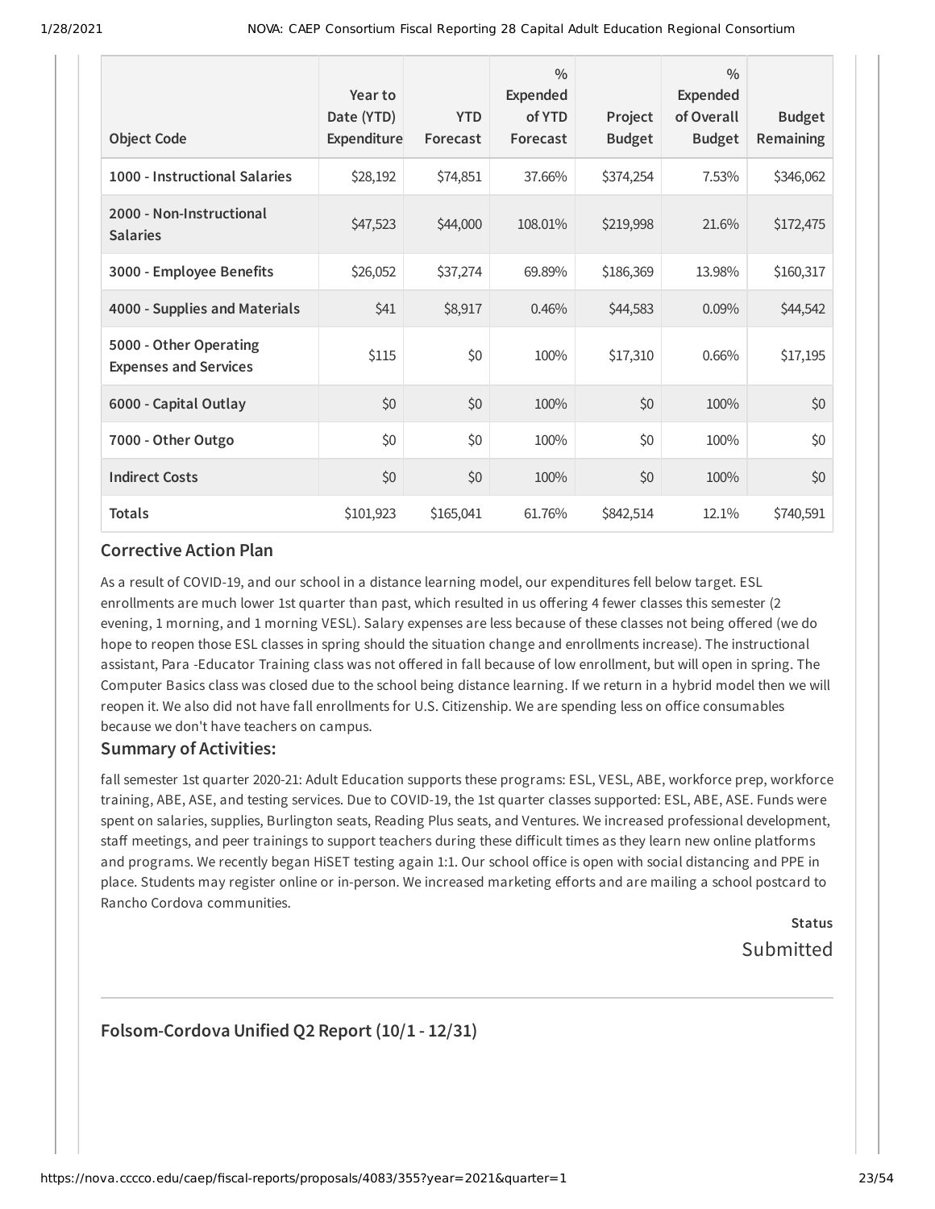| Object Code | Year to Date (YTD) Expenditure | YTD Forecast | % Expended of YTD Forecast | Project Budget | % Expended of Overall Budget | Budget Remaining |
|---|---|---|---|---|---|---|
| 1000 - Instructional Salaries | $28,192 | $74,851 | 37.66% | $374,254 | 7.53% | $346,062 |
| 2000 - Non-Instructional Salaries | $47,523 | $44,000 | 108.01% | $219,998 | 21.6% | $172,475 |
| 3000 - Employee Benefits | $26,052 | $37,274 | 69.89% | $186,369 | 13.98% | $160,317 |
| 4000 - Supplies and Materials | $41 | $8,917 | 0.46% | $44,583 | 0.09% | $44,542 |
| 5000 - Other Operating Expenses and Services | $115 | $0 | 100% | $17,310 | 0.66% | $17,195 |
| 6000 - Capital Outlay | $0 | $0 | 100% | $0 | 100% | $0 |
| 7000 - Other Outgo | $0 | $0 | 100% | $0 | 100% | $0 |
| Indirect Costs | $0 | $0 | 100% | $0 | 100% | $0 |
| Totals | $101,923 | $165,041 | 61.76% | $842,514 | 12.1% | $740,591 |

### Corrective Action Plan

As a result of COVID-19, and our school in a distance learning model, our expenditures fell below target. ESL enrollments are much lower 1st quarter than past, which resulted in us offering 4 fewer classes this semester (2 evening, 1 morning, and 1 morning VESL). Salary expenses are less because of these classes not being offered (we do hope to reopen those ESL classes in spring should the situation change and enrollments increase). The instructional assistant, Para -Educator Training class was not offered in fall because of low enrollment, but will open in spring. The Computer Basics class was closed due to the school being distance learning. If we return in a hybrid model then we will reopen it. We also did not have fall enrollments for U.S. Citizenship. We are spending less on office consumables because we don't have teachers on campus.

### Summary of Activities:

fall semester 1st quarter 2020-21: Adult Education supports these programs: ESL, VESL, ABE, workforce prep, workforce training, ABE, ASE, and testing services. Due to COVID-19, the 1st quarter classes supported: ESL, ABE, ASE. Funds were spent on salaries, supplies, Burlington seats, Reading Plus seats, and Ventures. We increased professional development, staff meetings, and peer trainings to support teachers during these difficult times as they learn new online platforms and programs. We recently began HiSET testing again 1:1. Our school office is open with social distancing and PPE in place. Students may register online or in-person. We increased marketing efforts and are mailing a school postcard to Rancho Cordova communities.

**Status**

Submitted

## Folsom-Cordova Unified Q2 Report (10/1 - 12/31)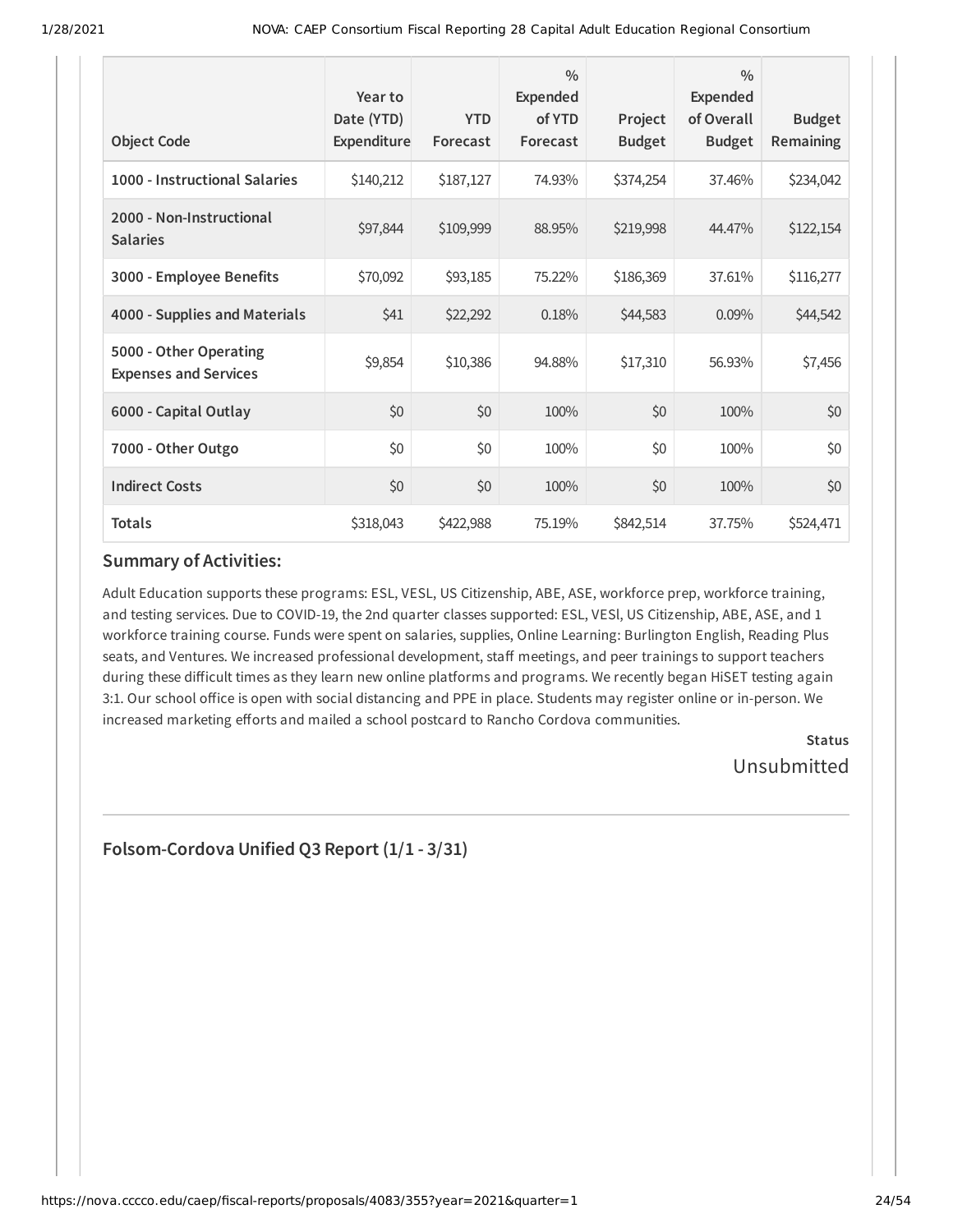| Object Code | Year to Date (YTD) Expenditure | YTD Forecast | % Expended of YTD Forecast | Project Budget | % Expended of Overall Budget | Budget Remaining |
|---|---|---|---|---|---|---|
| **1000 - Instructional Salaries** | $140,212 | $187,127 | 74.93% | $374,254 | 37.46% | $234,042 |
| **2000 - Non-Instructional Salaries** | $97,844 | $109,999 | 88.95% | $219,998 | 44.47% | $122,154 |
| **3000 - Employee Benefits** | $70,092 | $93,185 | 75.22% | $186,369 | 37.61% | $116,277 |
| **4000 - Supplies and Materials** | $41 | $22,292 | 0.18% | $44,583 | 0.09% | $44,542 |
| **5000 - Other Operating Expenses and Services** | $9,854 | $10,386 | 94.88% | $17,310 | 56.93% | $7,456 |
| **6000 - Capital Outlay** | $0 | $0 | 100% | $0 | 100% | $0 |
| **7000 - Other Outgo** | $0 | $0 | 100% | $0 | 100% | $0 |
| **Indirect Costs** | $0 | $0 | 100% | $0 | 100% | $0 |
| **Totals** | $318,043 | $422,988 | 75.19% | $842,514 | 37.75% | $524,471 |

### Summary of Activities:

Adult Education supports these programs: ESL, VESL, US Citizenship, ABE, ASE, workforce prep, workforce training, and testing services. Due to COVID-19, the 2nd quarter classes supported: ESL, VESl, US Citizenship, ABE, ASE, and 1 workforce training course. Funds were spent on salaries, supplies, Online Learning: Burlington English, Reading Plus seats, and Ventures. We increased professional development, staff meetings, and peer trainings to support teachers during these difficult times as they learn new online platforms and programs. We recently began HiSET testing again 3:1. Our school office is open with social distancing and PPE in place. Students may register online or in-person. We increased marketing efforts and mailed a school postcard to Rancho Cordova communities.

**Status**
Unsubmitted

### Folsom-Cordova Unified Q3 Report (1/1 - 3/31)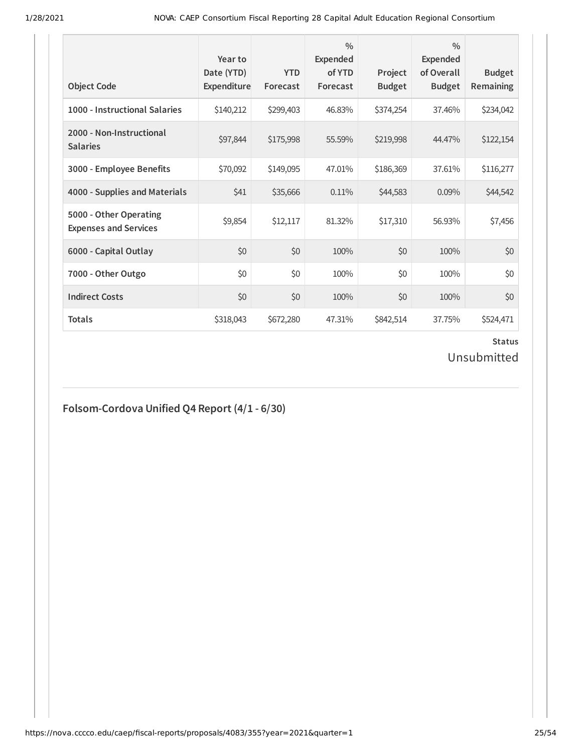| Object Code | Year to Date (YTD) Expenditure | YTD Forecast | % Expended of YTD Forecast | Project Budget | % Expended of Overall Budget | Budget Remaining |
|---|---|---|---|---|---|---|
| **1000 - Instructional Salaries** | $140,212 | $299,403 | 46.83% | $374,254 | 37.46% | $234,042 |
| **2000 - Non-Instructional Salaries** | $97,844 | $175,998 | 55.59% | $219,998 | 44.47% | $122,154 |
| **3000 - Employee Benefits** | $70,092 | $149,095 | 47.01% | $186,369 | 37.61% | $116,277 |
| **4000 - Supplies and Materials** | $41 | $35,666 | 0.11% | $44,583 | 0.09% | $44,542 |
| **5000 - Other Operating Expenses and Services** | $9,854 | $12,117 | 81.32% | $17,310 | 56.93% | $7,456 |
| **6000 - Capital Outlay** | $0 | $0 | 100% | $0 | 100% | $0 |
| **7000 - Other Outgo** | $0 | $0 | 100% | $0 | 100% | $0 |
| **Indirect Costs** | $0 | $0 | 100% | $0 | 100% | $0 |
| **Totals** | $318,043 | $672,280 | 47.31% | $842,514 | 37.75% | $524,471 |

**Status**

Unsubmitted

## Folsom-Cordova Unified Q4 Report (4/1 - 6/30)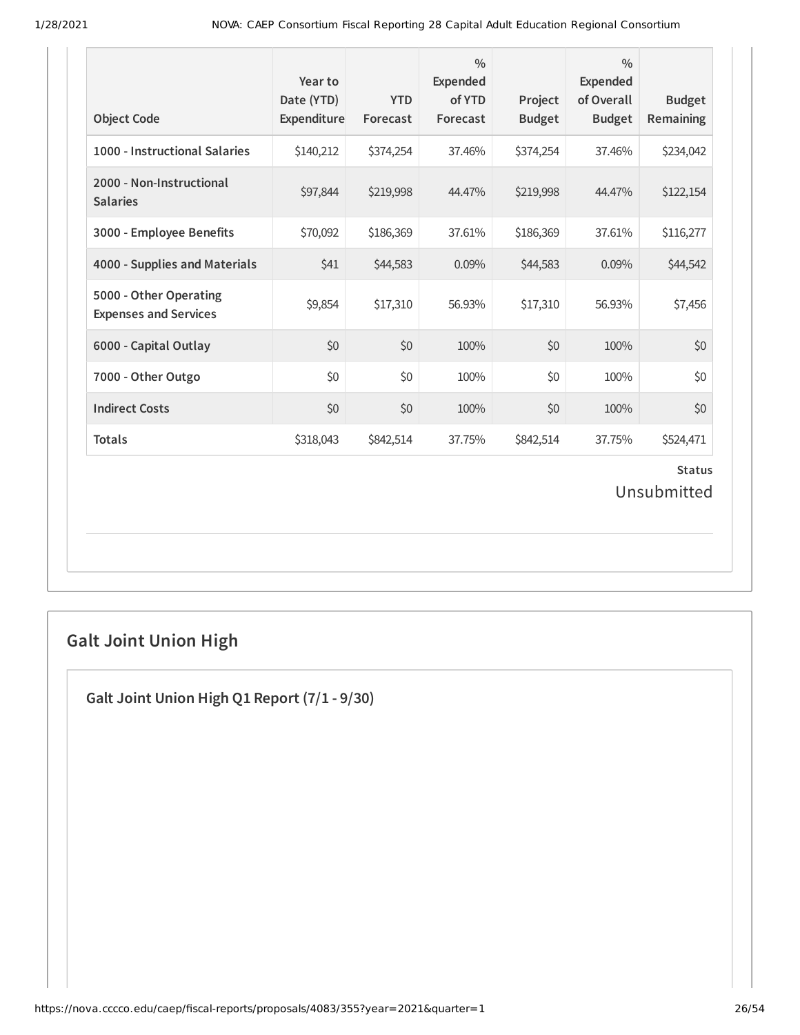| Object Code | Year to Date (YTD) Expenditure | YTD Forecast | % Expended of YTD Forecast | Project Budget | % Expended of Overall Budget | Budget Remaining |
|---|---|---|---|---|---|---|
| 1000 - Instructional Salaries | $140,212 | $374,254 | 37.46% | $374,254 | 37.46% | $234,042 |
| 2000 - Non-Instructional Salaries | $97,844 | $219,998 | 44.47% | $219,998 | 44.47% | $122,154 |
| 3000 - Employee Benefits | $70,092 | $186,369 | 37.61% | $186,369 | 37.61% | $116,277 |
| 4000 - Supplies and Materials | $41 | $44,583 | 0.09% | $44,583 | 0.09% | $44,542 |
| 5000 - Other Operating Expenses and Services | $9,854 | $17,310 | 56.93% | $17,310 | 56.93% | $7,456 |
| 6000 - Capital Outlay | $0 | $0 | 100% | $0 | 100% | $0 |
| 7000 - Other Outgo | $0 | $0 | 100% | $0 | 100% | $0 |
| Indirect Costs | $0 | $0 | 100% | $0 | 100% | $0 |
| Totals | $318,043 | $842,514 | 37.75% | $842,514 | 37.75% | $524,471 |

**Status**

Unsubmitted

## Galt Joint Union High

### Galt Joint Union High Q1 Report (7/1 - 9/30)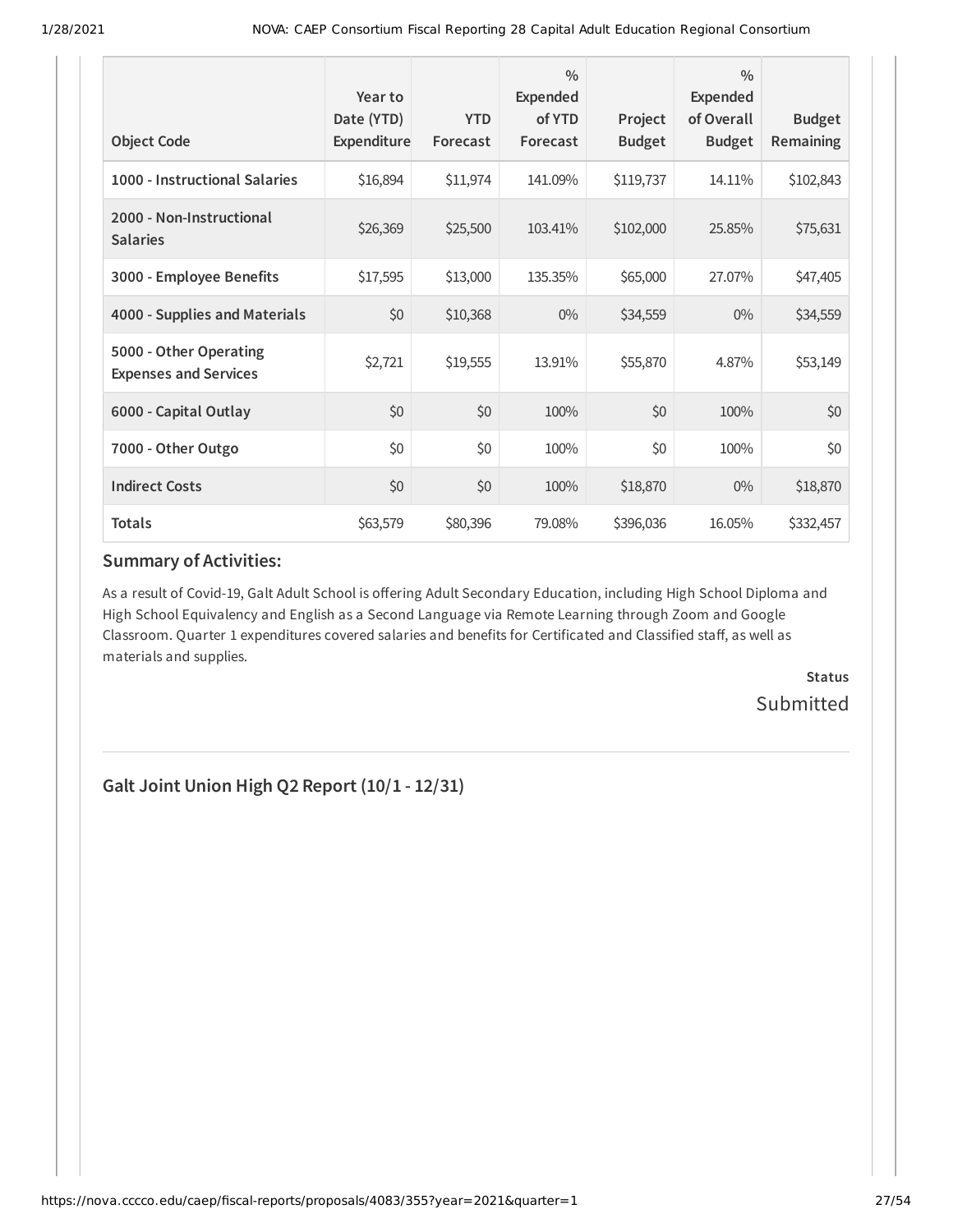| Object Code | Year to Date (YTD) Expenditure | YTD Forecast | % Expended of YTD Forecast | Project Budget | % Expended of Overall Budget | Budget Remaining |
|---|---|---|---|---|---|---|
| **1000 - Instructional Salaries** | $16,894 | $11,974 | 141.09% | $119,737 | 14.11% | $102,843 |
| **2000 - Non-Instructional Salaries** | $26,369 | $25,500 | 103.41% | $102,000 | 25.85% | $75,631 |
| **3000 - Employee Benefits** | $17,595 | $13,000 | 135.35% | $65,000 | 27.07% | $47,405 |
| **4000 - Supplies and Materials** | $0 | $10,368 | 0% | $34,559 | 0% | $34,559 |
| **5000 - Other Operating Expenses and Services** | $2,721 | $19,555 | 13.91% | $55,870 | 4.87% | $53,149 |
| **6000 - Capital Outlay** | $0 | $0 | 100% | $0 | 100% | $0 |
| **7000 - Other Outgo** | $0 | $0 | 100% | $0 | 100% | $0 |
| **Indirect Costs** | $0 | $0 | 100% | $18,870 | 0% | $18,870 |
| **Totals** | $63,579 | $80,396 | 79.08% | $396,036 | 16.05% | $332,457 |

### Summary of Activities:

As a result of Covid-19, Galt Adult School is offering Adult Secondary Education, including High School Diploma and High School Equivalency and English as a Second Language via Remote Learning through Zoom and Google Classroom. Quarter 1 expenditures covered salaries and benefits for Certificated and Classified staff, as well as materials and supplies.

**Status**

Submitted

---

### Galt Joint Union High Q2 Report (10/1 - 12/31)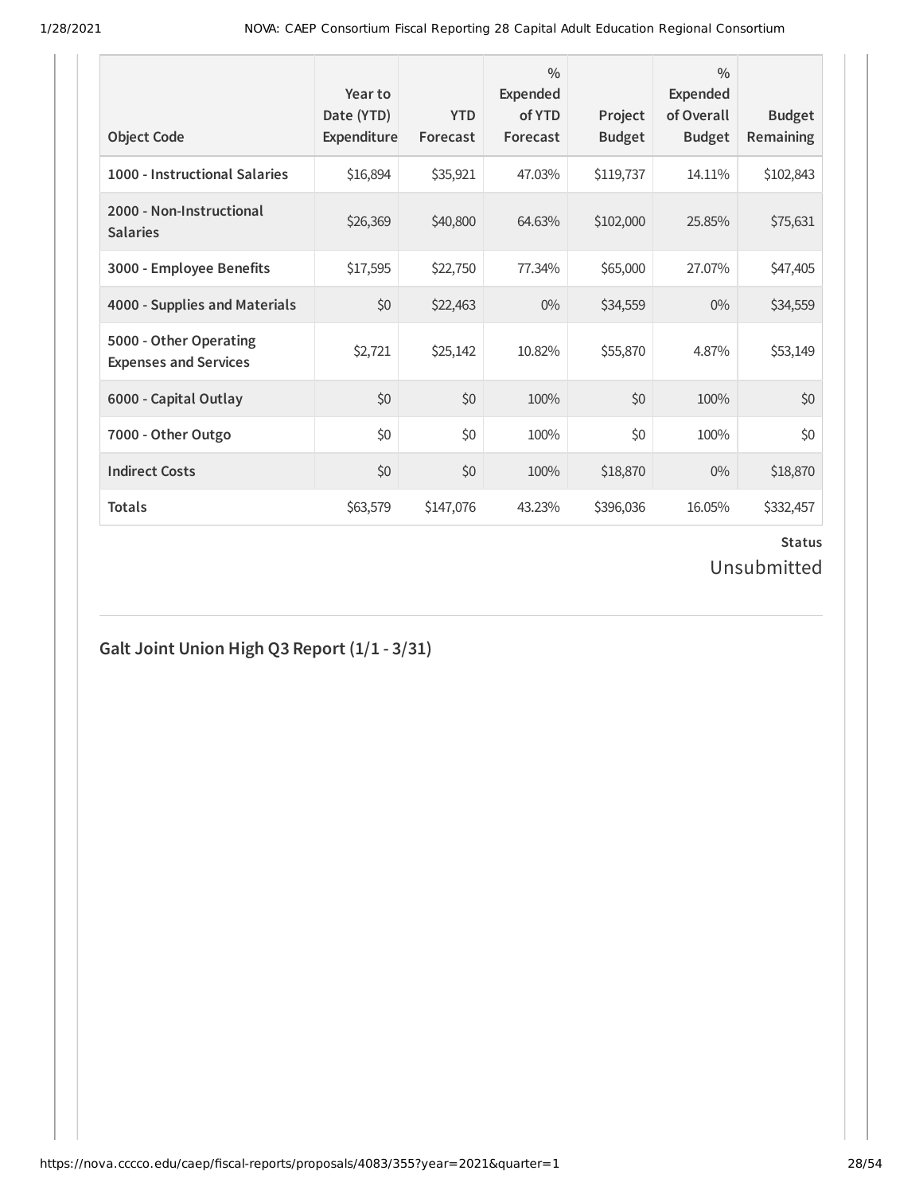| Object Code | Year to Date (YTD) Expenditure | YTD Forecast | % Expended of YTD Forecast | Project Budget | % Expended of Overall Budget | Budget Remaining |
|---|---|---|---|---|---|---|
| **1000 - Instructional Salaries** | $16,894 | $35,921 | 47.03% | $119,737 | 14.11% | $102,843 |
| **2000 - Non-Instructional Salaries** | $26,369 | $40,800 | 64.63% | $102,000 | 25.85% | $75,631 |
| **3000 - Employee Benefits** | $17,595 | $22,750 | 77.34% | $65,000 | 27.07% | $47,405 |
| **4000 - Supplies and Materials** | $0 | $22,463 | 0% | $34,559 | 0% | $34,559 |
| **5000 - Other Operating Expenses and Services** | $2,721 | $25,142 | 10.82% | $55,870 | 4.87% | $53,149 |
| **6000 - Capital Outlay** | $0 | $0 | 100% | $0 | 100% | $0 |
| **7000 - Other Outgo** | $0 | $0 | 100% | $0 | 100% | $0 |
| **Indirect Costs** | $0 | $0 | 100% | $18,870 | 0% | $18,870 |
| **Totals** | $63,579 | $147,076 | 43.23% | $396,036 | 16.05% | $332,457 |

**Status**

Unsubmitted

## Galt Joint Union High Q3 Report (1/1 - 3/31)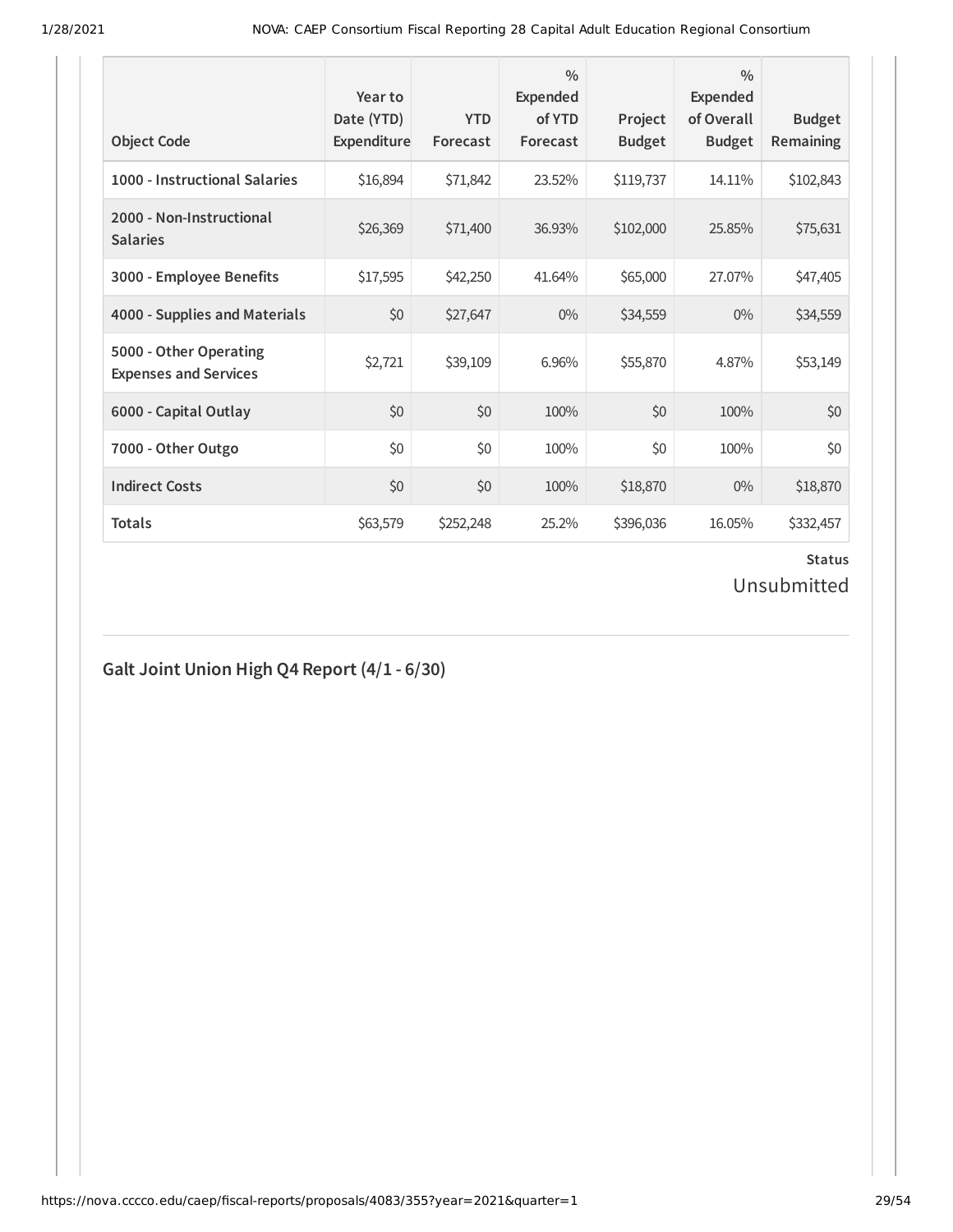| Object Code | Year to Date (YTD) Expenditure | YTD Forecast | % Expended of YTD Forecast | Project Budget | % Expended of Overall Budget | Budget Remaining |
|---|---|---|---|---|---|---|
| 1000 - Instructional Salaries | $16,894 | $71,842 | 23.52% | $119,737 | 14.11% | $102,843 |
| 2000 - Non-Instructional Salaries | $26,369 | $71,400 | 36.93% | $102,000 | 25.85% | $75,631 |
| 3000 - Employee Benefits | $17,595 | $42,250 | 41.64% | $65,000 | 27.07% | $47,405 |
| 4000 - Supplies and Materials | $0 | $27,647 | 0% | $34,559 | 0% | $34,559 |
| 5000 - Other Operating Expenses and Services | $2,721 | $39,109 | 6.96% | $55,870 | 4.87% | $53,149 |
| 6000 - Capital Outlay | $0 | $0 | 100% | $0 | 100% | $0 |
| 7000 - Other Outgo | $0 | $0 | 100% | $0 | 100% | $0 |
| Indirect Costs | $0 | $0 | 100% | $18,870 | 0% | $18,870 |
| Totals | $63,579 | $252,248 | 25.2% | $396,036 | 16.05% | $332,457 |

**Status**

Unsubmitted

## Galt Joint Union High Q4 Report (4/1 - 6/30)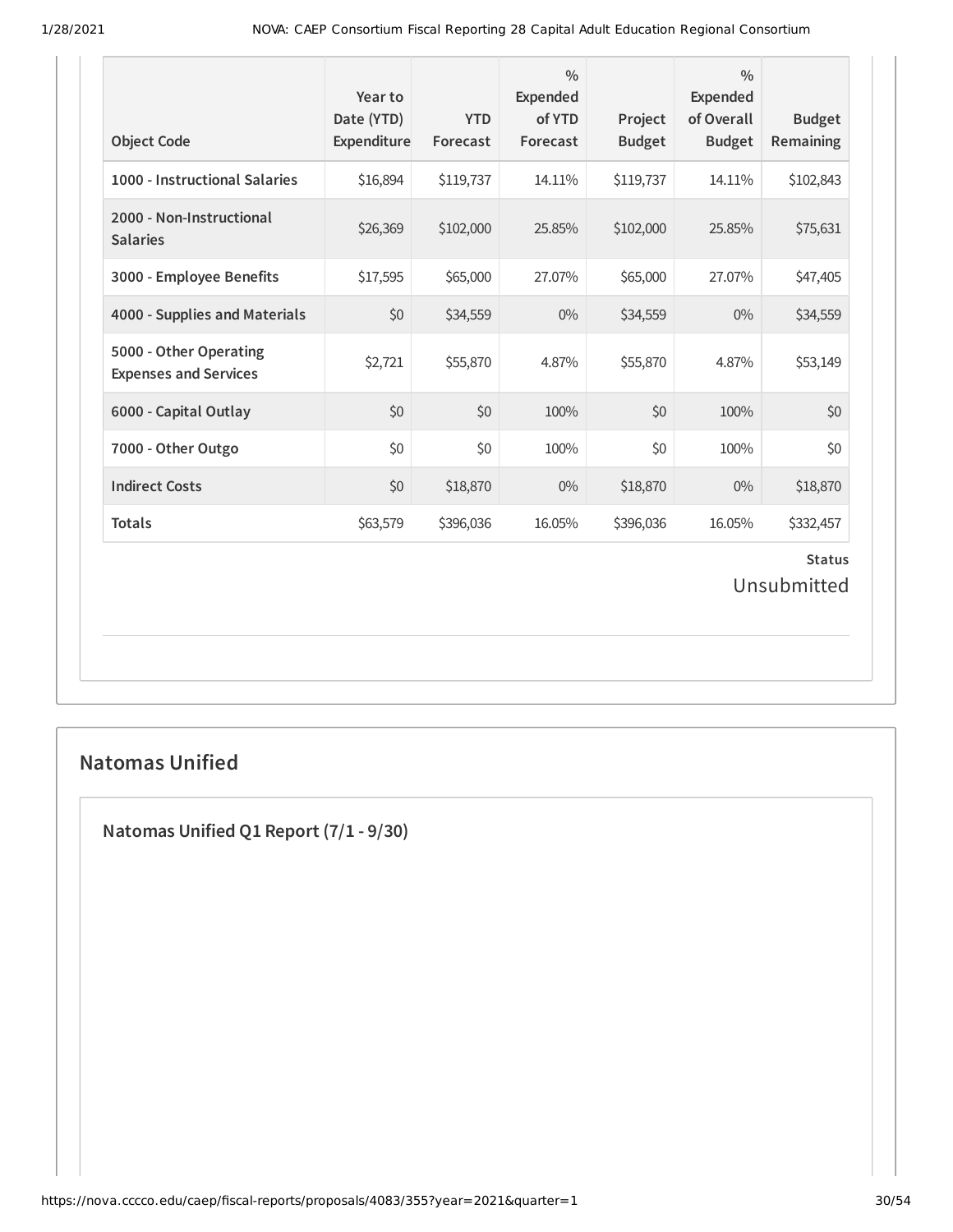| Object Code | Year to Date (YTD) Expenditure | YTD Forecast | % Expended of YTD Forecast | Project Budget | % Expended of Overall Budget | Budget Remaining |
|---|---|---|---|---|---|---|
| 1000 - Instructional Salaries | $16,894 | $119,737 | 14.11% | $119,737 | 14.11% | $102,843 |
| 2000 - Non-Instructional Salaries | $26,369 | $102,000 | 25.85% | $102,000 | 25.85% | $75,631 |
| 3000 - Employee Benefits | $17,595 | $65,000 | 27.07% | $65,000 | 27.07% | $47,405 |
| 4000 - Supplies and Materials | $0 | $34,559 | 0% | $34,559 | 0% | $34,559 |
| 5000 - Other Operating Expenses and Services | $2,721 | $55,870 | 4.87% | $55,870 | 4.87% | $53,149 |
| 6000 - Capital Outlay | $0 | $0 | 100% | $0 | 100% | $0 |
| 7000 - Other Outgo | $0 | $0 | 100% | $0 | 100% | $0 |
| Indirect Costs | $0 | $18,870 | 0% | $18,870 | 0% | $18,870 |
| Totals | $63,579 | $396,036 | 16.05% | $396,036 | 16.05% | $332,457 |

**Status**

Unsubmitted

## Natomas Unified

### Natomas Unified Q1 Report (7/1 - 9/30)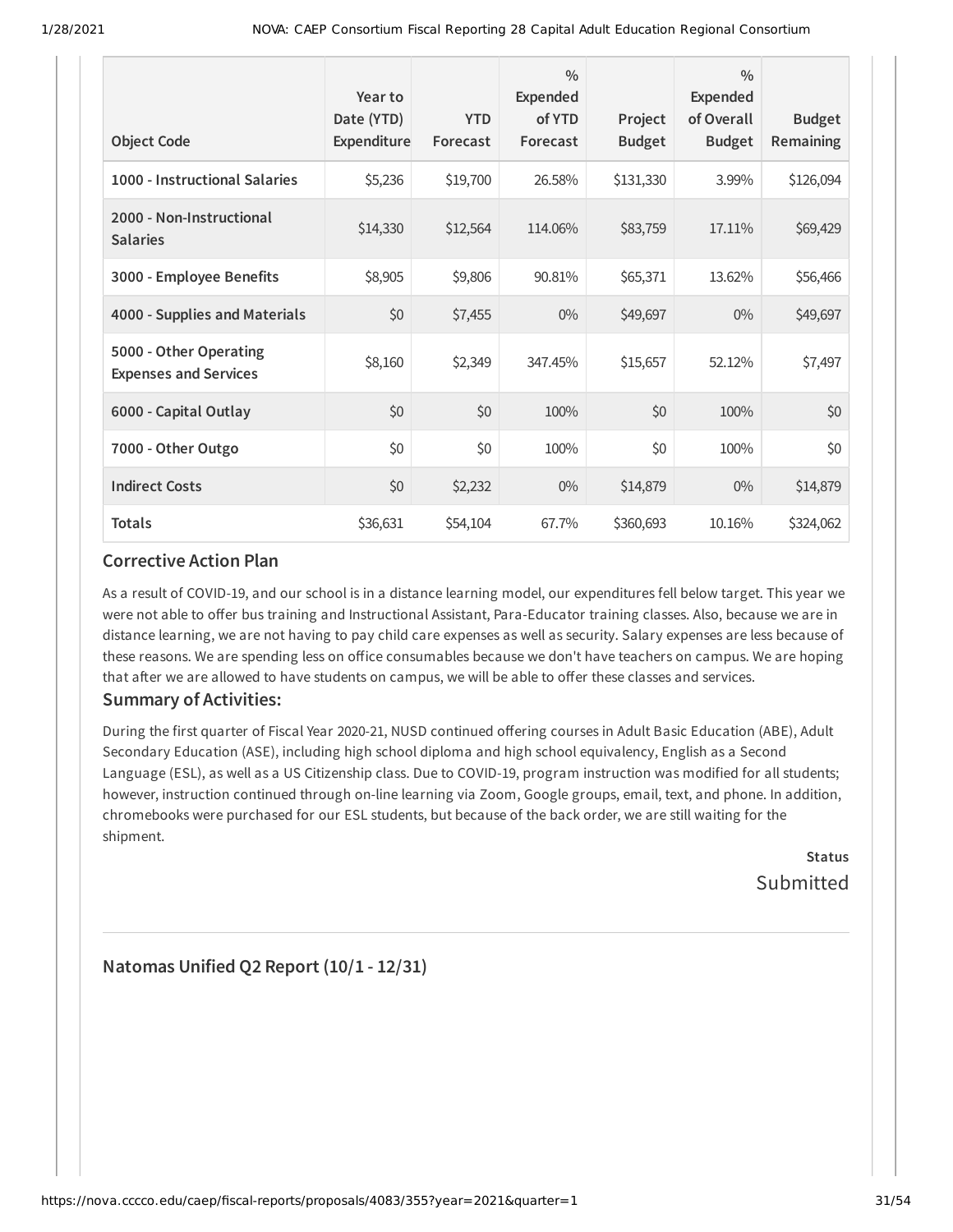| Object Code | Year to Date (YTD) Expenditure | YTD Forecast | % Expended of YTD Forecast | Project Budget | % Expended of Overall Budget | Budget Remaining |
|---|---|---|---|---|---|---|
| **1000 - Instructional Salaries** | $5,236 | $19,700 | 26.58% | $131,330 | 3.99% | $126,094 |
| **2000 - Non-Instructional Salaries** | $14,330 | $12,564 | 114.06% | $83,759 | 17.11% | $69,429 |
| **3000 - Employee Benefits** | $8,905 | $9,806 | 90.81% | $65,371 | 13.62% | $56,466 |
| **4000 - Supplies and Materials** | $0 | $7,455 | 0% | $49,697 | 0% | $49,697 |
| **5000 - Other Operating Expenses and Services** | $8,160 | $2,349 | 347.45% | $15,657 | 52.12% | $7,497 |
| **6000 - Capital Outlay** | $0 | $0 | 100% | $0 | 100% | $0 |
| **7000 - Other Outgo** | $0 | $0 | 100% | $0 | 100% | $0 |
| **Indirect Costs** | $0 | $2,232 | 0% | $14,879 | 0% | $14,879 |
| **Totals** | $36,631 | $54,104 | 67.7% | $360,693 | 10.16% | $324,062 |

### Corrective Action Plan

As a result of COVID-19, and our school is in a distance learning model, our expenditures fell below target. This year we were not able to offer bus training and Instructional Assistant, Para-Educator training classes. Also, because we are in distance learning, we are not having to pay child care expenses as well as security. Salary expenses are less because of these reasons. We are spending less on office consumables because we don't have teachers on campus. We are hoping that after we are allowed to have students on campus, we will be able to offer these classes and services.

### Summary of Activities:

During the first quarter of Fiscal Year 2020-21, NUSD continued offering courses in Adult Basic Education (ABE), Adult Secondary Education (ASE), including high school diploma and high school equivalency, English as a Second Language (ESL), as well as a US Citizenship class. Due to COVID-19, program instruction was modified for all students; however, instruction continued through on-line learning via Zoom, Google groups, email, text, and phone. In addition, chromebooks were purchased for our ESL students, but because of the back order, we are still waiting for the shipment.

**Status**
Submitted

## Natomas Unified Q2 Report (10/1 - 12/31)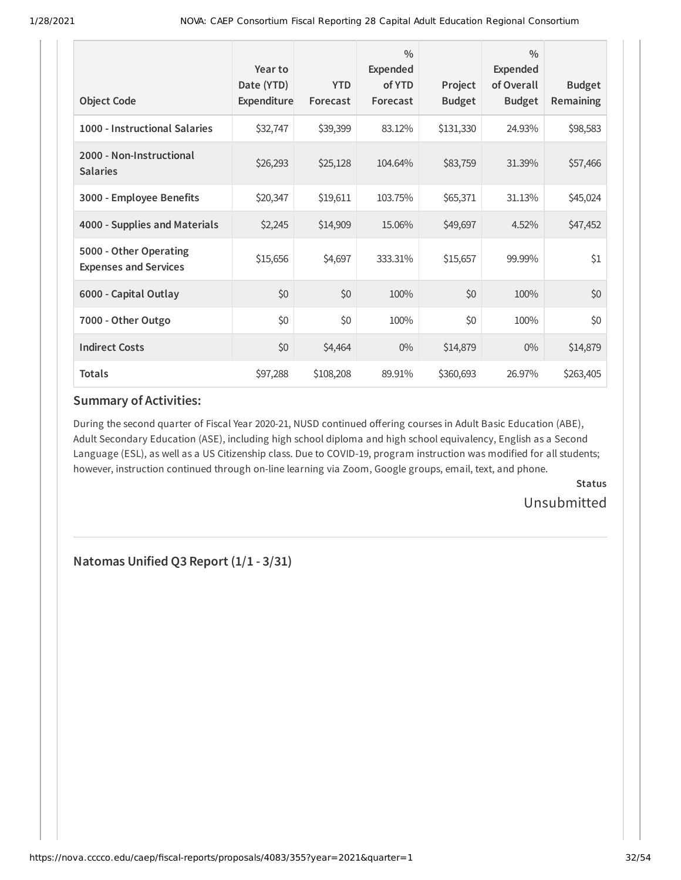| Object Code | Year to Date (YTD) Expenditure | YTD Forecast | % Expended of YTD Forecast | Project Budget | % Expended of Overall Budget | Budget Remaining |
|---|---|---|---|---|---|---|
| **1000 - Instructional Salaries** | $32,747 | $39,399 | 83.12% | $131,330 | 24.93% | $98,583 |
| **2000 - Non-Instructional Salaries** | $26,293 | $25,128 | 104.64% | $83,759 | 31.39% | $57,466 |
| **3000 - Employee Benefits** | $20,347 | $19,611 | 103.75% | $65,371 | 31.13% | $45,024 |
| **4000 - Supplies and Materials** | $2,245 | $14,909 | 15.06% | $49,697 | 4.52% | $47,452 |
| **5000 - Other Operating Expenses and Services** | $15,656 | $4,697 | 333.31% | $15,657 | 99.99% | $1 |
| **6000 - Capital Outlay** | $0 | $0 | 100% | $0 | 100% | $0 |
| **7000 - Other Outgo** | $0 | $0 | 100% | $0 | 100% | $0 |
| **Indirect Costs** | $0 | $4,464 | 0% | $14,879 | 0% | $14,879 |
| **Totals** | $97,288 | $108,208 | 89.91% | $360,693 | 26.97% | $263,405 |

### Summary of Activities:

During the second quarter of Fiscal Year 2020-21, NUSD continued offering courses in Adult Basic Education (ABE), Adult Secondary Education (ASE), including high school diploma and high school equivalency, English as a Second Language (ESL), as well as a US Citizenship class. Due to COVID-19, program instruction was modified for all students; however, instruction continued through on-line learning via Zoom, Google groups, email, text, and phone.

**Status**

Unsubmitted

---

### Natomas Unified Q3 Report (1/1 - 3/31)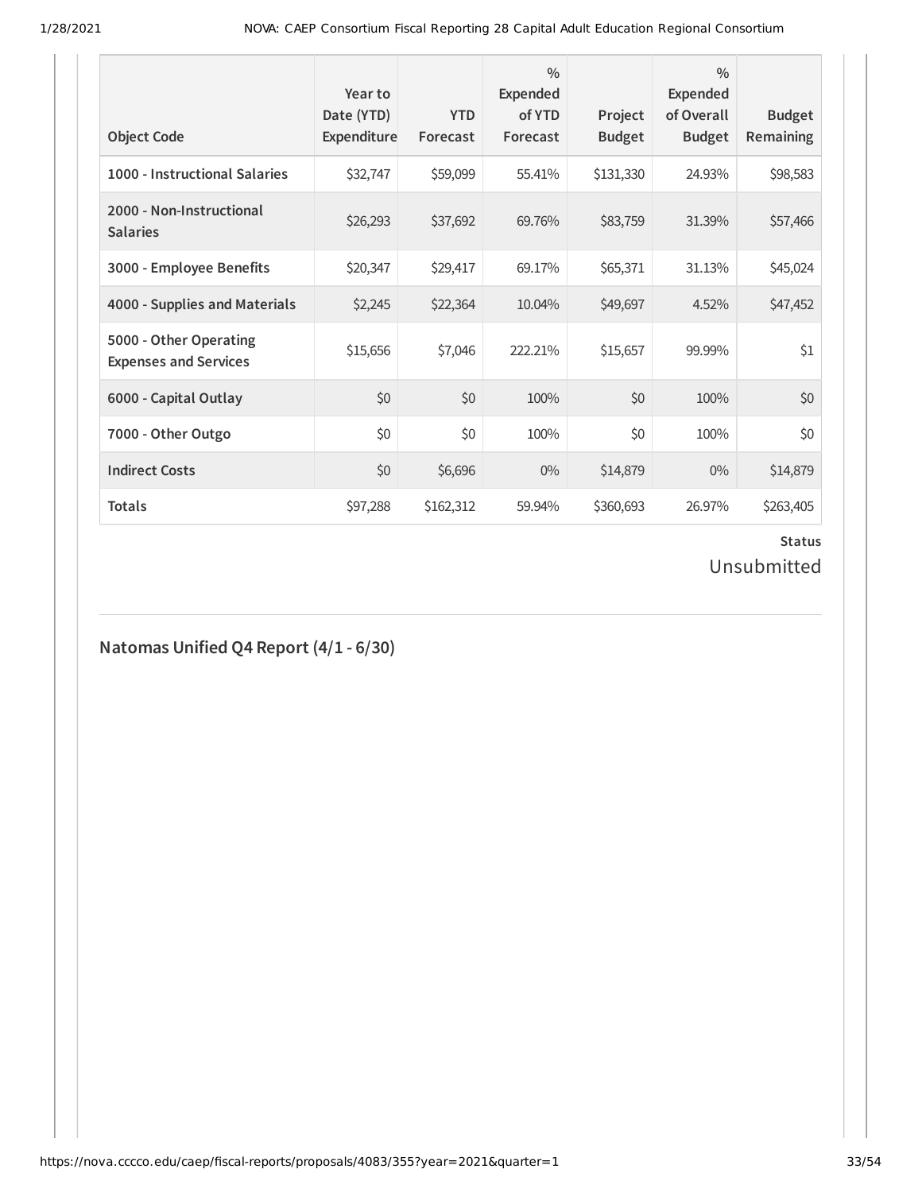| Object Code | Year to Date (YTD) Expenditure | YTD Forecast | % Expended of YTD Forecast | Project Budget | % Expended of Overall Budget | Budget Remaining |
|---|---|---|---|---|---|---|
| 1000 - Instructional Salaries | $32,747 | $59,099 | 55.41% | $131,330 | 24.93% | $98,583 |
| 2000 - Non-Instructional Salaries | $26,293 | $37,692 | 69.76% | $83,759 | 31.39% | $57,466 |
| 3000 - Employee Benefits | $20,347 | $29,417 | 69.17% | $65,371 | 31.13% | $45,024 |
| 4000 - Supplies and Materials | $2,245 | $22,364 | 10.04% | $49,697 | 4.52% | $47,452 |
| 5000 - Other Operating Expenses and Services | $15,656 | $7,046 | 222.21% | $15,657 | 99.99% | $1 |
| 6000 - Capital Outlay | $0 | $0 | 100% | $0 | 100% | $0 |
| 7000 - Other Outgo | $0 | $0 | 100% | $0 | 100% | $0 |
| Indirect Costs | $0 | $6,696 | 0% | $14,879 | 0% | $14,879 |
| Totals | $97,288 | $162,312 | 59.94% | $360,693 | 26.97% | $263,405 |

**Status**

Unsubmitted

## Natomas Unified Q4 Report (4/1 - 6/30)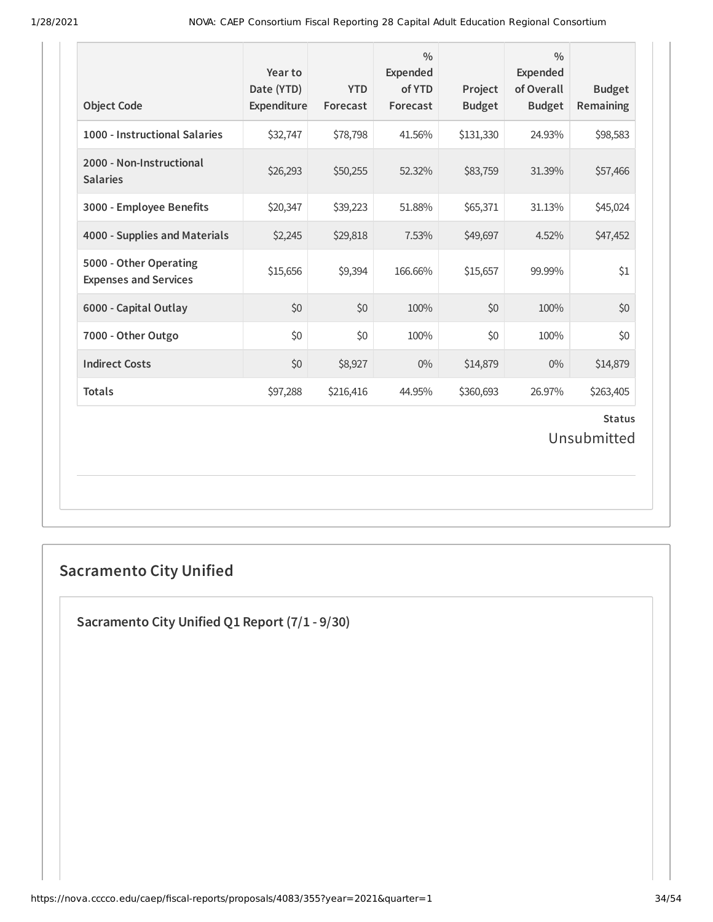| Object Code | Year to Date (YTD) Expenditure | YTD Forecast | % Expended of YTD Forecast | Project Budget | % Expended of Overall Budget | Budget Remaining |
|---|---|---|---|---|---|---|
| **1000 - Instructional Salaries** | $32,747 | $78,798 | 41.56% | $131,330 | 24.93% | $98,583 |
| **2000 - Non-Instructional Salaries** | $26,293 | $50,255 | 52.32% | $83,759 | 31.39% | $57,466 |
| **3000 - Employee Benefits** | $20,347 | $39,223 | 51.88% | $65,371 | 31.13% | $45,024 |
| **4000 - Supplies and Materials** | $2,245 | $29,818 | 7.53% | $49,697 | 4.52% | $47,452 |
| **5000 - Other Operating Expenses and Services** | $15,656 | $9,394 | 166.66% | $15,657 | 99.99% | $1 |
| **6000 - Capital Outlay** | $0 | $0 | 100% | $0 | 100% | $0 |
| **7000 - Other Outgo** | $0 | $0 | 100% | $0 | 100% | $0 |
| **Indirect Costs** | $0 | $8,927 | 0% | $14,879 | 0% | $14,879 |
| **Totals** | $97,288 | $216,416 | 44.95% | $360,693 | 26.97% | $263,405 |

**Status**

Unsubmitted

## Sacramento City Unified

### Sacramento City Unified Q1 Report (7/1 - 9/30)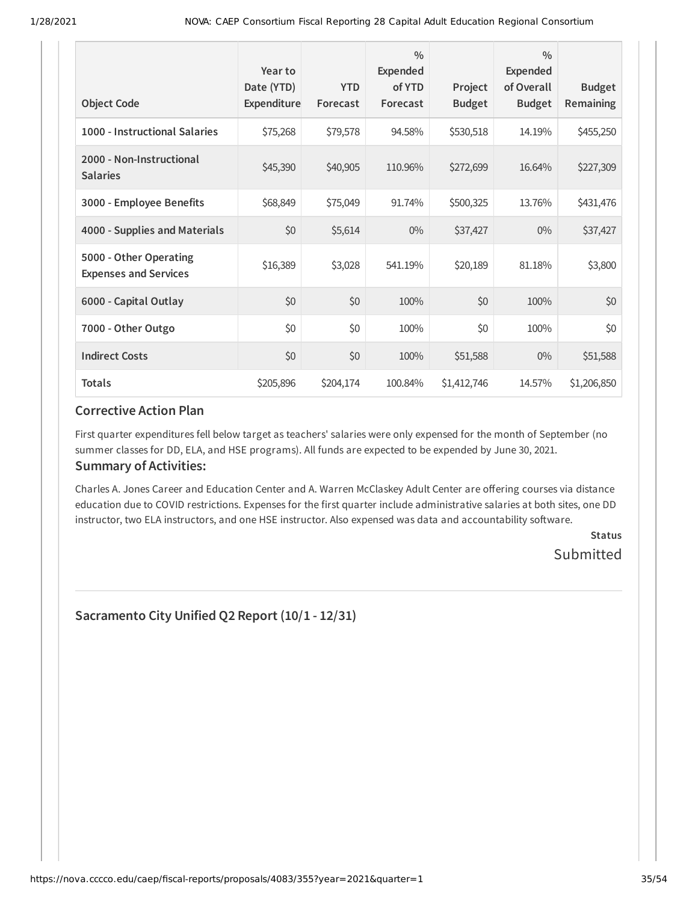| Object Code | Year to Date (YTD) Expenditure | YTD Forecast | % Expended of YTD Forecast | Project Budget | % Expended of Overall Budget | Budget Remaining |
|---|---|---|---|---|---|---|
| **1000 - Instructional Salaries** | $75,268 | $79,578 | 94.58% | $530,518 | 14.19% | $455,250 |
| **2000 - Non-Instructional Salaries** | $45,390 | $40,905 | 110.96% | $272,699 | 16.64% | $227,309 |
| **3000 - Employee Benefits** | $68,849 | $75,049 | 91.74% | $500,325 | 13.76% | $431,476 |
| **4000 - Supplies and Materials** | $0 | $5,614 | 0% | $37,427 | 0% | $37,427 |
| **5000 - Other Operating Expenses and Services** | $16,389 | $3,028 | 541.19% | $20,189 | 81.18% | $3,800 |
| **6000 - Capital Outlay** | $0 | $0 | 100% | $0 | 100% | $0 |
| **7000 - Other Outgo** | $0 | $0 | 100% | $0 | 100% | $0 |
| **Indirect Costs** | $0 | $0 | 100% | $51,588 | 0% | $51,588 |
| **Totals** | $205,896 | $204,174 | 100.84% | $1,412,746 | 14.57% | $1,206,850 |

### Corrective Action Plan

First quarter expenditures fell below target as teachers' salaries were only expensed for the month of September (no summer classes for DD, ELA, and HSE programs). All funds are expected to be expended by June 30, 2021.

### Summary of Activities:

Charles A. Jones Career and Education Center and A. Warren McClaskey Adult Center are offering courses via distance education due to COVID restrictions. Expenses for the first quarter include administrative salaries at both sites, one DD instructor, two ELA instructors, and one HSE instructor. Also expensed was data and accountability software.

**Status**

Submitted

---

### Sacramento City Unified Q2 Report (10/1 - 12/31)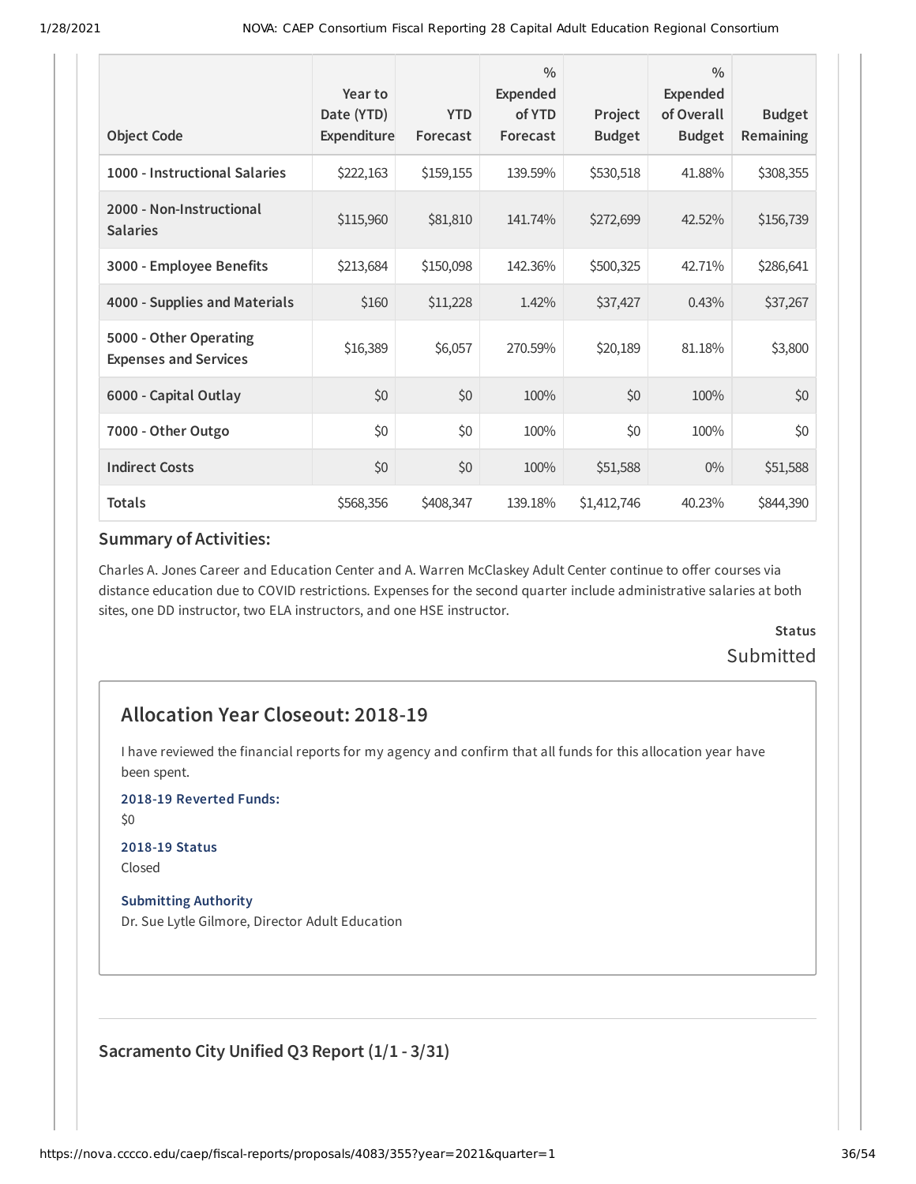| Object Code | Year to Date (YTD) Expenditure | YTD Forecast | % Expended of YTD Forecast | Project Budget | % Expended of Overall Budget | Budget Remaining |
|---|---|---|---|---|---|---|
| 1000 - Instructional Salaries | $222,163 | $159,155 | 139.59% | $530,518 | 41.88% | $308,355 |
| 2000 - Non-Instructional Salaries | $115,960 | $81,810 | 141.74% | $272,699 | 42.52% | $156,739 |
| 3000 - Employee Benefits | $213,684 | $150,098 | 142.36% | $500,325 | 42.71% | $286,641 |
| 4000 - Supplies and Materials | $160 | $11,228 | 1.42% | $37,427 | 0.43% | $37,267 |
| 5000 - Other Operating Expenses and Services | $16,389 | $6,057 | 270.59% | $20,189 | 81.18% | $3,800 |
| 6000 - Capital Outlay | $0 | $0 | 100% | $0 | 100% | $0 |
| 7000 - Other Outgo | $0 | $0 | 100% | $0 | 100% | $0 |
| Indirect Costs | $0 | $0 | 100% | $51,588 | 0% | $51,588 |
| Totals | $568,356 | $408,347 | 139.18% | $1,412,746 | 40.23% | $844,390 |

### Summary of Activities:

Charles A. Jones Career and Education Center and A. Warren McClaskey Adult Center continue to offer courses via distance education due to COVID restrictions. Expenses for the second quarter include administrative salaries at both sites, one DD instructor, two ELA instructors, and one HSE instructor.

**Status**
Submitted

## Allocation Year Closeout: 2018-19

I have reviewed the financial reports for my agency and confirm that all funds for this allocation year have been spent.

**2018-19 Reverted Funds:**
$0

**2018-19 Status**
Closed

**Submitting Authority**
Dr. Sue Lytle Gilmore, Director Adult Education

## Sacramento City Unified Q3 Report (1/1 - 3/31)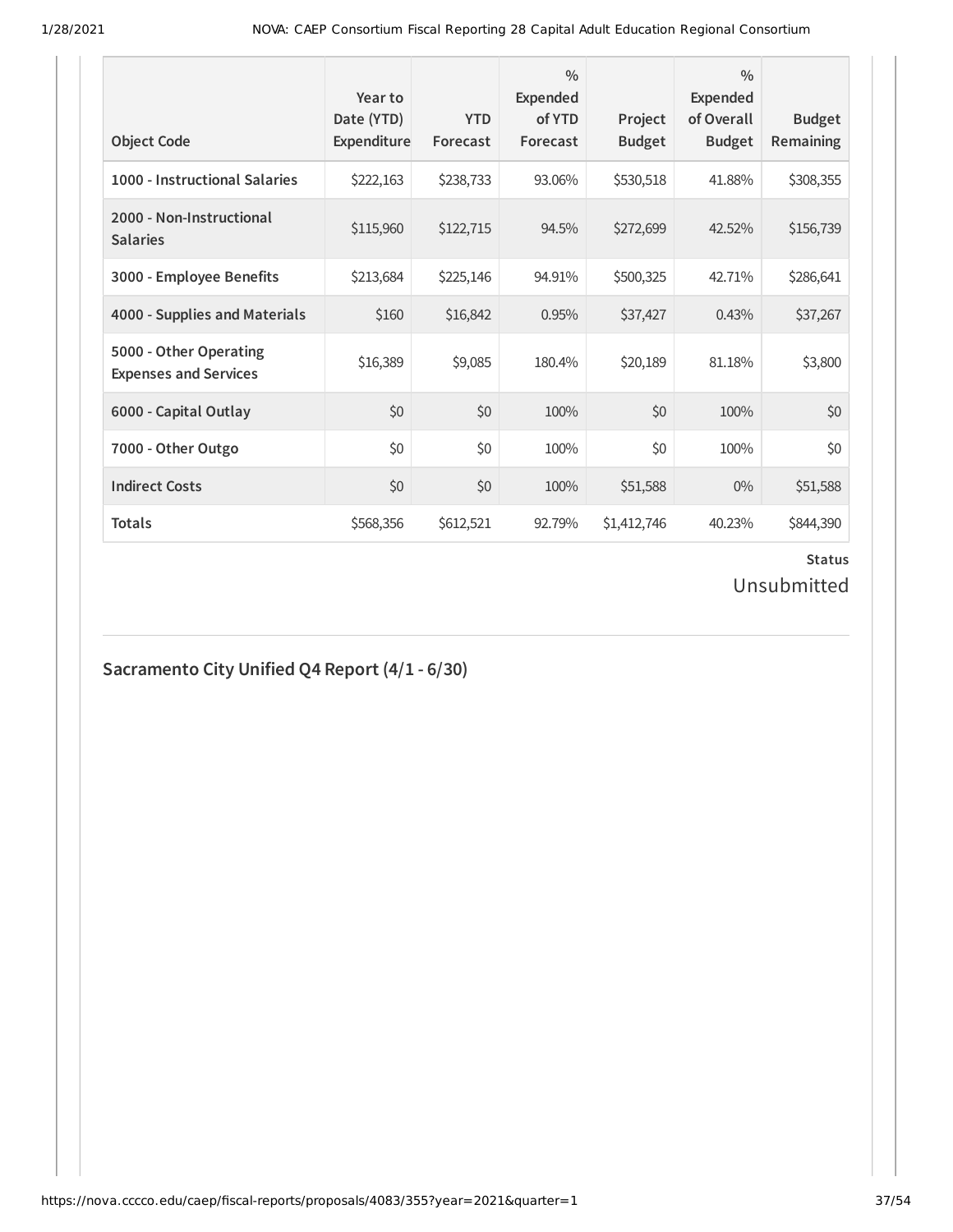| Object Code | Year to Date (YTD) Expenditure | YTD Forecast | % Expended of YTD Forecast | Project Budget | % Expended of Overall Budget | Budget Remaining |
|---|---|---|---|---|---|---|
| 1000 - Instructional Salaries | $222,163 | $238,733 | 93.06% | $530,518 | 41.88% | $308,355 |
| 2000 - Non-Instructional Salaries | $115,960 | $122,715 | 94.5% | $272,699 | 42.52% | $156,739 |
| 3000 - Employee Benefits | $213,684 | $225,146 | 94.91% | $500,325 | 42.71% | $286,641 |
| 4000 - Supplies and Materials | $160 | $16,842 | 0.95% | $37,427 | 0.43% | $37,267 |
| 5000 - Other Operating Expenses and Services | $16,389 | $9,085 | 180.4% | $20,189 | 81.18% | $3,800 |
| 6000 - Capital Outlay | $0 | $0 | 100% | $0 | 100% | $0 |
| 7000 - Other Outgo | $0 | $0 | 100% | $0 | 100% | $0 |
| Indirect Costs | $0 | $0 | 100% | $51,588 | 0% | $51,588 |
| Totals | $568,356 | $612,521 | 92.79% | $1,412,746 | 40.23% | $844,390 |

**Status**

Unsubmitted

## Sacramento City Unified Q4 Report (4/1 - 6/30)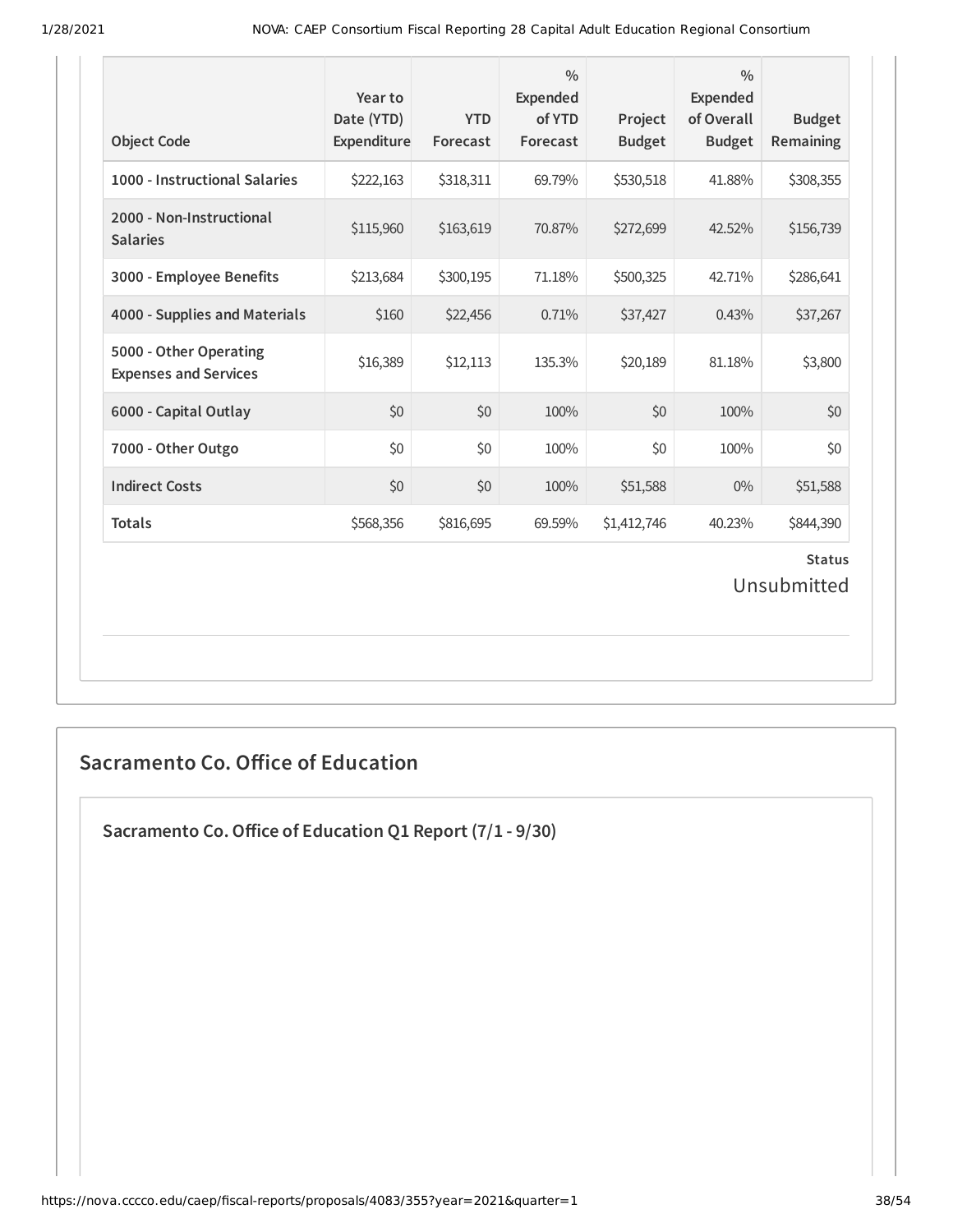| Object Code | Year to Date (YTD) Expenditure | YTD Forecast | % Expended of YTD Forecast | Project Budget | % Expended of Overall Budget | Budget Remaining |
|---|---|---|---|---|---|---|
| **1000 - Instructional Salaries** | $222,163 | $318,311 | 69.79% | $530,518 | 41.88% | $308,355 |
| **2000 - Non-Instructional Salaries** | $115,960 | $163,619 | 70.87% | $272,699 | 42.52% | $156,739 |
| **3000 - Employee Benefits** | $213,684 | $300,195 | 71.18% | $500,325 | 42.71% | $286,641 |
| **4000 - Supplies and Materials** | $160 | $22,456 | 0.71% | $37,427 | 0.43% | $37,267 |
| **5000 - Other Operating Expenses and Services** | $16,389 | $12,113 | 135.3% | $20,189 | 81.18% | $3,800 |
| **6000 - Capital Outlay** | $0 | $0 | 100% | $0 | 100% | $0 |
| **7000 - Other Outgo** | $0 | $0 | 100% | $0 | 100% | $0 |
| **Indirect Costs** | $0 | $0 | 100% | $51,588 | 0% | $51,588 |
| **Totals** | $568,356 | $816,695 | 69.59% | $1,412,746 | 40.23% | $844,390 |

**Status**

Unsubmitted

## Sacramento Co. Office of Education

### Sacramento Co. Office of Education Q1 Report (7/1 - 9/30)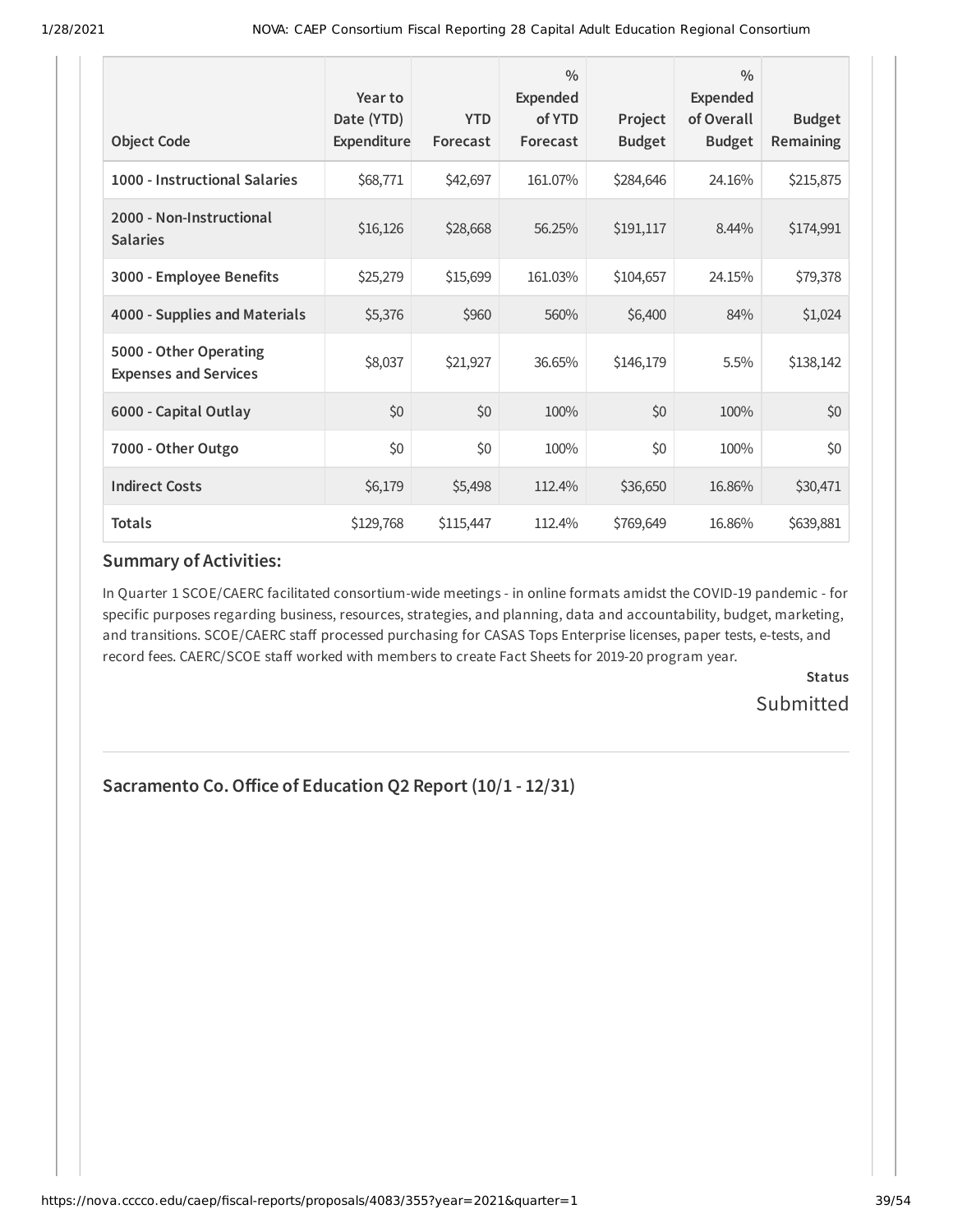| Object Code | Year to Date (YTD) Expenditure | YTD Forecast | % Expended of YTD Forecast | Project Budget | % Expended of Overall Budget | Budget Remaining |
|---|---|---|---|---|---|---|
| **1000 - Instructional Salaries** | $68,771 | $42,697 | 161.07% | $284,646 | 24.16% | $215,875 |
| **2000 - Non-Instructional Salaries** | $16,126 | $28,668 | 56.25% | $191,117 | 8.44% | $174,991 |
| **3000 - Employee Benefits** | $25,279 | $15,699 | 161.03% | $104,657 | 24.15% | $79,378 |
| **4000 - Supplies and Materials** | $5,376 | $960 | 560% | $6,400 | 84% | $1,024 |
| **5000 - Other Operating Expenses and Services** | $8,037 | $21,927 | 36.65% | $146,179 | 5.5% | $138,142 |
| **6000 - Capital Outlay** | $0 | $0 | 100% | $0 | 100% | $0 |
| **7000 - Other Outgo** | $0 | $0 | 100% | $0 | 100% | $0 |
| **Indirect Costs** | $6,179 | $5,498 | 112.4% | $36,650 | 16.86% | $30,471 |
| **Totals** | $129,768 | $115,447 | 112.4% | $769,649 | 16.86% | $639,881 |

### Summary of Activities:

In Quarter 1 SCOE/CAERC facilitated consortium-wide meetings - in online formats amidst the COVID-19 pandemic - for specific purposes regarding business, resources, strategies, and planning, data and accountability, budget, marketing, and transitions. SCOE/CAERC staff processed purchasing for CASAS Tops Enterprise licenses, paper tests, e-tests, and record fees. CAERC/SCOE staff worked with members to create Fact Sheets for 2019-20 program year.

**Status**

Submitted

---

## Sacramento Co. Office of Education Q2 Report (10/1 - 12/31)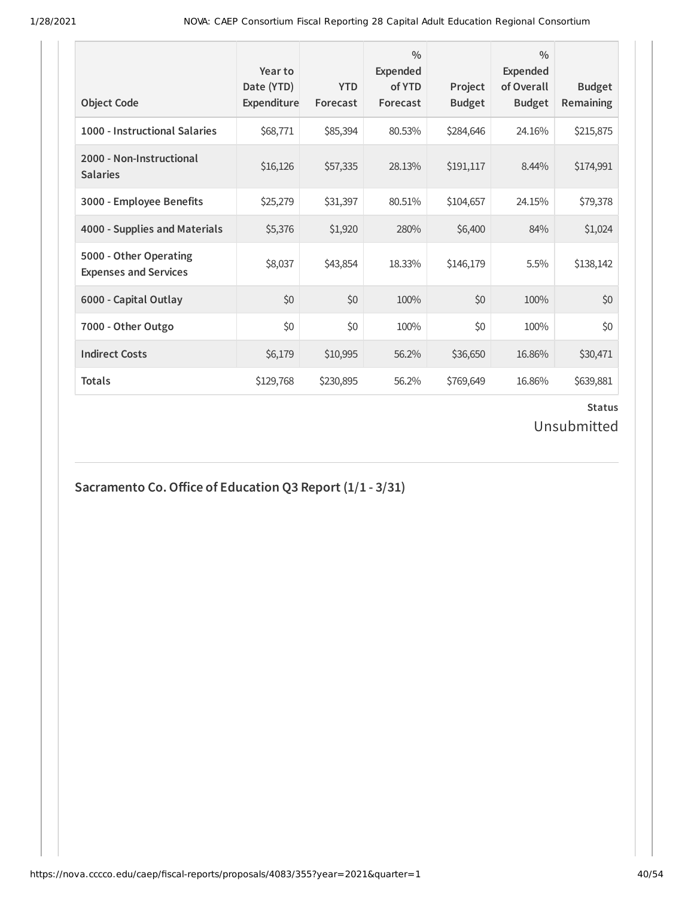| Object Code | Year to Date (YTD) Expenditure | YTD Forecast | % Expended of YTD Forecast | Project Budget | % Expended of Overall Budget | Budget Remaining |
|---|---|---|---|---|---|---|
| 1000 - Instructional Salaries | $68,771 | $85,394 | 80.53% | $284,646 | 24.16% | $215,875 |
| 2000 - Non-Instructional Salaries | $16,126 | $57,335 | 28.13% | $191,117 | 8.44% | $174,991 |
| 3000 - Employee Benefits | $25,279 | $31,397 | 80.51% | $104,657 | 24.15% | $79,378 |
| 4000 - Supplies and Materials | $5,376 | $1,920 | 280% | $6,400 | 84% | $1,024 |
| 5000 - Other Operating Expenses and Services | $8,037 | $43,854 | 18.33% | $146,179 | 5.5% | $138,142 |
| 6000 - Capital Outlay | $0 | $0 | 100% | $0 | 100% | $0 |
| 7000 - Other Outgo | $0 | $0 | 100% | $0 | 100% | $0 |
| Indirect Costs | $6,179 | $10,995 | 56.2% | $36,650 | 16.86% | $30,471 |
| Totals | $129,768 | $230,895 | 56.2% | $769,649 | 16.86% | $639,881 |

**Status**

Unsubmitted

## Sacramento Co. Office of Education Q3 Report (1/1 - 3/31)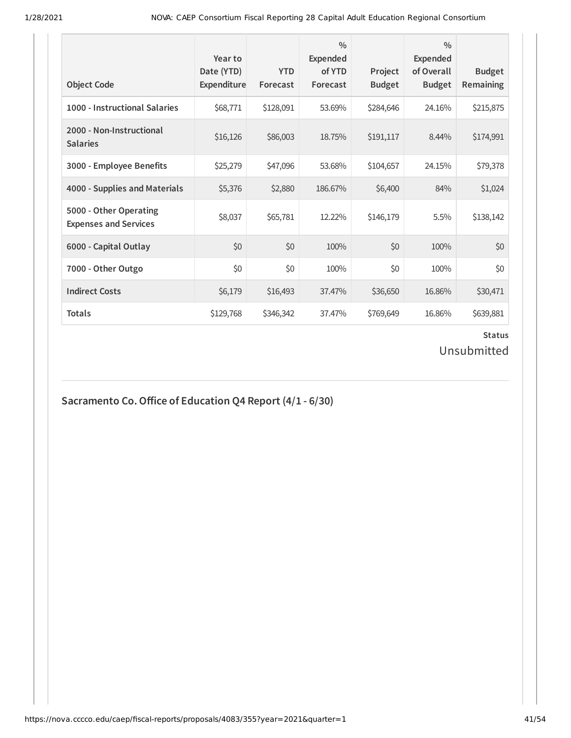| Object Code | Year to Date (YTD) Expenditure | YTD Forecast | % Expended of YTD Forecast | Project Budget | % Expended of Overall Budget | Budget Remaining |
|---|---|---|---|---|---|---|
| 1000 - Instructional Salaries | $68,771 | $128,091 | 53.69% | $284,646 | 24.16% | $215,875 |
| 2000 - Non-Instructional Salaries | $16,126 | $86,003 | 18.75% | $191,117 | 8.44% | $174,991 |
| 3000 - Employee Benefits | $25,279 | $47,096 | 53.68% | $104,657 | 24.15% | $79,378 |
| 4000 - Supplies and Materials | $5,376 | $2,880 | 186.67% | $6,400 | 84% | $1,024 |
| 5000 - Other Operating Expenses and Services | $8,037 | $65,781 | 12.22% | $146,179 | 5.5% | $138,142 |
| 6000 - Capital Outlay | $0 | $0 | 100% | $0 | 100% | $0 |
| 7000 - Other Outgo | $0 | $0 | 100% | $0 | 100% | $0 |
| Indirect Costs | $6,179 | $16,493 | 37.47% | $36,650 | 16.86% | $30,471 |
| Totals | $129,768 | $346,342 | 37.47% | $769,649 | 16.86% | $639,881 |

**Status**

Unsubmitted

## Sacramento Co. Office of Education Q4 Report (4/1 - 6/30)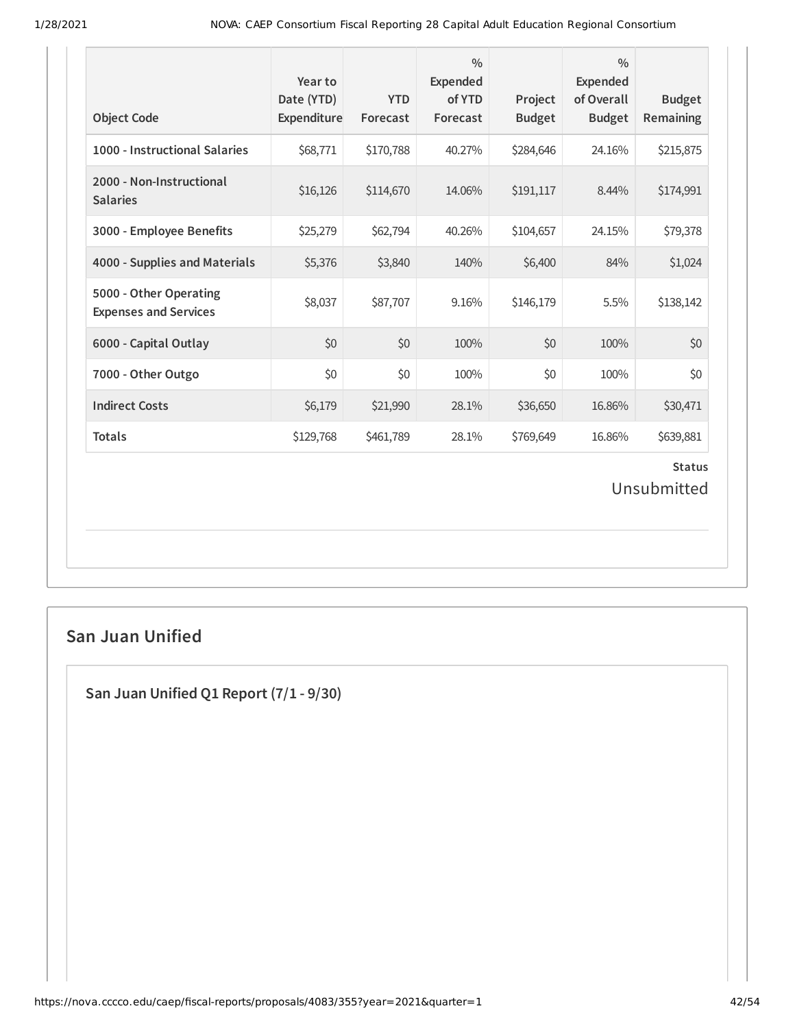| Object Code | Year to Date (YTD) Expenditure | YTD Forecast | % Expended of YTD Forecast | Project Budget | % Expended of Overall Budget | Budget Remaining |
|---|---|---|---|---|---|---|
| **1000 - Instructional Salaries** | $68,771 | $170,788 | 40.27% | $284,646 | 24.16% | $215,875 |
| **2000 - Non-Instructional Salaries** | $16,126 | $114,670 | 14.06% | $191,117 | 8.44% | $174,991 |
| **3000 - Employee Benefits** | $25,279 | $62,794 | 40.26% | $104,657 | 24.15% | $79,378 |
| **4000 - Supplies and Materials** | $5,376 | $3,840 | 140% | $6,400 | 84% | $1,024 |
| **5000 - Other Operating Expenses and Services** | $8,037 | $87,707 | 9.16% | $146,179 | 5.5% | $138,142 |
| **6000 - Capital Outlay** | $0 | $0 | 100% | $0 | 100% | $0 |
| **7000 - Other Outgo** | $0 | $0 | 100% | $0 | 100% | $0 |
| **Indirect Costs** | $6,179 | $21,990 | 28.1% | $36,650 | 16.86% | $30,471 |
| **Totals** | $129,768 | $461,789 | 28.1% | $769,649 | 16.86% | $639,881 |

**Status**

Unsubmitted

## San Juan Unified

### San Juan Unified Q1 Report (7/1 - 9/30)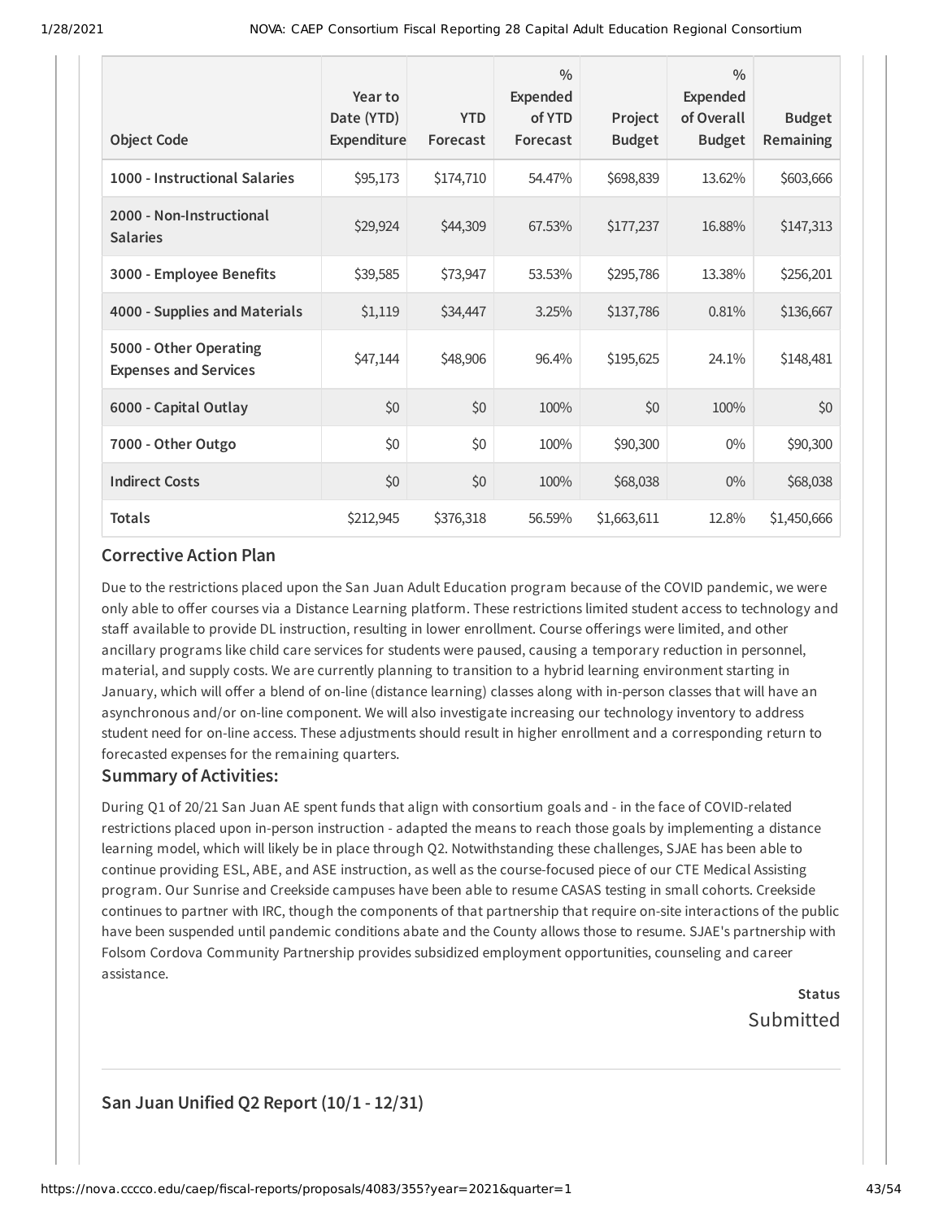| Object Code | Year to Date (YTD) Expenditure | YTD Forecast | % Expended of YTD Forecast | Project Budget | % Expended of Overall Budget | Budget Remaining |
|---|---|---|---|---|---|---|
| **1000 - Instructional Salaries** | $95,173 | $174,710 | 54.47% | $698,839 | 13.62% | $603,666 |
| **2000 - Non-Instructional Salaries** | $29,924 | $44,309 | 67.53% | $177,237 | 16.88% | $147,313 |
| **3000 - Employee Benefits** | $39,585 | $73,947 | 53.53% | $295,786 | 13.38% | $256,201 |
| **4000 - Supplies and Materials** | $1,119 | $34,447 | 3.25% | $137,786 | 0.81% | $136,667 |
| **5000 - Other Operating Expenses and Services** | $47,144 | $48,906 | 96.4% | $195,625 | 24.1% | $148,481 |
| **6000 - Capital Outlay** | $0 | $0 | 100% | $0 | 100% | $0 |
| **7000 - Other Outgo** | $0 | $0 | 100% | $90,300 | 0% | $90,300 |
| **Indirect Costs** | $0 | $0 | 100% | $68,038 | 0% | $68,038 |
| **Totals** | $212,945 | $376,318 | 56.59% | $1,663,611 | 12.8% | $1,450,666 |

### Corrective Action Plan

Due to the restrictions placed upon the San Juan Adult Education program because of the COVID pandemic, we were only able to offer courses via a Distance Learning platform. These restrictions limited student access to technology and staff available to provide DL instruction, resulting in lower enrollment. Course offerings were limited, and other ancillary programs like child care services for students were paused, causing a temporary reduction in personnel, material, and supply costs. We are currently planning to transition to a hybrid learning environment starting in January, which will offer a blend of on-line (distance learning) classes along with in-person classes that will have an asynchronous and/or on-line component. We will also investigate increasing our technology inventory to address student need for on-line access. These adjustments should result in higher enrollment and a corresponding return to forecasted expenses for the remaining quarters.

### Summary of Activities:

During Q1 of 20/21 San Juan AE spent funds that align with consortium goals and - in the face of COVID-related restrictions placed upon in-person instruction - adapted the means to reach those goals by implementing a distance learning model, which will likely be in place through Q2. Notwithstanding these challenges, SJAE has been able to continue providing ESL, ABE, and ASE instruction, as well as the course-focused piece of our CTE Medical Assisting program. Our Sunrise and Creekside campuses have been able to resume CASAS testing in small cohorts. Creekside continues to partner with IRC, though the components of that partnership that require on-site interactions of the public have been suspended until pandemic conditions abate and the County allows those to resume. SJAE's partnership with Folsom Cordova Community Partnership provides subsidized employment opportunities, counseling and career assistance.

**Status**
Submitted

---

## San Juan Unified Q2 Report (10/1 - 12/31)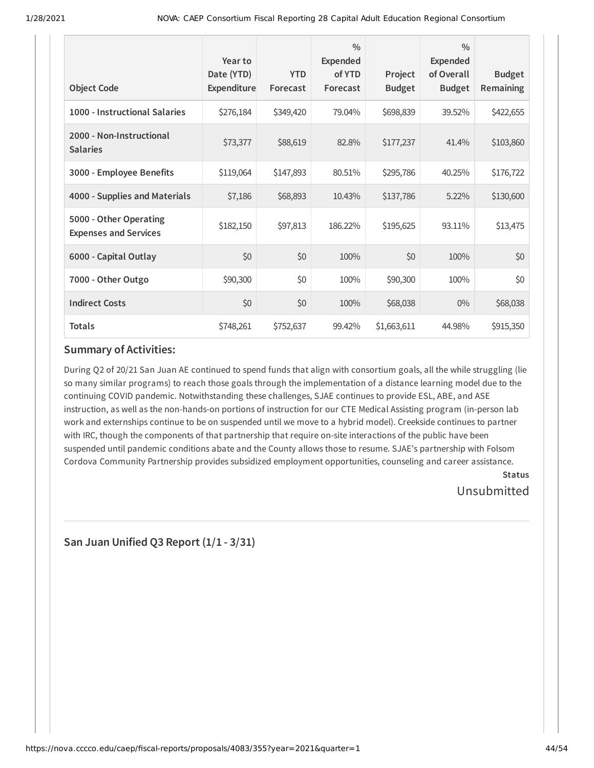| Object Code | Year to Date (YTD) Expenditure | YTD Forecast | % Expended of YTD Forecast | Project Budget | % Expended of Overall Budget | Budget Remaining |
|---|---|---|---|---|---|---|
| **1000 - Instructional Salaries** | $276,184 | $349,420 | 79.04% | $698,839 | 39.52% | $422,655 |
| **2000 - Non-Instructional Salaries** | $73,377 | $88,619 | 82.8% | $177,237 | 41.4% | $103,860 |
| **3000 - Employee Benefits** | $119,064 | $147,893 | 80.51% | $295,786 | 40.25% | $176,722 |
| **4000 - Supplies and Materials** | $7,186 | $68,893 | 10.43% | $137,786 | 5.22% | $130,600 |
| **5000 - Other Operating Expenses and Services** | $182,150 | $97,813 | 186.22% | $195,625 | 93.11% | $13,475 |
| **6000 - Capital Outlay** | $0 | $0 | 100% | $0 | 100% | $0 |
| **7000 - Other Outgo** | $90,300 | $0 | 100% | $90,300 | 100% | $0 |
| **Indirect Costs** | $0 | $0 | 100% | $68,038 | 0% | $68,038 |
| **Totals** | $748,261 | $752,637 | 99.42% | $1,663,611 | 44.98% | $915,350 |

### Summary of Activities:

During Q2 of 20/21 San Juan AE continued to spend funds that align with consortium goals, all the while struggling (lie so many similar programs) to reach those goals through the implementation of a distance learning model due to the continuing COVID pandemic. Notwithstanding these challenges, SJAE continues to provide ESL, ABE, and ASE instruction, as well as the non-hands-on portions of instruction for our CTE Medical Assisting program (in-person lab work and externships continue to be on suspended until we move to a hybrid model). Creekside continues to partner with IRC, though the components of that partnership that require on-site interactions of the public have been suspended until pandemic conditions abate and the County allows those to resume. SJAE's partnership with Folsom Cordova Community Partnership provides subsidized employment opportunities, counseling and career assistance.

**Status**

Unsubmitted

### San Juan Unified Q3 Report (1/1 - 3/31)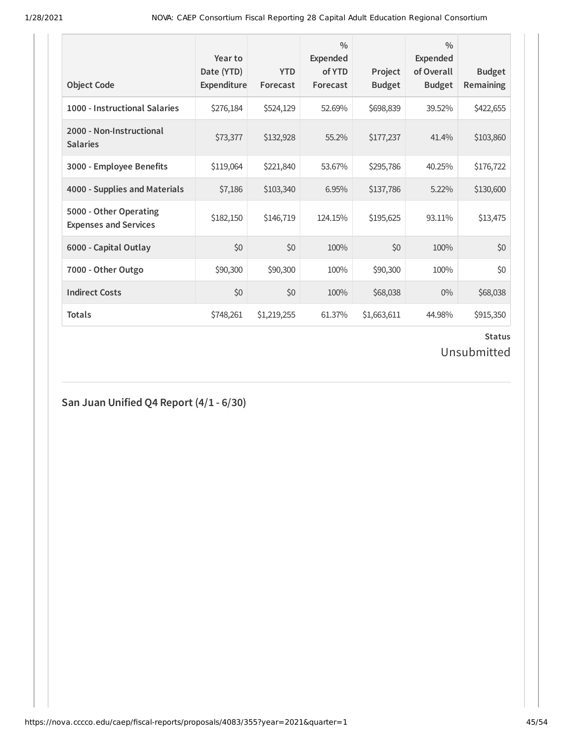| Object Code | Year to Date (YTD) Expenditure | YTD Forecast | % Expended of YTD Forecast | Project Budget | % Expended of Overall Budget | Budget Remaining |
|---|---|---|---|---|---|---|
| **1000 - Instructional Salaries** | $276,184 | $524,129 | 52.69% | $698,839 | 39.52% | $422,655 |
| **2000 - Non-Instructional Salaries** | $73,377 | $132,928 | 55.2% | $177,237 | 41.4% | $103,860 |
| **3000 - Employee Benefits** | $119,064 | $221,840 | 53.67% | $295,786 | 40.25% | $176,722 |
| **4000 - Supplies and Materials** | $7,186 | $103,340 | 6.95% | $137,786 | 5.22% | $130,600 |
| **5000 - Other Operating Expenses and Services** | $182,150 | $146,719 | 124.15% | $195,625 | 93.11% | $13,475 |
| **6000 - Capital Outlay** | $0 | $0 | 100% | $0 | 100% | $0 |
| **7000 - Other Outgo** | $90,300 | $90,300 | 100% | $90,300 | 100% | $0 |
| **Indirect Costs** | $0 | $0 | 100% | $68,038 | 0% | $68,038 |
| **Totals** | $748,261 | $1,219,255 | 61.37% | $1,663,611 | 44.98% | $915,350 |

**Status**

Unsubmitted

## San Juan Unified Q4 Report (4/1 - 6/30)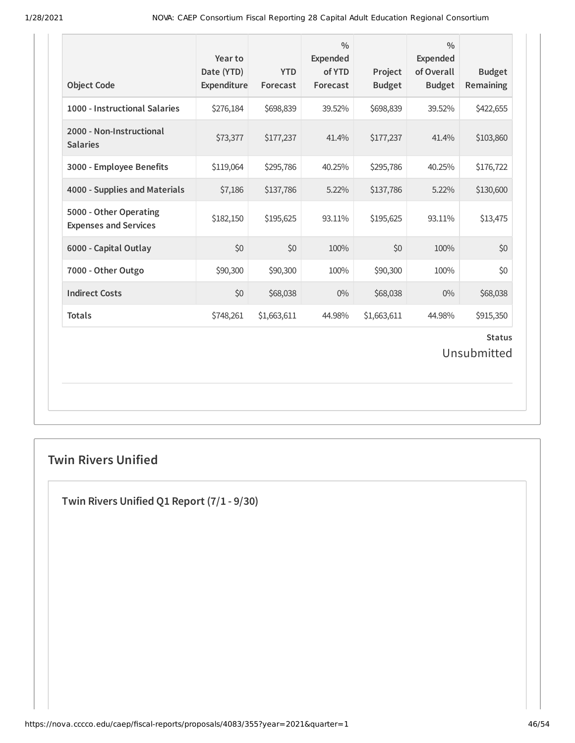| Object Code | Year to Date (YTD) Expenditure | YTD Forecast | % Expended of YTD Forecast | Project Budget | % Expended of Overall Budget | Budget Remaining |
|---|---|---|---|---|---|---|
| 1000 - Instructional Salaries | $276,184 | $698,839 | 39.52% | $698,839 | 39.52% | $422,655 |
| 2000 - Non-Instructional Salaries | $73,377 | $177,237 | 41.4% | $177,237 | 41.4% | $103,860 |
| 3000 - Employee Benefits | $119,064 | $295,786 | 40.25% | $295,786 | 40.25% | $176,722 |
| 4000 - Supplies and Materials | $7,186 | $137,786 | 5.22% | $137,786 | 5.22% | $130,600 |
| 5000 - Other Operating Expenses and Services | $182,150 | $195,625 | 93.11% | $195,625 | 93.11% | $13,475 |
| 6000 - Capital Outlay | $0 | $0 | 100% | $0 | 100% | $0 |
| 7000 - Other Outgo | $90,300 | $90,300 | 100% | $90,300 | 100% | $0 |
| Indirect Costs | $0 | $68,038 | 0% | $68,038 | 0% | $68,038 |
| Totals | $748,261 | $1,663,611 | 44.98% | $1,663,611 | 44.98% | $915,350 |

**Status**

Unsubmitted

## Twin Rivers Unified

### Twin Rivers Unified Q1 Report (7/1 - 9/30)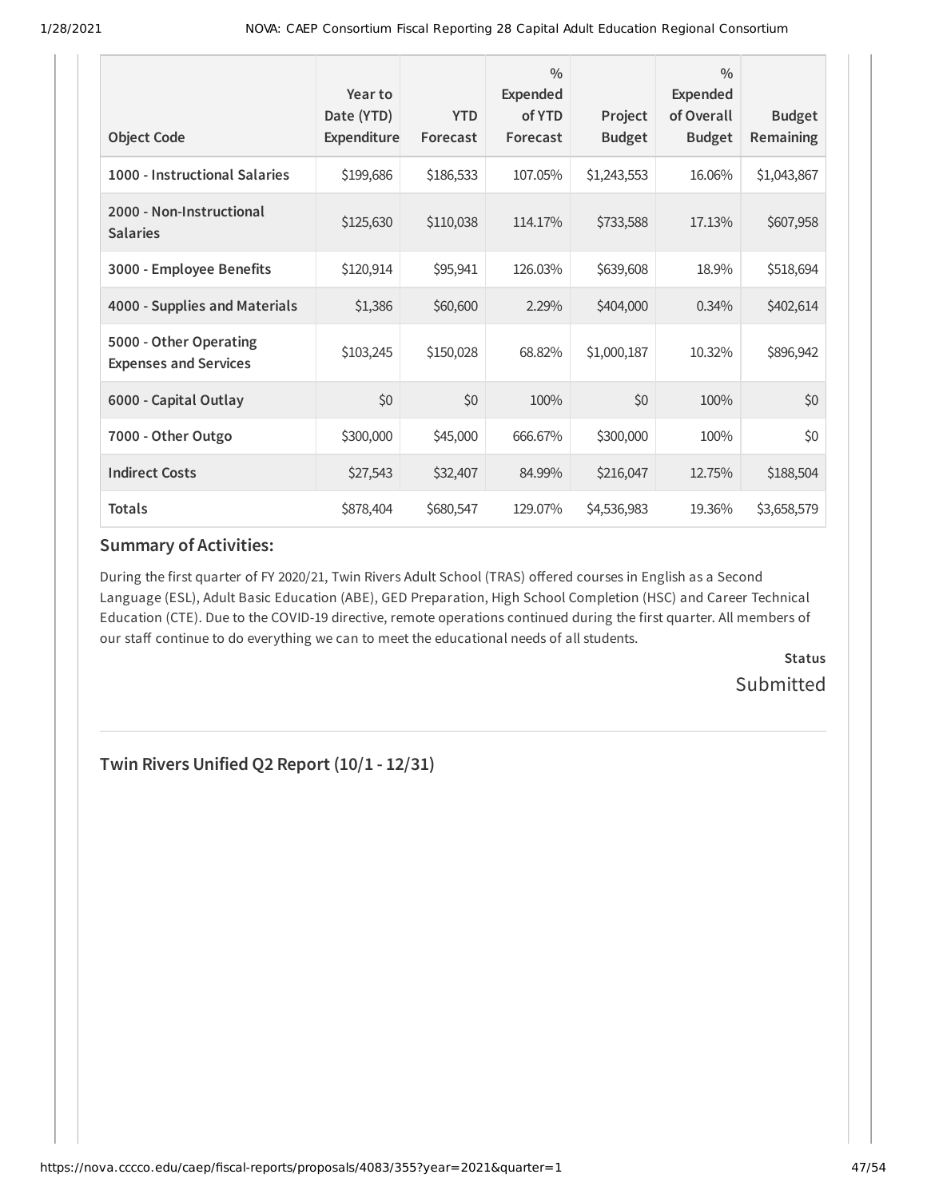| Object Code | Year to Date (YTD) Expenditure | YTD Forecast | % Expended of YTD Forecast | Project Budget | % Expended of Overall Budget | Budget Remaining |
|---|---|---|---|---|---|---|
| **1000 - Instructional Salaries** | $199,686 | $186,533 | 107.05% | $1,243,553 | 16.06% | $1,043,867 |
| **2000 - Non-Instructional Salaries** | $125,630 | $110,038 | 114.17% | $733,588 | 17.13% | $607,958 |
| **3000 - Employee Benefits** | $120,914 | $95,941 | 126.03% | $639,608 | 18.9% | $518,694 |
| **4000 - Supplies and Materials** | $1,386 | $60,600 | 2.29% | $404,000 | 0.34% | $402,614 |
| **5000 - Other Operating Expenses and Services** | $103,245 | $150,028 | 68.82% | $1,000,187 | 10.32% | $896,942 |
| **6000 - Capital Outlay** | $0 | $0 | 100% | $0 | 100% | $0 |
| **7000 - Other Outgo** | $300,000 | $45,000 | 666.67% | $300,000 | 100% | $0 |
| **Indirect Costs** | $27,543 | $32,407 | 84.99% | $216,047 | 12.75% | $188,504 |
| **Totals** | $878,404 | $680,547 | 129.07% | $4,536,983 | 19.36% | $3,658,579 |

### Summary of Activities:

During the first quarter of FY 2020/21, Twin Rivers Adult School (TRAS) offered courses in English as a Second Language (ESL), Adult Basic Education (ABE), GED Preparation, High School Completion (HSC) and Career Technical Education (CTE). Due to the COVID-19 directive, remote operations continued during the first quarter. All members of our staff continue to do everything we can to meet the educational needs of all students.

**Status**

Submitted

---

## Twin Rivers Unified Q2 Report (10/1 - 12/31)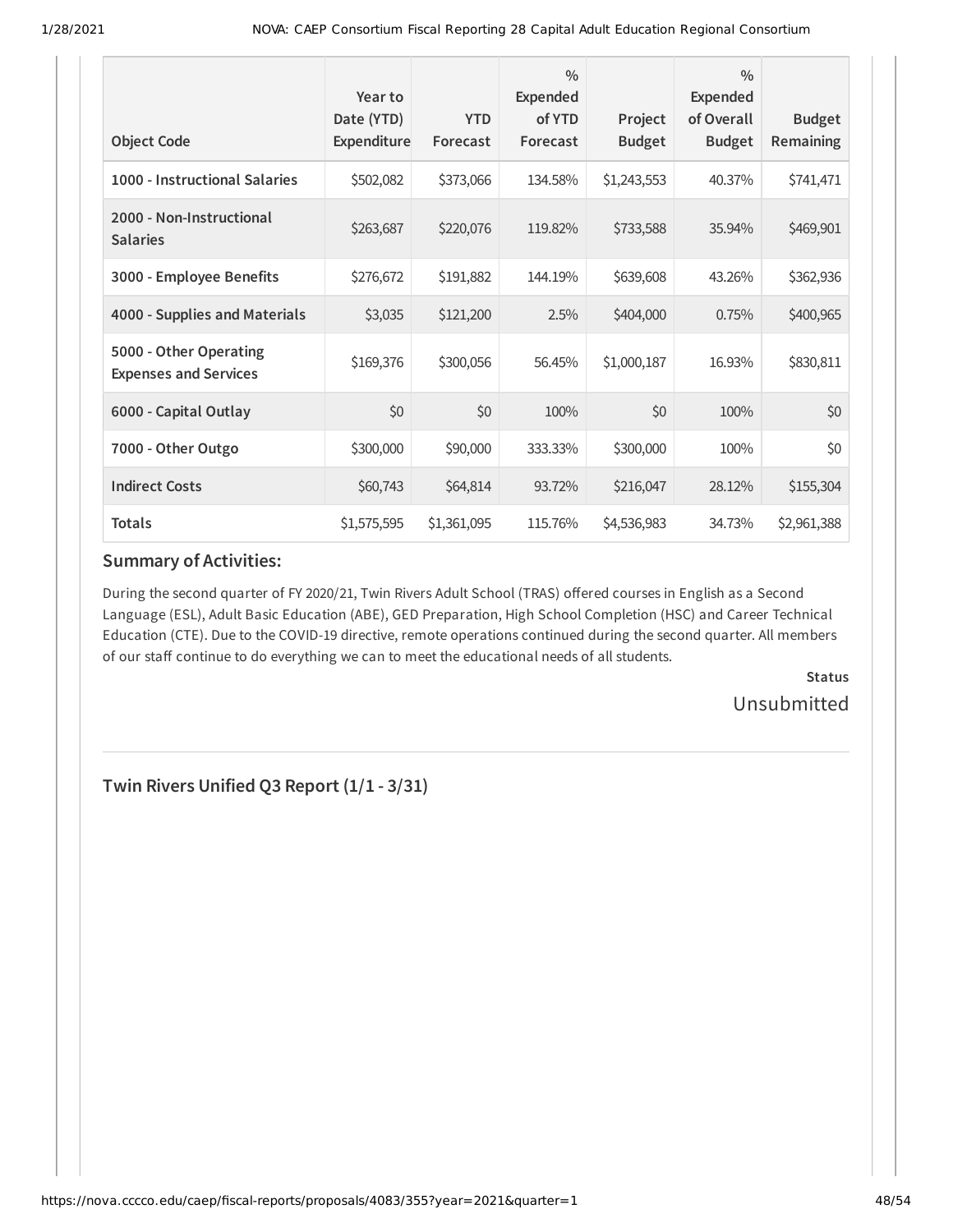| Object Code | Year to Date (YTD) Expenditure | YTD Forecast | % Expended of YTD Forecast | Project Budget | % Expended of Overall Budget | Budget Remaining |
|---|---|---|---|---|---|---|
| **1000 - Instructional Salaries** | $502,082 | $373,066 | 134.58% | $1,243,553 | 40.37% | $741,471 |
| **2000 - Non-Instructional Salaries** | $263,687 | $220,076 | 119.82% | $733,588 | 35.94% | $469,901 |
| **3000 - Employee Benefits** | $276,672 | $191,882 | 144.19% | $639,608 | 43.26% | $362,936 |
| **4000 - Supplies and Materials** | $3,035 | $121,200 | 2.5% | $404,000 | 0.75% | $400,965 |
| **5000 - Other Operating Expenses and Services** | $169,376 | $300,056 | 56.45% | $1,000,187 | 16.93% | $830,811 |
| **6000 - Capital Outlay** | $0 | $0 | 100% | $0 | 100% | $0 |
| **7000 - Other Outgo** | $300,000 | $90,000 | 333.33% | $300,000 | 100% | $0 |
| **Indirect Costs** | $60,743 | $64,814 | 93.72% | $216,047 | 28.12% | $155,304 |
| **Totals** | $1,575,595 | $1,361,095 | 115.76% | $4,536,983 | 34.73% | $2,961,388 |

## Summary of Activities:

During the second quarter of FY 2020/21, Twin Rivers Adult School (TRAS) offered courses in English as a Second Language (ESL), Adult Basic Education (ABE), GED Preparation, High School Completion (HSC) and Career Technical Education (CTE). Due to the COVID-19 directive, remote operations continued during the second quarter. All members of our staff continue to do everything we can to meet the educational needs of all students.

**Status**

Unsubmitted

## Twin Rivers Unified Q3 Report (1/1 - 3/31)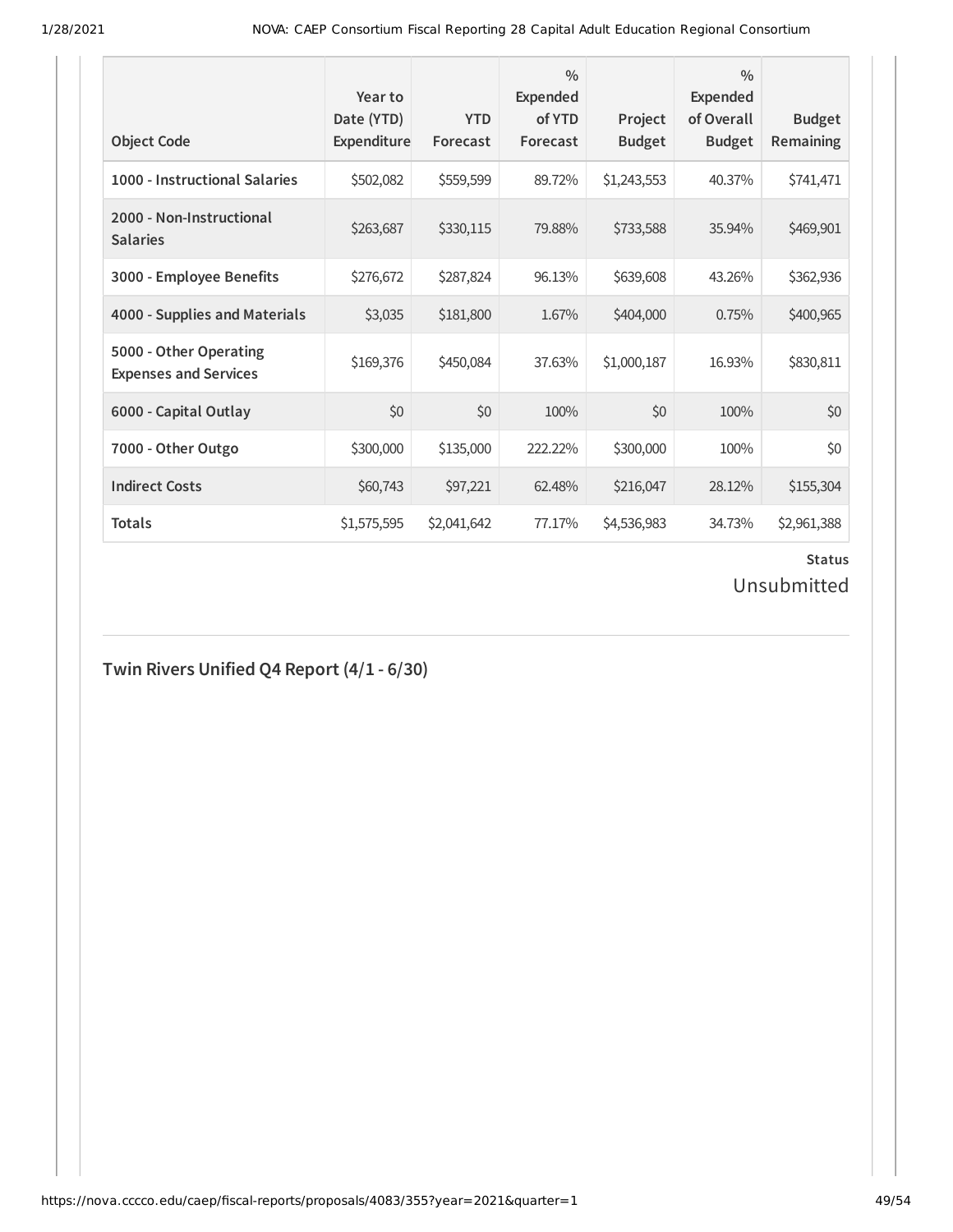| Object Code | Year to Date (YTD) Expenditure | YTD Forecast | % Expended of YTD Forecast | Project Budget | % Expended of Overall Budget | Budget Remaining |
|---|---|---|---|---|---|---|
| **1000 - Instructional Salaries** | $502,082 | $559,599 | 89.72% | $1,243,553 | 40.37% | $741,471 |
| **2000 - Non-Instructional Salaries** | $263,687 | $330,115 | 79.88% | $733,588 | 35.94% | $469,901 |
| **3000 - Employee Benefits** | $276,672 | $287,824 | 96.13% | $639,608 | 43.26% | $362,936 |
| **4000 - Supplies and Materials** | $3,035 | $181,800 | 1.67% | $404,000 | 0.75% | $400,965 |
| **5000 - Other Operating Expenses and Services** | $169,376 | $450,084 | 37.63% | $1,000,187 | 16.93% | $830,811 |
| **6000 - Capital Outlay** | $0 | $0 | 100% | $0 | 100% | $0 |
| **7000 - Other Outgo** | $300,000 | $135,000 | 222.22% | $300,000 | 100% | $0 |
| **Indirect Costs** | $60,743 | $97,221 | 62.48% | $216,047 | 28.12% | $155,304 |
| **Totals** | $1,575,595 | $2,041,642 | 77.17% | $4,536,983 | 34.73% | $2,961,388 |

**Status**

Unsubmitted

## Twin Rivers Unified Q4 Report (4/1 - 6/30)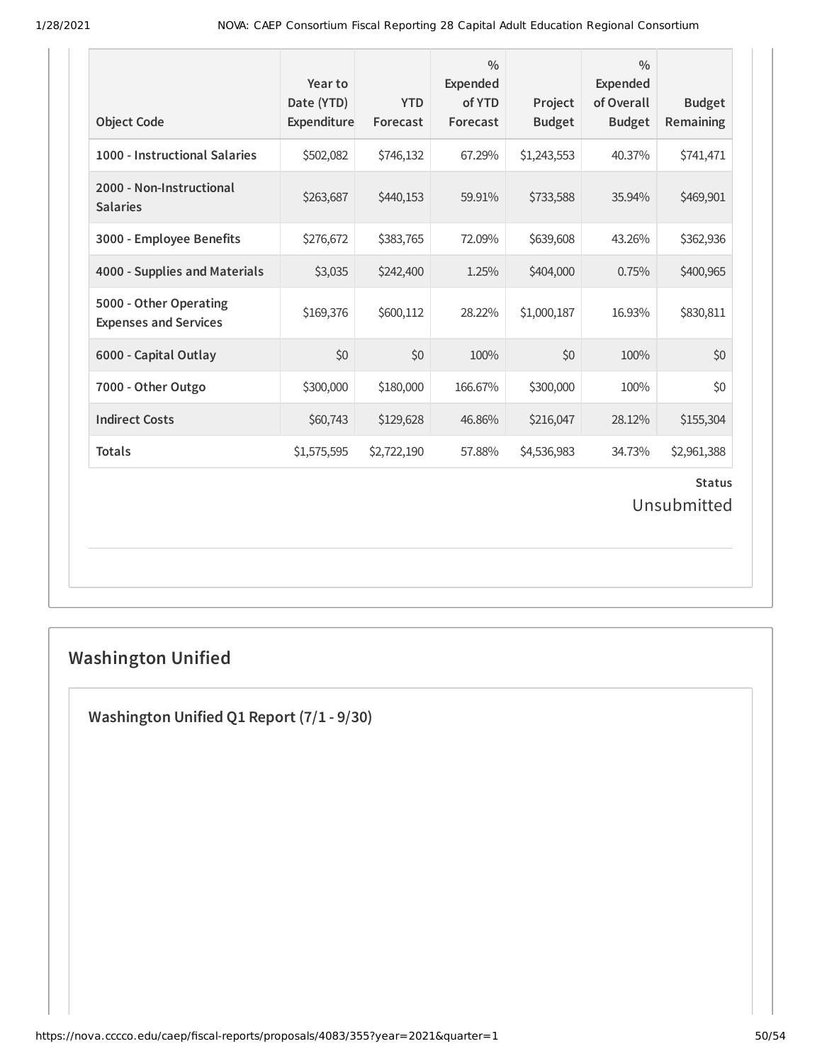| Object Code | Year to Date (YTD) Expenditure | YTD Forecast | % Expended of YTD Forecast | Project Budget | % Expended of Overall Budget | Budget Remaining |
|---|---|---|---|---|---|---|
| 1000 - Instructional Salaries | $502,082 | $746,132 | 67.29% | $1,243,553 | 40.37% | $741,471 |
| 2000 - Non-Instructional Salaries | $263,687 | $440,153 | 59.91% | $733,588 | 35.94% | $469,901 |
| 3000 - Employee Benefits | $276,672 | $383,765 | 72.09% | $639,608 | 43.26% | $362,936 |
| 4000 - Supplies and Materials | $3,035 | $242,400 | 1.25% | $404,000 | 0.75% | $400,965 |
| 5000 - Other Operating Expenses and Services | $169,376 | $600,112 | 28.22% | $1,000,187 | 16.93% | $830,811 |
| 6000 - Capital Outlay | $0 | $0 | 100% | $0 | 100% | $0 |
| 7000 - Other Outgo | $300,000 | $180,000 | 166.67% | $300,000 | 100% | $0 |
| Indirect Costs | $60,743 | $129,628 | 46.86% | $216,047 | 28.12% | $155,304 |
| Totals | $1,575,595 | $2,722,190 | 57.88% | $4,536,983 | 34.73% | $2,961,388 |

**Status**

Unsubmitted

## Washington Unified

### Washington Unified Q1 Report (7/1 - 9/30)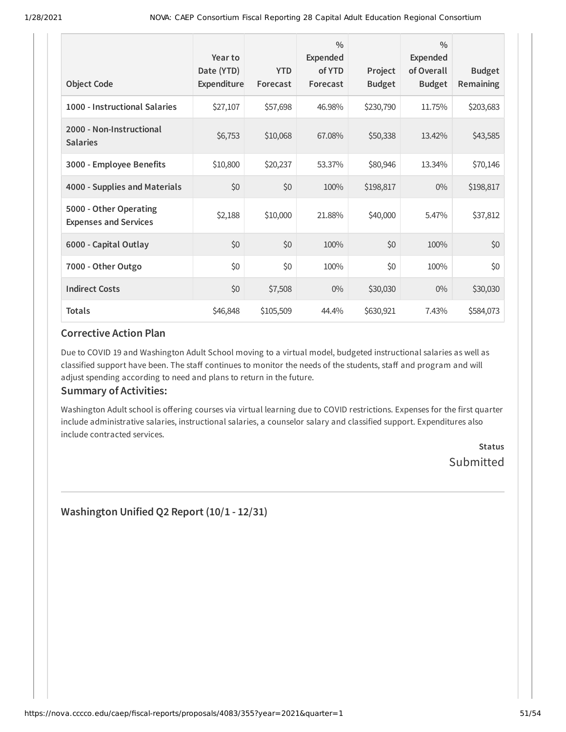| Object Code | Year to Date (YTD) Expenditure | YTD Forecast | % Expended of YTD Forecast | Project Budget | % Expended of Overall Budget | Budget Remaining |
|---|---|---|---|---|---|---|
| 1000 - Instructional Salaries | $27,107 | $57,698 | 46.98% | $230,790 | 11.75% | $203,683 |
| 2000 - Non-Instructional Salaries | $6,753 | $10,068 | 67.08% | $50,338 | 13.42% | $43,585 |
| 3000 - Employee Benefits | $10,800 | $20,237 | 53.37% | $80,946 | 13.34% | $70,146 |
| 4000 - Supplies and Materials | $0 | $0 | 100% | $198,817 | 0% | $198,817 |
| 5000 - Other Operating Expenses and Services | $2,188 | $10,000 | 21.88% | $40,000 | 5.47% | $37,812 |
| 6000 - Capital Outlay | $0 | $0 | 100% | $0 | 100% | $0 |
| 7000 - Other Outgo | $0 | $0 | 100% | $0 | 100% | $0 |
| Indirect Costs | $0 | $7,508 | 0% | $30,030 | 0% | $30,030 |
| **Totals** | $46,848 | $105,509 | 44.4% | $630,921 | 7.43% | $584,073 |

## Corrective Action Plan

Due to COVID 19 and Washington Adult School moving to a virtual model, budgeted instructional salaries as well as classified support have been. The staff continues to monitor the needs of the students, staff and program and will adjust spending according to need and plans to return in the future.

## Summary of Activities:

Washington Adult school is offering courses via virtual learning due to COVID restrictions. Expenses for the first quarter include administrative salaries, instructional salaries, a counselor salary and classified support. Expenditures also include contracted services.

**Status**
Submitted

## Washington Unified Q2 Report (10/1 - 12/31)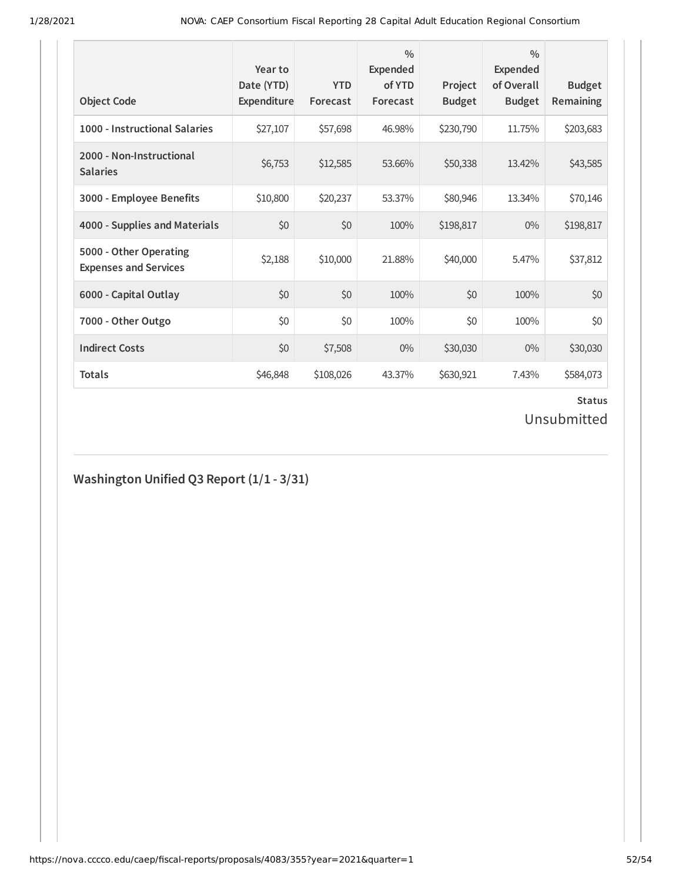| Object Code | Year to Date (YTD) Expenditure | YTD Forecast | % Expended of YTD Forecast | Project Budget | % Expended of Overall Budget | Budget Remaining |
|---|---|---|---|---|---|---|
| **1000 - Instructional Salaries** | $27,107 | $57,698 | 46.98% | $230,790 | 11.75% | $203,683 |
| **2000 - Non-Instructional Salaries** | $6,753 | $12,585 | 53.66% | $50,338 | 13.42% | $43,585 |
| **3000 - Employee Benefits** | $10,800 | $20,237 | 53.37% | $80,946 | 13.34% | $70,146 |
| **4000 - Supplies and Materials** | $0 | $0 | 100% | $198,817 | 0% | $198,817 |
| **5000 - Other Operating Expenses and Services** | $2,188 | $10,000 | 21.88% | $40,000 | 5.47% | $37,812 |
| **6000 - Capital Outlay** | $0 | $0 | 100% | $0 | 100% | $0 |
| **7000 - Other Outgo** | $0 | $0 | 100% | $0 | 100% | $0 |
| **Indirect Costs** | $0 | $7,508 | 0% | $30,030 | 0% | $30,030 |
| **Totals** | $46,848 | $108,026 | 43.37% | $630,921 | 7.43% | $584,073 |

**Status**

Unsubmitted

## Washington Unified Q3 Report (1/1 - 3/31)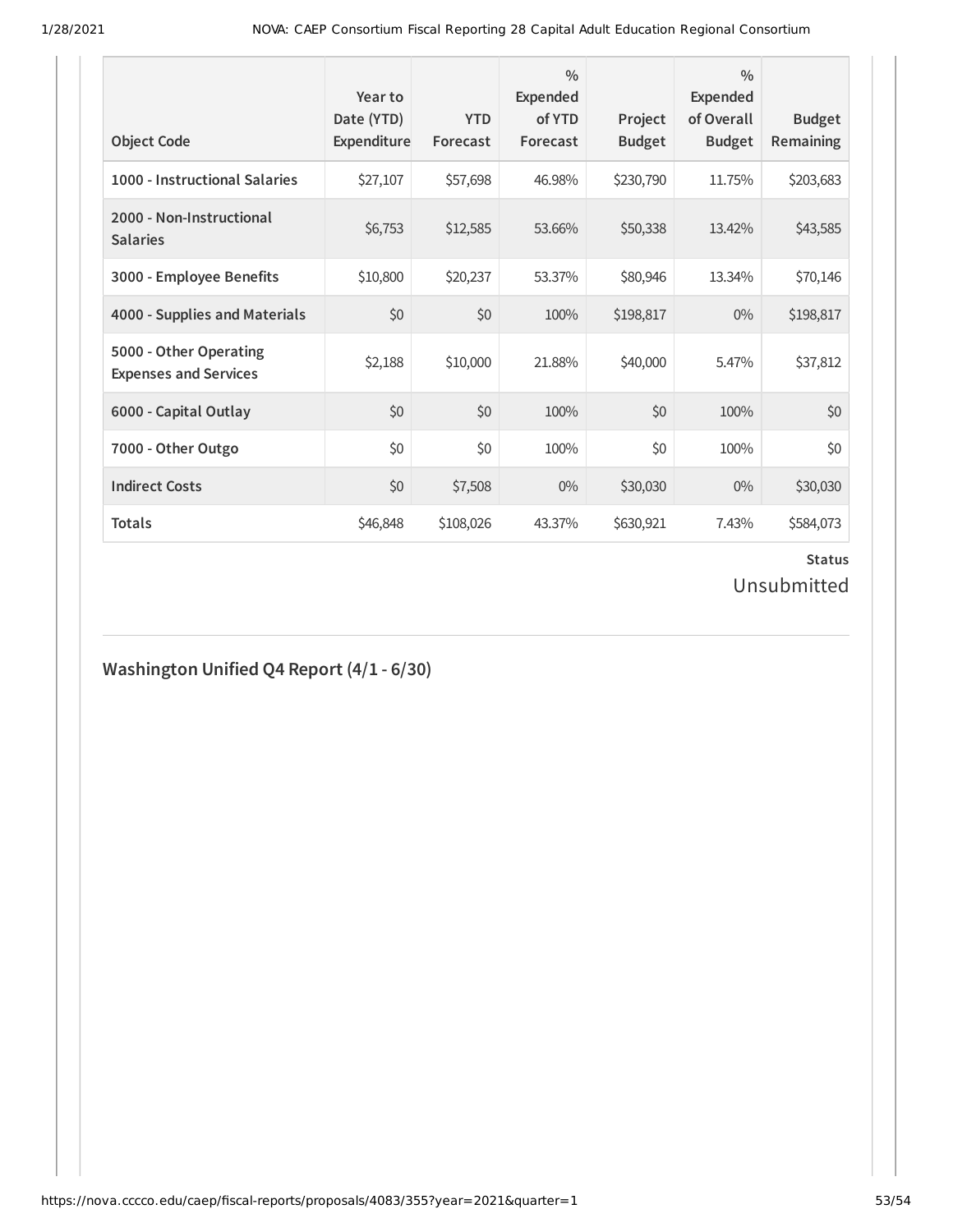| Object Code | Year to Date (YTD) Expenditure | YTD Forecast | % Expended of YTD Forecast | Project Budget | % Expended of Overall Budget | Budget Remaining |
|---|---|---|---|---|---|---|
| **1000 - Instructional Salaries** | $27,107 | $57,698 | 46.98% | $230,790 | 11.75% | $203,683 |
| **2000 - Non-Instructional Salaries** | $6,753 | $12,585 | 53.66% | $50,338 | 13.42% | $43,585 |
| **3000 - Employee Benefits** | $10,800 | $20,237 | 53.37% | $80,946 | 13.34% | $70,146 |
| **4000 - Supplies and Materials** | $0 | $0 | 100% | $198,817 | 0% | $198,817 |
| **5000 - Other Operating Expenses and Services** | $2,188 | $10,000 | 21.88% | $40,000 | 5.47% | $37,812 |
| **6000 - Capital Outlay** | $0 | $0 | 100% | $0 | 100% | $0 |
| **7000 - Other Outgo** | $0 | $0 | 100% | $0 | 100% | $0 |
| **Indirect Costs** | $0 | $7,508 | 0% | $30,030 | 0% | $30,030 |
| **Totals** | $46,848 | $108,026 | 43.37% | $630,921 | 7.43% | $584,073 |

**Status**

Unsubmitted

## Washington Unified Q4 Report (4/1 - 6/30)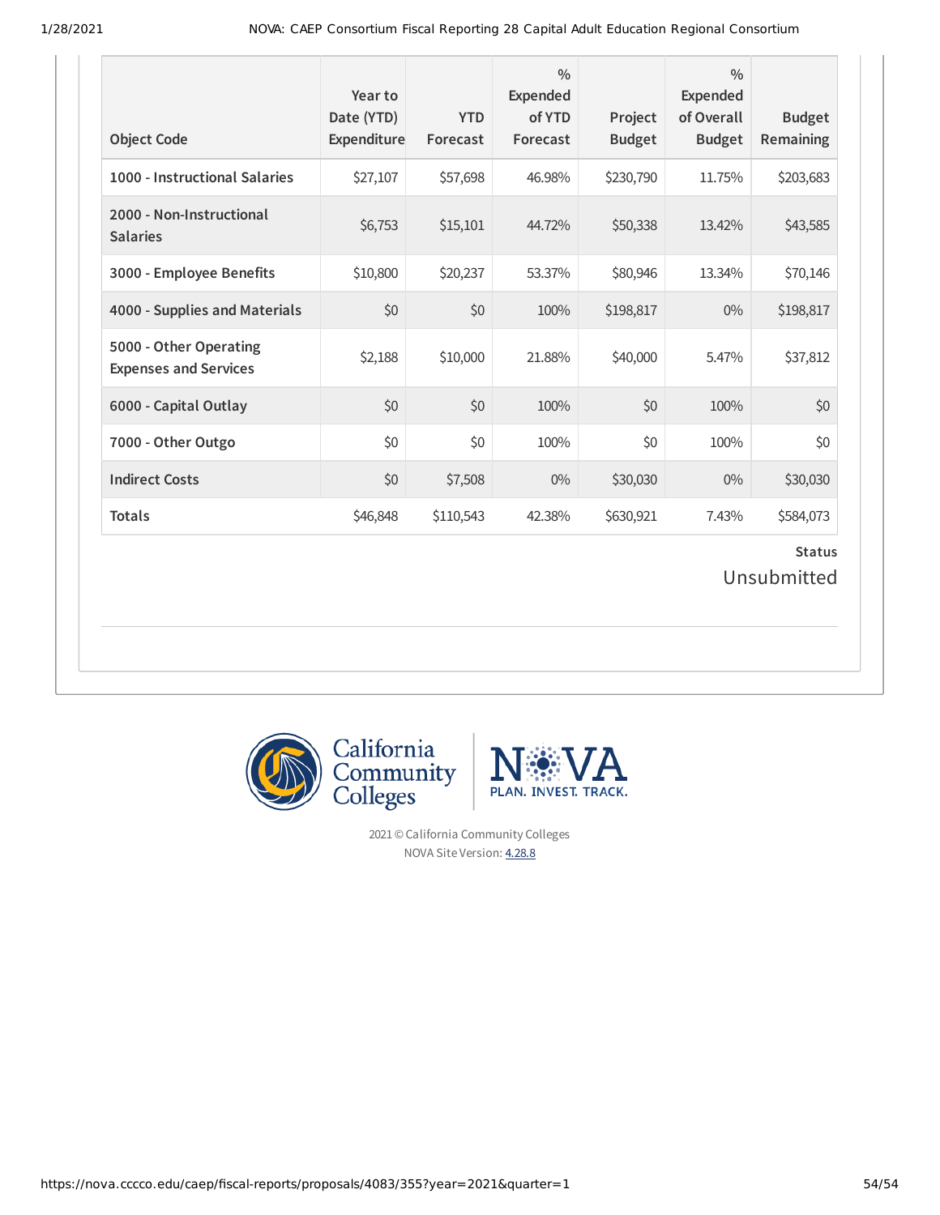| Object Code | Year to Date (YTD) Expenditure | YTD Forecast | % Expended of YTD Forecast | Project Budget | % Expended of Overall Budget | Budget Remaining |
|---|---|---|---|---|---|---|
| 1000 - Instructional Salaries | $27,107 | $57,698 | 46.98% | $230,790 | 11.75% | $203,683 |
| 2000 - Non-Instructional Salaries | $6,753 | $15,101 | 44.72% | $50,338 | 13.42% | $43,585 |
| 3000 - Employee Benefits | $10,800 | $20,237 | 53.37% | $80,946 | 13.34% | $70,146 |
| 4000 - Supplies and Materials | $0 | $0 | 100% | $198,817 | 0% | $198,817 |
| 5000 - Other Operating Expenses and Services | $2,188 | $10,000 | 21.88% | $40,000 | 5.47% | $37,812 |
| 6000 - Capital Outlay | $0 | $0 | 100% | $0 | 100% | $0 |
| 7000 - Other Outgo | $0 | $0 | 100% | $0 | 100% | $0 |
| Indirect Costs | $0 | $7,508 | 0% | $30,030 | 0% | $30,030 |
| Totals | $46,848 | $110,543 | 42.38% | $630,921 | 7.43% | $584,073 |

**Status**

Unsubmitted

California Community Colleges

NOVA PLAN. INVEST. TRACK.

2021 © California Community Colleges

NOVA Site Version: 4.28.8